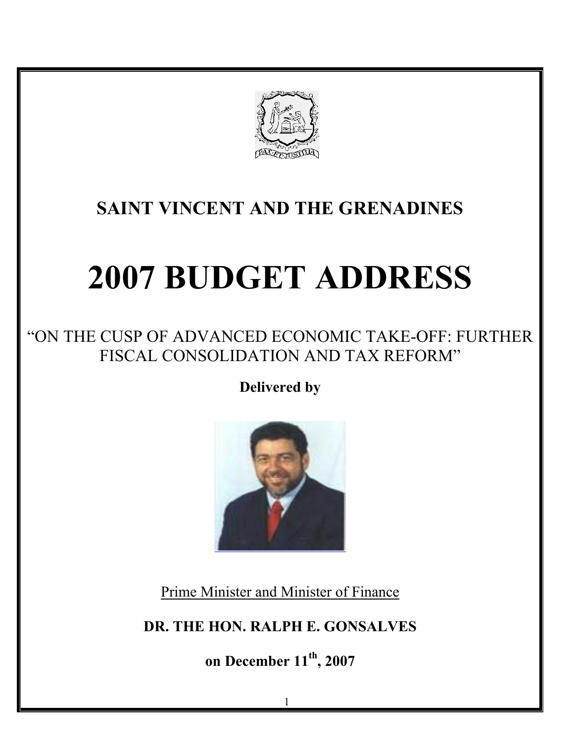# SAINT VINCENT AND THE GRENADINES

# 2007 BUDGET ADDRESS

"ON THE CUSP OF ADVANCED ECONOMIC TAKE-OFF: FURTHER FISCAL CONSOLIDATION AND TAX REFORM"

**Delivered by**

Prime Minister and Minister of Finance

**DR. THE HON. RALPH E. GONSALVES**

**on December 11th, 2007**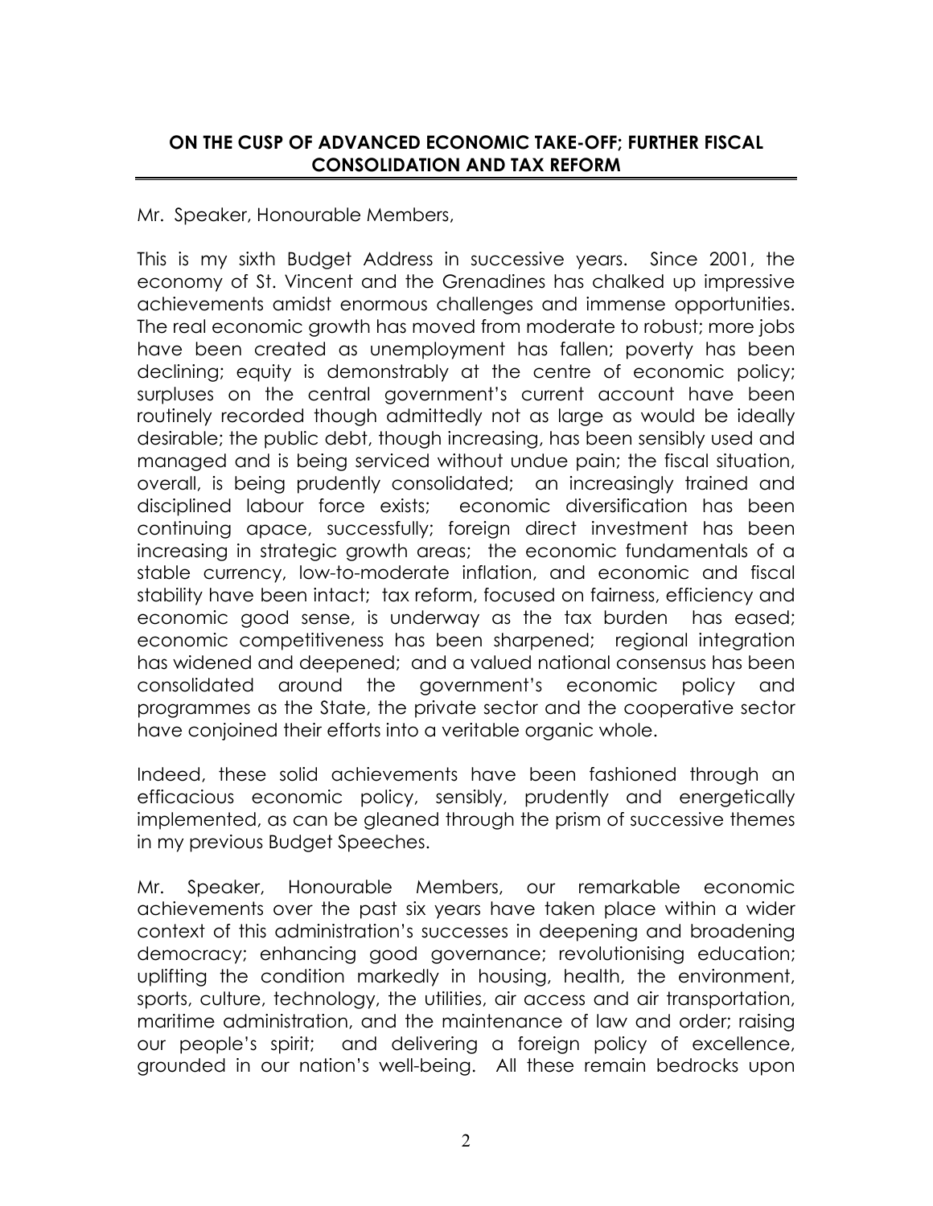## ON THE CUSP OF ADVANCED ECONOMIC TAKE-OFF; FURTHER FISCAL CONSOLIDATION AND TAX REFORM

Mr. Speaker, Honourable Members,

This is my sixth Budget Address in successive years. Since 2001, the economy of St. Vincent and the Grenadines has chalked up impressive achievements amidst enormous challenges and immense opportunities. The real economic growth has moved from moderate to robust; more jobs have been created as unemployment has fallen; poverty has been declining; equity is demonstrably at the centre of economic policy; surpluses on the central government's current account have been routinely recorded though admittedly not as large as would be ideally desirable; the public debt, though increasing, has been sensibly used and managed and is being serviced without undue pain; the fiscal situation, overall, is being prudently consolidated; an increasingly trained and disciplined labour force exists; economic diversification has been continuing apace, successfully; foreign direct investment has been increasing in strategic growth areas; the economic fundamentals of a stable currency, low-to-moderate inflation, and economic and fiscal stability have been intact; tax reform, focused on fairness, efficiency and economic good sense, is underway as the tax burden has eased; economic competitiveness has been sharpened; regional integration has widened and deepened; and a valued national consensus has been consolidated around the government's economic policy and programmes as the State, the private sector and the cooperative sector have conjoined their efforts into a veritable organic whole.

Indeed, these solid achievements have been fashioned through an efficacious economic policy, sensibly, prudently and energetically implemented, as can be gleaned through the prism of successive themes in my previous Budget Speeches.

Mr. Speaker, Honourable Members, our remarkable economic achievements over the past six years have taken place within a wider context of this administration's successes in deepening and broadening democracy; enhancing good governance; revolutionising education; uplifting the condition markedly in housing, health, the environment, sports, culture, technology, the utilities, air access and air transportation, maritime administration, and the maintenance of law and order; raising our people's spirit; and delivering a foreign policy of excellence, grounded in our nation's well-being. All these remain bedrocks upon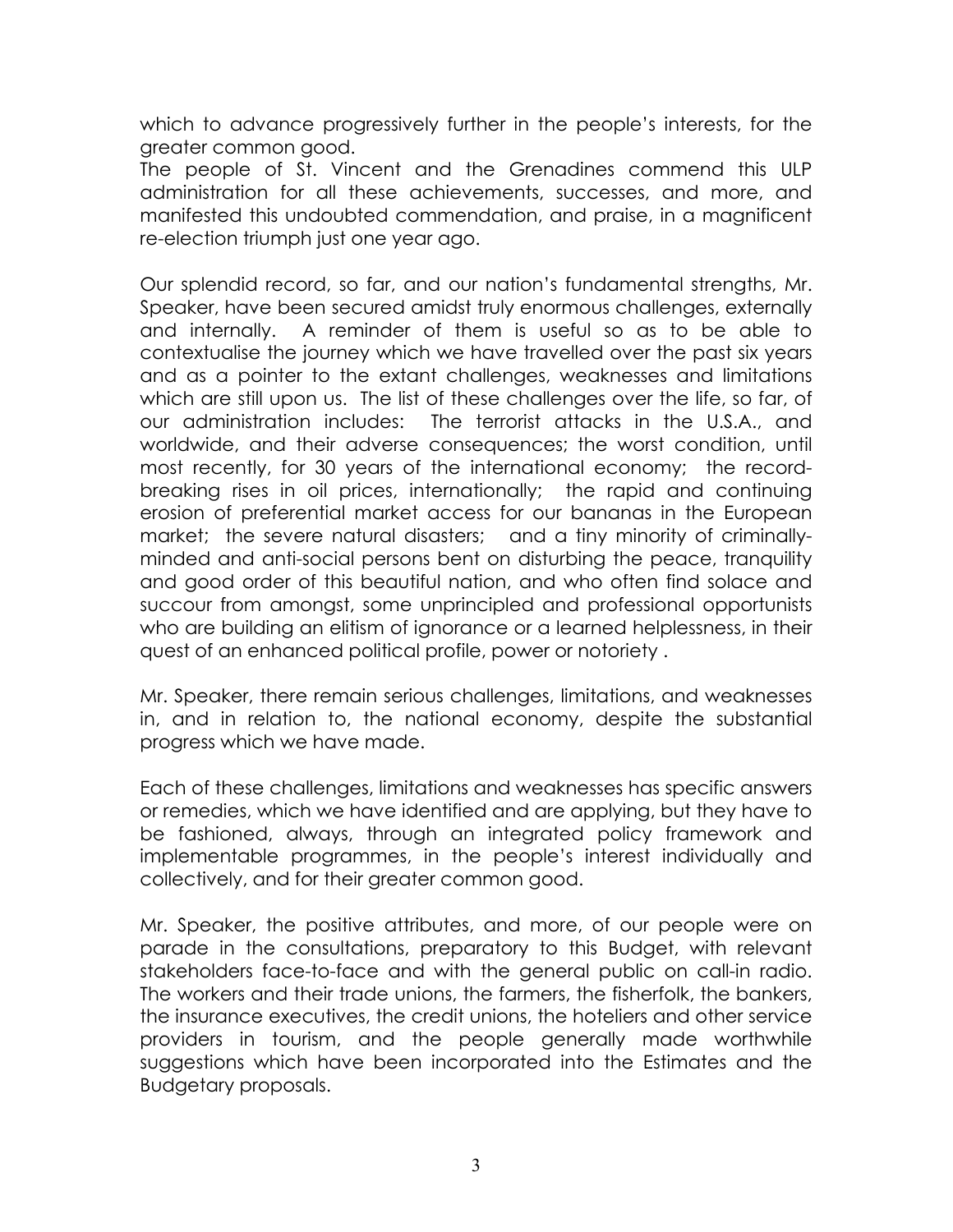which to advance progressively further in the people's interests, for the greater common good.

The people of St. Vincent and the Grenadines commend this ULP administration for all these achievements, successes, and more, and manifested this undoubted commendation, and praise, in a magnificent re-election triumph just one year ago.

Our splendid record, so far, and our nation's fundamental strengths, Mr. Speaker, have been secured amidst truly enormous challenges, externally and internally. A reminder of them is useful so as to be able to contextualise the journey which we have travelled over the past six years and as a pointer to the extant challenges, weaknesses and limitations which are still upon us. The list of these challenges over the life, so far, of our administration includes: The terrorist attacks in the U.S.A., and worldwide, and their adverse consequences; the worst condition, until most recently, for 30 years of the international economy; the record-breaking rises in oil prices, internationally; the rapid and continuing erosion of preferential market access for our bananas in the European market; the severe natural disasters; and a tiny minority of criminally-minded and anti-social persons bent on disturbing the peace, tranquility and good order of this beautiful nation, and who often find solace and succour from amongst, some unprincipled and professional opportunists who are building an elitism of ignorance or a learned helplessness, in their quest of an enhanced political profile, power or notoriety .

Mr. Speaker, there remain serious challenges, limitations, and weaknesses in, and in relation to, the national economy, despite the substantial progress which we have made.

Each of these challenges, limitations and weaknesses has specific answers or remedies, which we have identified and are applying, but they have to be fashioned, always, through an integrated policy framework and implementable programmes, in the people's interest individually and collectively, and for their greater common good.

Mr. Speaker, the positive attributes, and more, of our people were on parade in the consultations, preparatory to this Budget, with relevant stakeholders face-to-face and with the general public on call-in radio. The workers and their trade unions, the farmers, the fisherfolk, the bankers, the insurance executives, the credit unions, the hoteliers and other service providers in tourism, and the people generally made worthwhile suggestions which have been incorporated into the Estimates and the Budgetary proposals.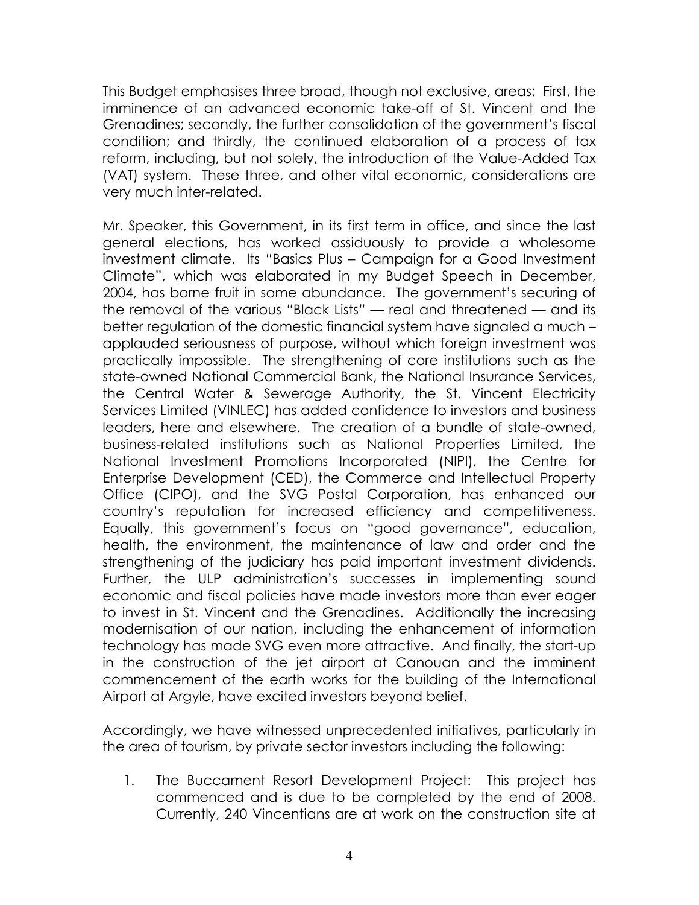This Budget emphasises three broad, though not exclusive, areas: First, the imminence of an advanced economic take-off of St. Vincent and the Grenadines; secondly, the further consolidation of the government's fiscal condition; and thirdly, the continued elaboration of a process of tax reform, including, but not solely, the introduction of the Value-Added Tax (VAT) system. These three, and other vital economic, considerations are very much inter-related.

Mr. Speaker, this Government, in its first term in office, and since the last general elections, has worked assiduously to provide a wholesome investment climate. Its "Basics Plus – Campaign for a Good Investment Climate", which was elaborated in my Budget Speech in December, 2004, has borne fruit in some abundance. The government's securing of the removal of the various "Black Lists" — real and threatened — and its better regulation of the domestic financial system have signaled a much – applauded seriousness of purpose, without which foreign investment was practically impossible. The strengthening of core institutions such as the state-owned National Commercial Bank, the National Insurance Services, the Central Water & Sewerage Authority, the St. Vincent Electricity Services Limited (VINLEC) has added confidence to investors and business leaders, here and elsewhere. The creation of a bundle of state-owned, business-related institutions such as National Properties Limited, the National Investment Promotions Incorporated (NIPI), the Centre for Enterprise Development (CED), the Commerce and Intellectual Property Office (CIPO), and the SVG Postal Corporation, has enhanced our country's reputation for increased efficiency and competitiveness. Equally, this government's focus on "good governance", education, health, the environment, the maintenance of law and order and the strengthening of the judiciary has paid important investment dividends. Further, the ULP administration's successes in implementing sound economic and fiscal policies have made investors more than ever eager to invest in St. Vincent and the Grenadines. Additionally the increasing modernisation of our nation, including the enhancement of information technology has made SVG even more attractive. And finally, the start-up in the construction of the jet airport at Canouan and the imminent commencement of the earth works for the building of the International Airport at Argyle, have excited investors beyond belief.

Accordingly, we have witnessed unprecedented initiatives, particularly in the area of tourism, by private sector investors including the following:

1. <u>The Buccament Resort Development Project:</u> This project has commenced and is due to be completed by the end of 2008. Currently, 240 Vincentians are at work on the construction site at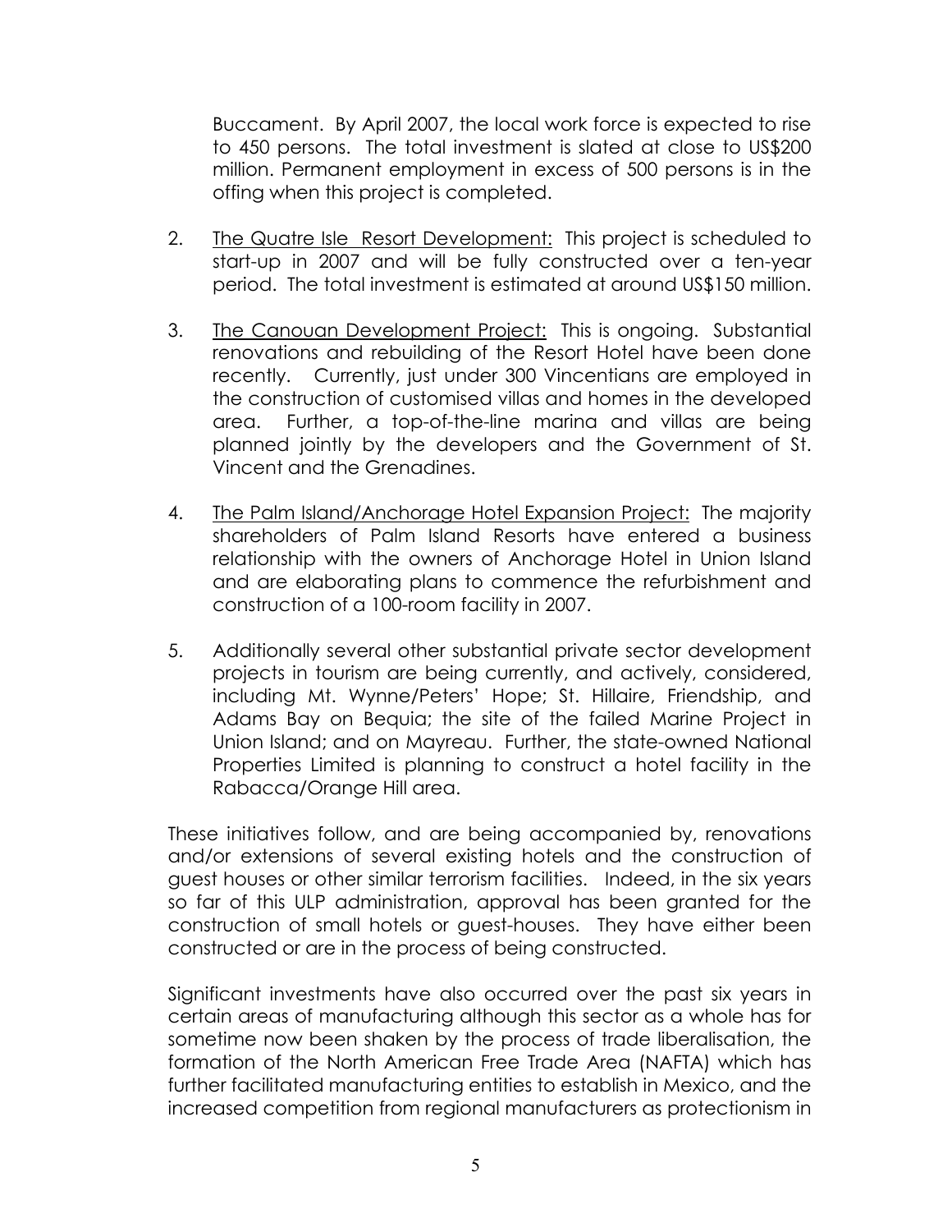Buccament. By April 2007, the local work force is expected to rise to 450 persons. The total investment is slated at close to US$200 million. Permanent employment in excess of 500 persons is in the offing when this project is completed.

2. The Quatre Isle Resort Development: This project is scheduled to start-up in 2007 and will be fully constructed over a ten-year period. The total investment is estimated at around US$150 million.

3. The Canouan Development Project: This is ongoing. Substantial renovations and rebuilding of the Resort Hotel have been done recently. Currently, just under 300 Vincentians are employed in the construction of customised villas and homes in the developed area. Further, a top-of-the-line marina and villas are being planned jointly by the developers and the Government of St. Vincent and the Grenadines.

4. The Palm Island/Anchorage Hotel Expansion Project: The majority shareholders of Palm Island Resorts have entered a business relationship with the owners of Anchorage Hotel in Union Island and are elaborating plans to commence the refurbishment and construction of a 100-room facility in 2007.

5. Additionally several other substantial private sector development projects in tourism are being currently, and actively, considered, including Mt. Wynne/Peters' Hope; St. Hillaire, Friendship, and Adams Bay on Bequia; the site of the failed Marine Project in Union Island; and on Mayreau. Further, the state-owned National Properties Limited is planning to construct a hotel facility in the Rabacca/Orange Hill area.

These initiatives follow, and are being accompanied by, renovations and/or extensions of several existing hotels and the construction of guest houses or other similar terrorism facilities. Indeed, in the six years so far of this ULP administration, approval has been granted for the construction of small hotels or guest-houses. They have either been constructed or are in the process of being constructed.

Significant investments have also occurred over the past six years in certain areas of manufacturing although this sector as a whole has for sometime now been shaken by the process of trade liberalisation, the formation of the North American Free Trade Area (NAFTA) which has further facilitated manufacturing entities to establish in Mexico, and the increased competition from regional manufacturers as protectionism in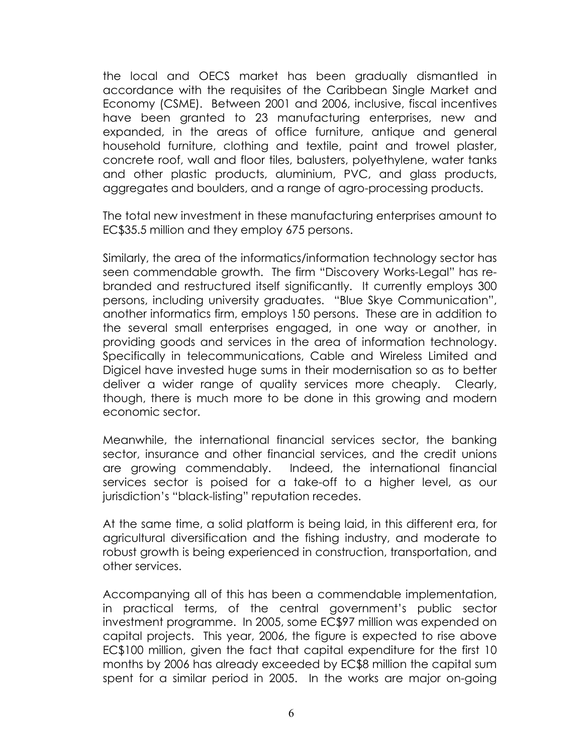the local and OECS market has been gradually dismantled in accordance with the requisites of the Caribbean Single Market and Economy (CSME). Between 2001 and 2006, inclusive, fiscal incentives have been granted to 23 manufacturing enterprises, new and expanded, in the areas of office furniture, antique and general household furniture, clothing and textile, paint and trowel plaster, concrete roof, wall and floor tiles, balusters, polyethylene, water tanks and other plastic products, aluminium, PVC, and glass products, aggregates and boulders, and a range of agro-processing products.

The total new investment in these manufacturing enterprises amount to EC$35.5 million and they employ 675 persons.

Similarly, the area of the informatics/information technology sector has seen commendable growth. The firm "Discovery Works-Legal" has re-branded and restructured itself significantly. It currently employs 300 persons, including university graduates. "Blue Skye Communication", another informatics firm, employs 150 persons. These are in addition to the several small enterprises engaged, in one way or another, in providing goods and services in the area of information technology. Specifically in telecommunications, Cable and Wireless Limited and Digicel have invested huge sums in their modernisation so as to better deliver a wider range of quality services more cheaply. Clearly, though, there is much more to be done in this growing and modern economic sector.

Meanwhile, the international financial services sector, the banking sector, insurance and other financial services, and the credit unions are growing commendably. Indeed, the international financial services sector is poised for a take-off to a higher level, as our jurisdiction's "black-listing" reputation recedes.

At the same time, a solid platform is being laid, in this different era, for agricultural diversification and the fishing industry, and moderate to robust growth is being experienced in construction, transportation, and other services.

Accompanying all of this has been a commendable implementation, in practical terms, of the central government's public sector investment programme. In 2005, some EC$97 million was expended on capital projects. This year, 2006, the figure is expected to rise above EC$100 million, given the fact that capital expenditure for the first 10 months by 2006 has already exceeded by EC$8 million the capital sum spent for a similar period in 2005. In the works are major on-going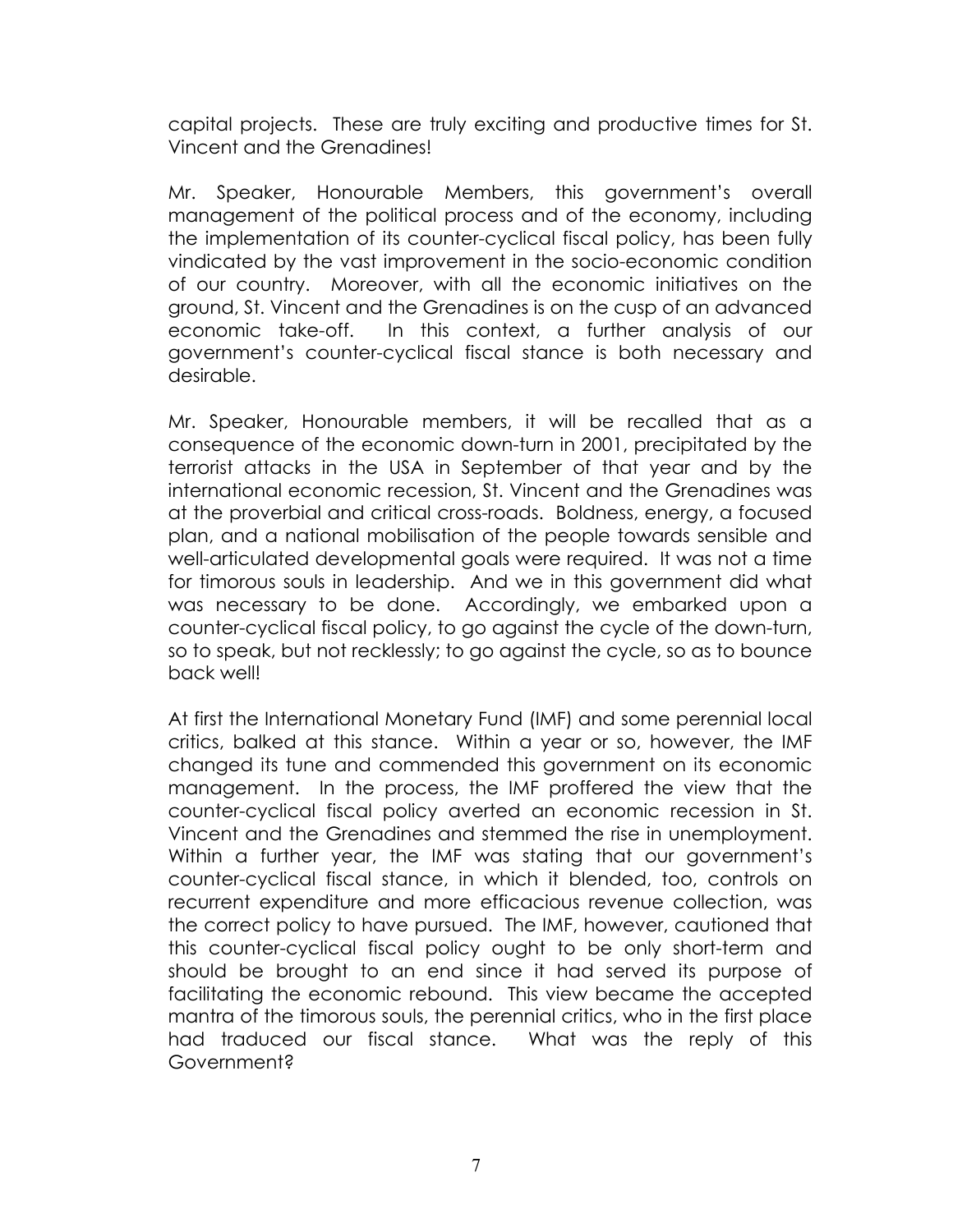capital projects. These are truly exciting and productive times for St. Vincent and the Grenadines!

Mr. Speaker, Honourable Members, this government's overall management of the political process and of the economy, including the implementation of its counter-cyclical fiscal policy, has been fully vindicated by the vast improvement in the socio-economic condition of our country. Moreover, with all the economic initiatives on the ground, St. Vincent and the Grenadines is on the cusp of an advanced economic take-off. In this context, a further analysis of our government's counter-cyclical fiscal stance is both necessary and desirable.

Mr. Speaker, Honourable members, it will be recalled that as a consequence of the economic down-turn in 2001, precipitated by the terrorist attacks in the USA in September of that year and by the international economic recession, St. Vincent and the Grenadines was at the proverbial and critical cross-roads. Boldness, energy, a focused plan, and a national mobilisation of the people towards sensible and well-articulated developmental goals were required. It was not a time for timorous souls in leadership. And we in this government did what was necessary to be done. Accordingly, we embarked upon a counter-cyclical fiscal policy, to go against the cycle of the down-turn, so to speak, but not recklessly; to go against the cycle, so as to bounce back well!

At first the International Monetary Fund (IMF) and some perennial local critics, balked at this stance. Within a year or so, however, the IMF changed its tune and commended this government on its economic management. In the process, the IMF proffered the view that the counter-cyclical fiscal policy averted an economic recession in St. Vincent and the Grenadines and stemmed the rise in unemployment. Within a further year, the IMF was stating that our government's counter-cyclical fiscal stance, in which it blended, too, controls on recurrent expenditure and more efficacious revenue collection, was the correct policy to have pursued. The IMF, however, cautioned that this counter-cyclical fiscal policy ought to be only short-term and should be brought to an end since it had served its purpose of facilitating the economic rebound. This view became the accepted mantra of the timorous souls, the perennial critics, who in the first place had traduced our fiscal stance. What was the reply of this Government?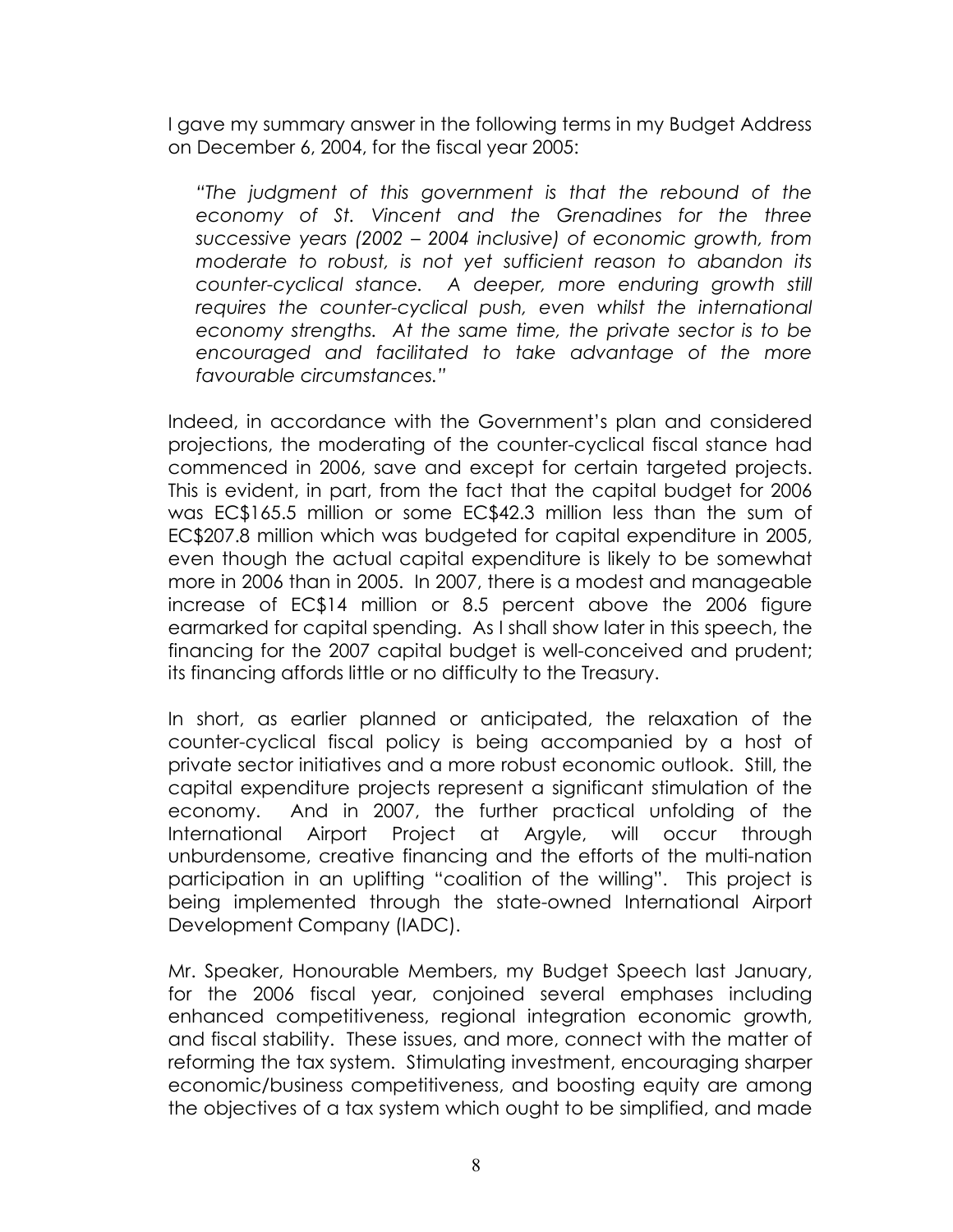I gave my summary answer in the following terms in my Budget Address on December 6, 2004, for the fiscal year 2005:

> *"The judgment of this government is that the rebound of the economy of St. Vincent and the Grenadines for the three successive years (2002 – 2004 inclusive) of economic growth, from moderate to robust, is not yet sufficient reason to abandon its counter-cyclical stance. A deeper, more enduring growth still requires the counter-cyclical push, even whilst the international economy strengths. At the same time, the private sector is to be encouraged and facilitated to take advantage of the more favourable circumstances."*

Indeed, in accordance with the Government's plan and considered projections, the moderating of the counter-cyclical fiscal stance had commenced in 2006, save and except for certain targeted projects. This is evident, in part, from the fact that the capital budget for 2006 was EC$165.5 million or some EC$42.3 million less than the sum of EC$207.8 million which was budgeted for capital expenditure in 2005, even though the actual capital expenditure is likely to be somewhat more in 2006 than in 2005. In 2007, there is a modest and manageable increase of EC$14 million or 8.5 percent above the 2006 figure earmarked for capital spending. As I shall show later in this speech, the financing for the 2007 capital budget is well-conceived and prudent; its financing affords little or no difficulty to the Treasury.

In short, as earlier planned or anticipated, the relaxation of the counter-cyclical fiscal policy is being accompanied by a host of private sector initiatives and a more robust economic outlook. Still, the capital expenditure projects represent a significant stimulation of the economy. And in 2007, the further practical unfolding of the International Airport Project at Argyle, will occur through unburdensome, creative financing and the efforts of the multi-nation participation in an uplifting "coalition of the willing". This project is being implemented through the state-owned International Airport Development Company (IADC).

Mr. Speaker, Honourable Members, my Budget Speech last January, for the 2006 fiscal year, conjoined several emphases including enhanced competitiveness, regional integration economic growth, and fiscal stability. These issues, and more, connect with the matter of reforming the tax system. Stimulating investment, encouraging sharper economic/business competitiveness, and boosting equity are among the objectives of a tax system which ought to be simplified, and made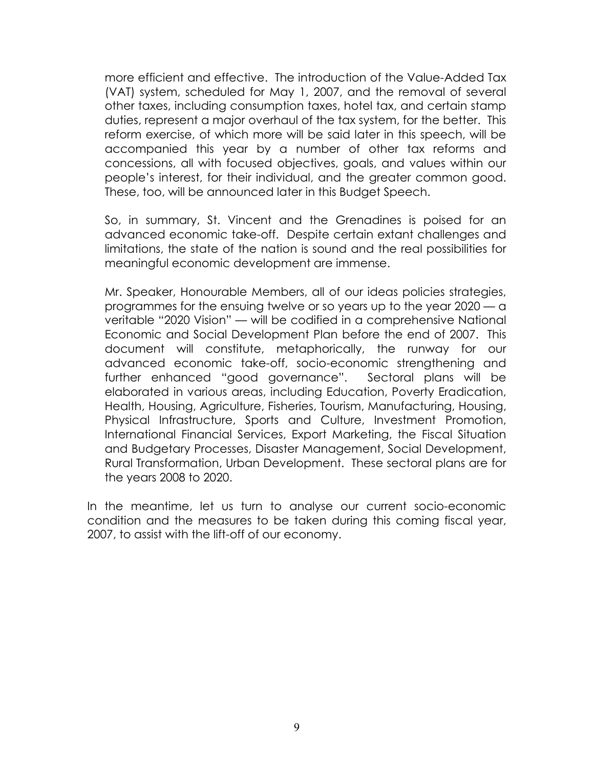more efficient and effective. The introduction of the Value-Added Tax (VAT) system, scheduled for May 1, 2007, and the removal of several other taxes, including consumption taxes, hotel tax, and certain stamp duties, represent a major overhaul of the tax system, for the better. This reform exercise, of which more will be said later in this speech, will be accompanied this year by a number of other tax reforms and concessions, all with focused objectives, goals, and values within our people's interest, for their individual, and the greater common good. These, too, will be announced later in this Budget Speech.

So, in summary, St. Vincent and the Grenadines is poised for an advanced economic take-off. Despite certain extant challenges and limitations, the state of the nation is sound and the real possibilities for meaningful economic development are immense.

Mr. Speaker, Honourable Members, all of our ideas policies strategies, programmes for the ensuing twelve or so years up to the year 2020 — a veritable "2020 Vision" — will be codified in a comprehensive National Economic and Social Development Plan before the end of 2007. This document will constitute, metaphorically, the runway for our advanced economic take-off, socio-economic strengthening and further enhanced "good governance". Sectoral plans will be elaborated in various areas, including Education, Poverty Eradication, Health, Housing, Agriculture, Fisheries, Tourism, Manufacturing, Housing, Physical Infrastructure, Sports and Culture, Investment Promotion, International Financial Services, Export Marketing, the Fiscal Situation and Budgetary Processes, Disaster Management, Social Development, Rural Transformation, Urban Development. These sectoral plans are for the years 2008 to 2020.

In the meantime, let us turn to analyse our current socio-economic condition and the measures to be taken during this coming fiscal year, 2007, to assist with the lift-off of our economy.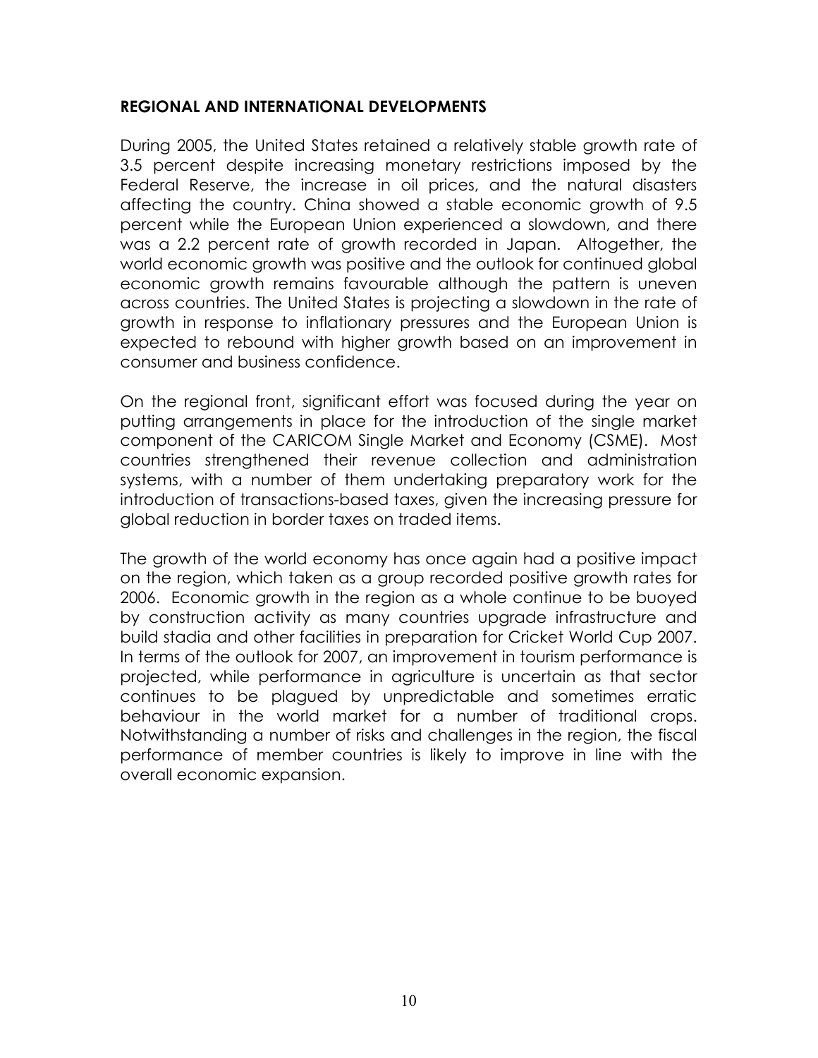## REGIONAL AND INTERNATIONAL DEVELOPMENTS

During 2005, the United States retained a relatively stable growth rate of 3.5 percent despite increasing monetary restrictions imposed by the Federal Reserve, the increase in oil prices, and the natural disasters affecting the country. China showed a stable economic growth of 9.5 percent while the European Union experienced a slowdown, and there was a 2.2 percent rate of growth recorded in Japan. Altogether, the world economic growth was positive and the outlook for continued global economic growth remains favourable although the pattern is uneven across countries. The United States is projecting a slowdown in the rate of growth in response to inflationary pressures and the European Union is expected to rebound with higher growth based on an improvement in consumer and business confidence.

On the regional front, significant effort was focused during the year on putting arrangements in place for the introduction of the single market component of the CARICOM Single Market and Economy (CSME). Most countries strengthened their revenue collection and administration systems, with a number of them undertaking preparatory work for the introduction of transactions-based taxes, given the increasing pressure for global reduction in border taxes on traded items.

The growth of the world economy has once again had a positive impact on the region, which taken as a group recorded positive growth rates for 2006. Economic growth in the region as a whole continue to be buoyed by construction activity as many countries upgrade infrastructure and build stadia and other facilities in preparation for Cricket World Cup 2007. In terms of the outlook for 2007, an improvement in tourism performance is projected, while performance in agriculture is uncertain as that sector continues to be plagued by unpredictable and sometimes erratic behaviour in the world market for a number of traditional crops. Notwithstanding a number of risks and challenges in the region, the fiscal performance of member countries is likely to improve in line with the overall economic expansion.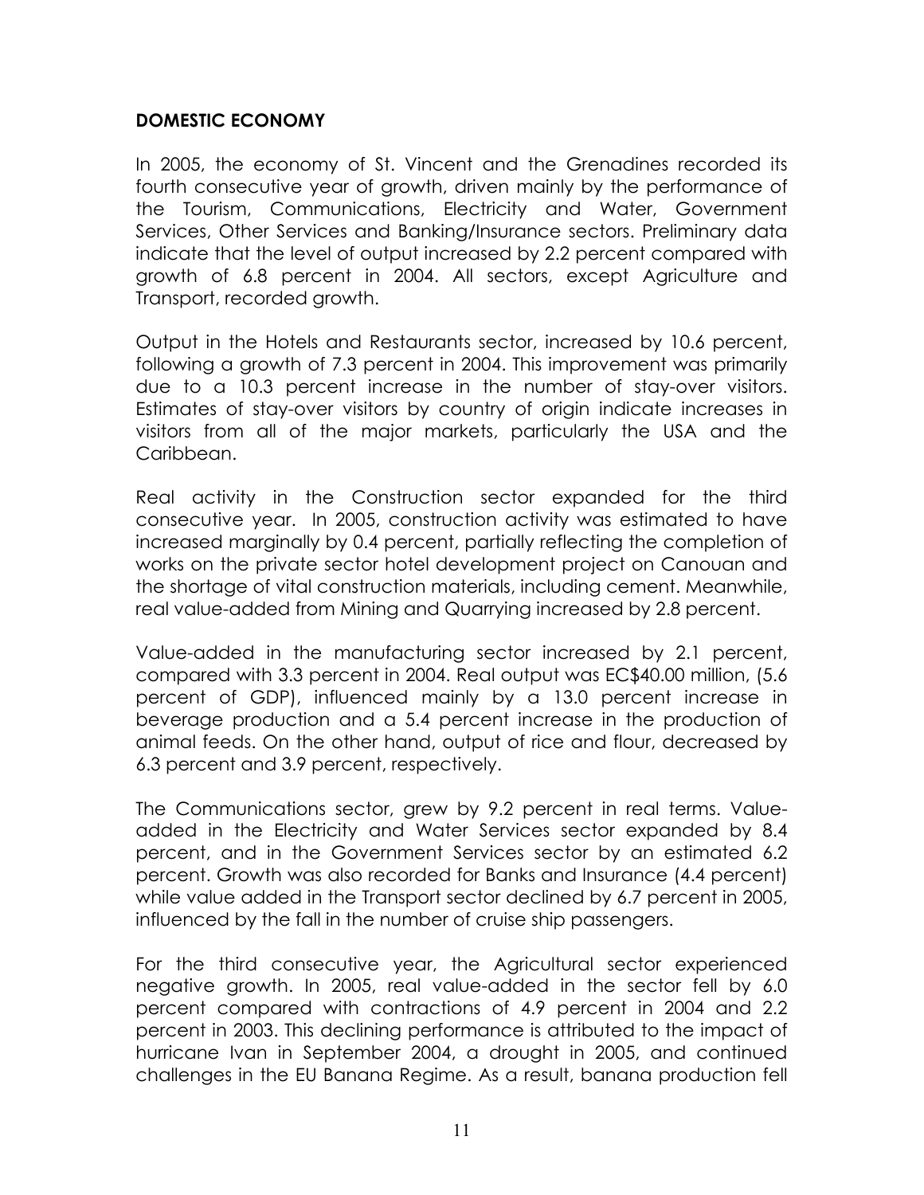## DOMESTIC ECONOMY

In 2005, the economy of St. Vincent and the Grenadines recorded its fourth consecutive year of growth, driven mainly by the performance of the Tourism, Communications, Electricity and Water, Government Services, Other Services and Banking/Insurance sectors. Preliminary data indicate that the level of output increased by 2.2 percent compared with growth of 6.8 percent in 2004. All sectors, except Agriculture and Transport, recorded growth.

Output in the Hotels and Restaurants sector, increased by 10.6 percent, following a growth of 7.3 percent in 2004. This improvement was primarily due to a 10.3 percent increase in the number of stay-over visitors. Estimates of stay-over visitors by country of origin indicate increases in visitors from all of the major markets, particularly the USA and the Caribbean.

Real activity in the Construction sector expanded for the third consecutive year. In 2005, construction activity was estimated to have increased marginally by 0.4 percent, partially reflecting the completion of works on the private sector hotel development project on Canouan and the shortage of vital construction materials, including cement. Meanwhile, real value-added from Mining and Quarrying increased by 2.8 percent.

Value-added in the manufacturing sector increased by 2.1 percent, compared with 3.3 percent in 2004. Real output was EC$40.00 million, (5.6 percent of GDP), influenced mainly by a 13.0 percent increase in beverage production and a 5.4 percent increase in the production of animal feeds. On the other hand, output of rice and flour, decreased by 6.3 percent and 3.9 percent, respectively.

The Communications sector, grew by 9.2 percent in real terms. Value-added in the Electricity and Water Services sector expanded by 8.4 percent, and in the Government Services sector by an estimated 6.2 percent. Growth was also recorded for Banks and Insurance (4.4 percent) while value added in the Transport sector declined by 6.7 percent in 2005, influenced by the fall in the number of cruise ship passengers.

For the third consecutive year, the Agricultural sector experienced negative growth. In 2005, real value-added in the sector fell by 6.0 percent compared with contractions of 4.9 percent in 2004 and 2.2 percent in 2003. This declining performance is attributed to the impact of hurricane Ivan in September 2004, a drought in 2005, and continued challenges in the EU Banana Regime. As a result, banana production fell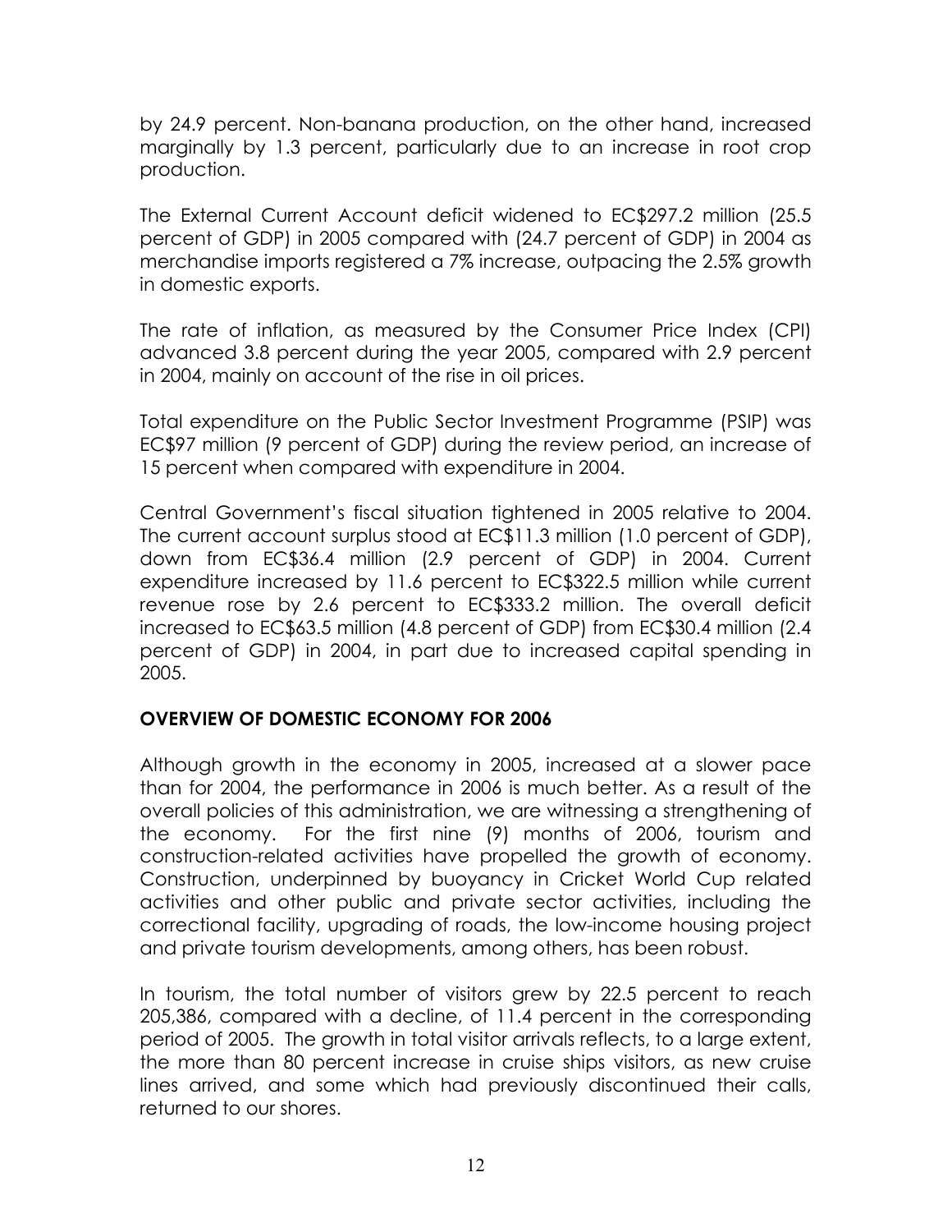by 24.9 percent. Non-banana production, on the other hand, increased marginally by 1.3 percent, particularly due to an increase in root crop production.

The External Current Account deficit widened to EC$297.2 million (25.5 percent of GDP) in 2005 compared with (24.7 percent of GDP) in 2004 as merchandise imports registered a 7% increase, outpacing the 2.5% growth in domestic exports.

The rate of inflation, as measured by the Consumer Price Index (CPI) advanced 3.8 percent during the year 2005, compared with 2.9 percent in 2004, mainly on account of the rise in oil prices.

Total expenditure on the Public Sector Investment Programme (PSIP) was EC$97 million (9 percent of GDP) during the review period, an increase of 15 percent when compared with expenditure in 2004.

Central Government's fiscal situation tightened in 2005 relative to 2004. The current account surplus stood at EC$11.3 million (1.0 percent of GDP), down from EC$36.4 million (2.9 percent of GDP) in 2004. Current expenditure increased by 11.6 percent to EC$322.5 million while current revenue rose by 2.6 percent to EC$333.2 million. The overall deficit increased to EC$63.5 million (4.8 percent of GDP) from EC$30.4 million (2.4 percent of GDP) in 2004, in part due to increased capital spending in 2005.

## OVERVIEW OF DOMESTIC ECONOMY FOR 2006

Although growth in the economy in 2005, increased at a slower pace than for 2004, the performance in 2006 is much better. As a result of the overall policies of this administration, we are witnessing a strengthening of the economy. For the first nine (9) months of 2006, tourism and construction-related activities have propelled the growth of economy. Construction, underpinned by buoyancy in Cricket World Cup related activities and other public and private sector activities, including the correctional facility, upgrading of roads, the low-income housing project and private tourism developments, among others, has been robust.

In tourism, the total number of visitors grew by 22.5 percent to reach 205,386, compared with a decline, of 11.4 percent in the corresponding period of 2005. The growth in total visitor arrivals reflects, to a large extent, the more than 80 percent increase in cruise ships visitors, as new cruise lines arrived, and some which had previously discontinued their calls, returned to our shores.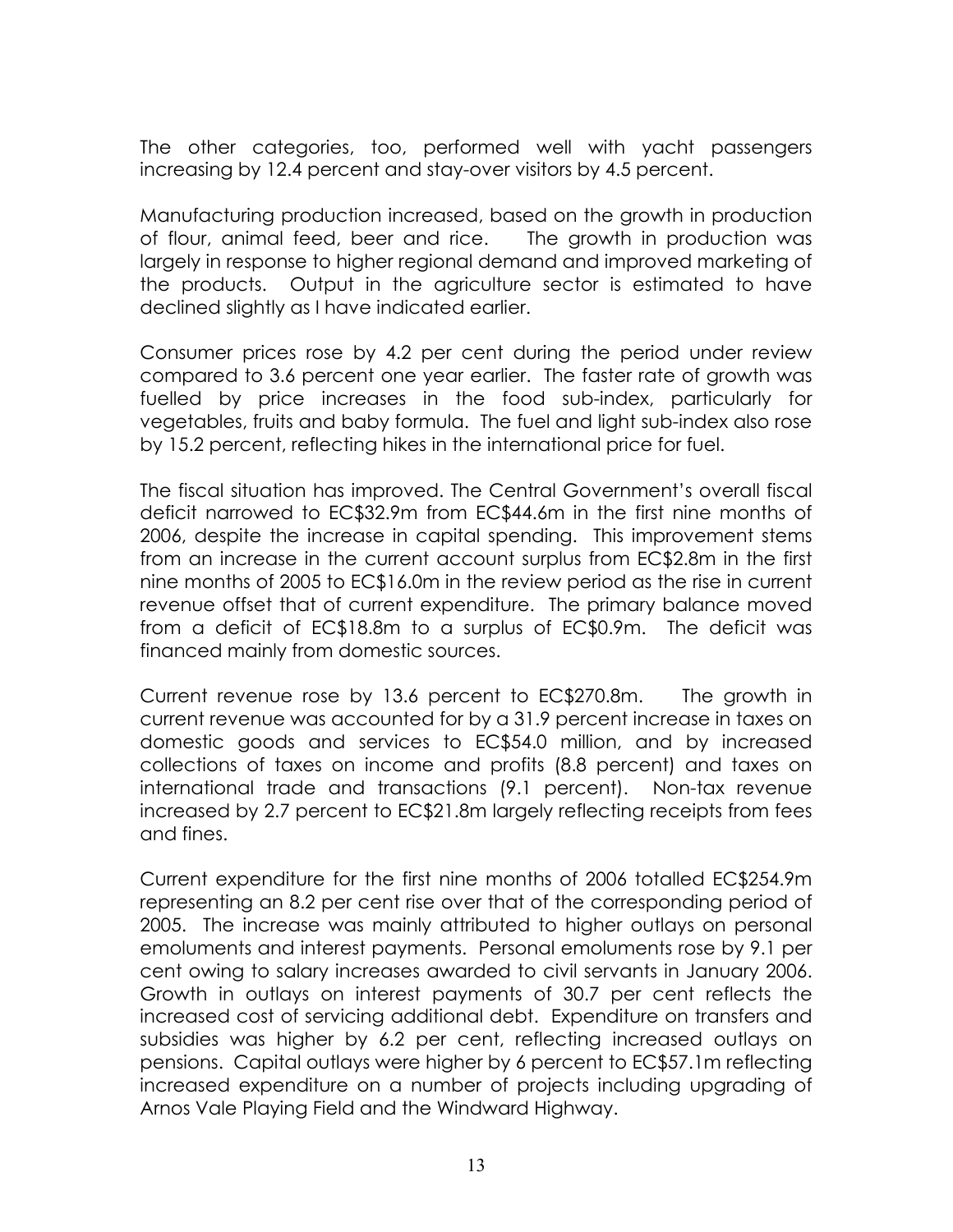The other categories, too, performed well with yacht passengers increasing by 12.4 percent and stay-over visitors by 4.5 percent.

Manufacturing production increased, based on the growth in production of flour, animal feed, beer and rice. The growth in production was largely in response to higher regional demand and improved marketing of the products. Output in the agriculture sector is estimated to have declined slightly as I have indicated earlier.

Consumer prices rose by 4.2 per cent during the period under review compared to 3.6 percent one year earlier. The faster rate of growth was fuelled by price increases in the food sub-index, particularly for vegetables, fruits and baby formula. The fuel and light sub-index also rose by 15.2 percent, reflecting hikes in the international price for fuel.

The fiscal situation has improved. The Central Government's overall fiscal deficit narrowed to EC$32.9m from EC$44.6m in the first nine months of 2006, despite the increase in capital spending. This improvement stems from an increase in the current account surplus from EC$2.8m in the first nine months of 2005 to EC$16.0m in the review period as the rise in current revenue offset that of current expenditure. The primary balance moved from a deficit of EC$18.8m to a surplus of EC$0.9m. The deficit was financed mainly from domestic sources.

Current revenue rose by 13.6 percent to EC$270.8m. The growth in current revenue was accounted for by a 31.9 percent increase in taxes on domestic goods and services to EC$54.0 million, and by increased collections of taxes on income and profits (8.8 percent) and taxes on international trade and transactions (9.1 percent). Non-tax revenue increased by 2.7 percent to EC$21.8m largely reflecting receipts from fees and fines.

Current expenditure for the first nine months of 2006 totalled EC$254.9m representing an 8.2 per cent rise over that of the corresponding period of 2005. The increase was mainly attributed to higher outlays on personal emoluments and interest payments. Personal emoluments rose by 9.1 per cent owing to salary increases awarded to civil servants in January 2006. Growth in outlays on interest payments of 30.7 per cent reflects the increased cost of servicing additional debt. Expenditure on transfers and subsidies was higher by 6.2 per cent, reflecting increased outlays on pensions. Capital outlays were higher by 6 percent to EC$57.1m reflecting increased expenditure on a number of projects including upgrading of Arnos Vale Playing Field and the Windward Highway.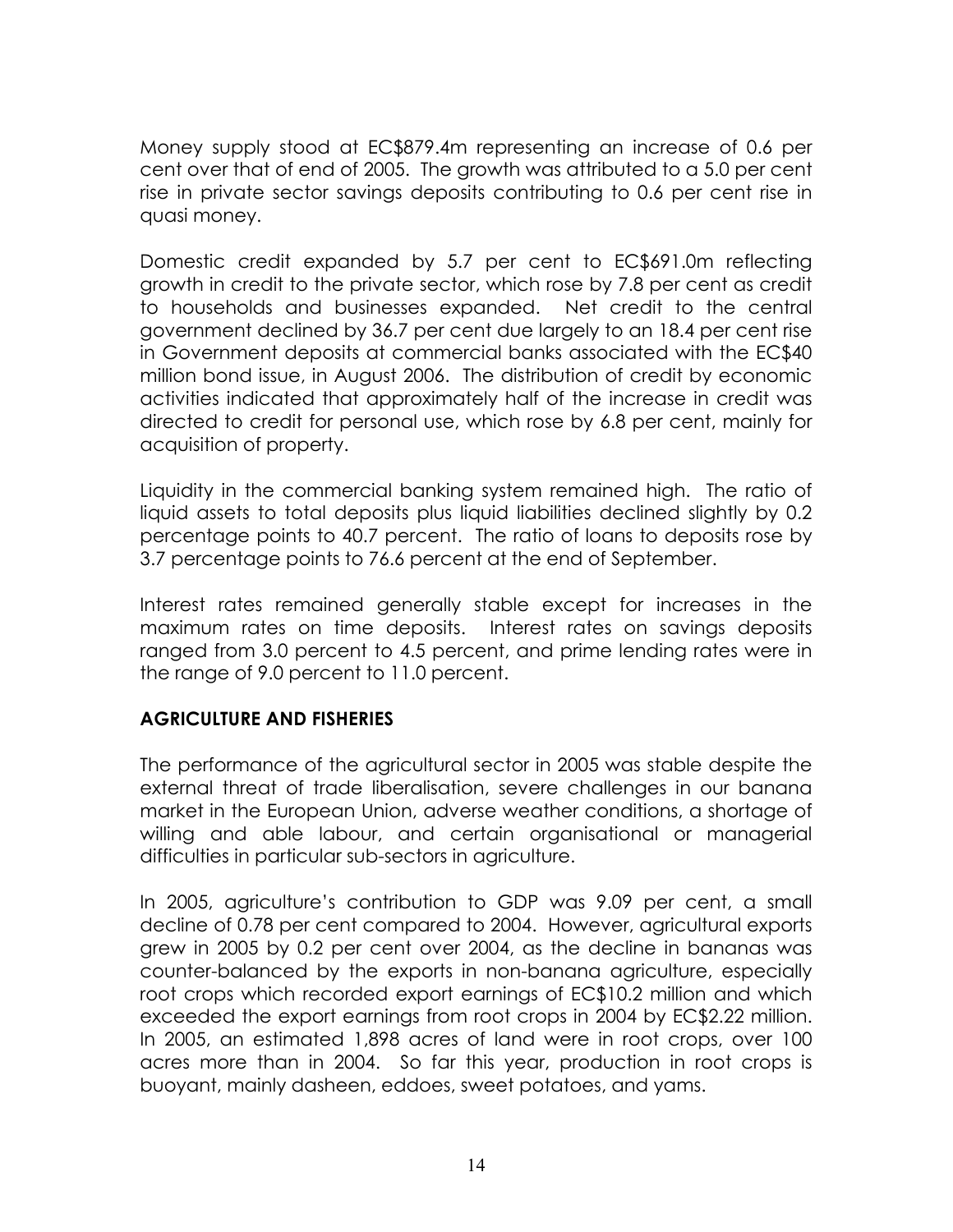Money supply stood at EC$879.4m representing an increase of 0.6 per cent over that of end of 2005. The growth was attributed to a 5.0 per cent rise in private sector savings deposits contributing to 0.6 per cent rise in quasi money.

Domestic credit expanded by 5.7 per cent to EC$691.0m reflecting growth in credit to the private sector, which rose by 7.8 per cent as credit to households and businesses expanded. Net credit to the central government declined by 36.7 per cent due largely to an 18.4 per cent rise in Government deposits at commercial banks associated with the EC$40 million bond issue, in August 2006. The distribution of credit by economic activities indicated that approximately half of the increase in credit was directed to credit for personal use, which rose by 6.8 per cent, mainly for acquisition of property.

Liquidity in the commercial banking system remained high. The ratio of liquid assets to total deposits plus liquid liabilities declined slightly by 0.2 percentage points to 40.7 percent. The ratio of loans to deposits rose by 3.7 percentage points to 76.6 percent at the end of September.

Interest rates remained generally stable except for increases in the maximum rates on time deposits. Interest rates on savings deposits ranged from 3.0 percent to 4.5 percent, and prime lending rates were in the range of 9.0 percent to 11.0 percent.

## AGRICULTURE AND FISHERIES

The performance of the agricultural sector in 2005 was stable despite the external threat of trade liberalisation, severe challenges in our banana market in the European Union, adverse weather conditions, a shortage of willing and able labour, and certain organisational or managerial difficulties in particular sub-sectors in agriculture.

In 2005, agriculture's contribution to GDP was 9.09 per cent, a small decline of 0.78 per cent compared to 2004. However, agricultural exports grew in 2005 by 0.2 per cent over 2004, as the decline in bananas was counter-balanced by the exports in non-banana agriculture, especially root crops which recorded export earnings of EC$10.2 million and which exceeded the export earnings from root crops in 2004 by EC$2.22 million. In 2005, an estimated 1,898 acres of land were in root crops, over 100 acres more than in 2004. So far this year, production in root crops is buoyant, mainly dasheen, eddoes, sweet potatoes, and yams.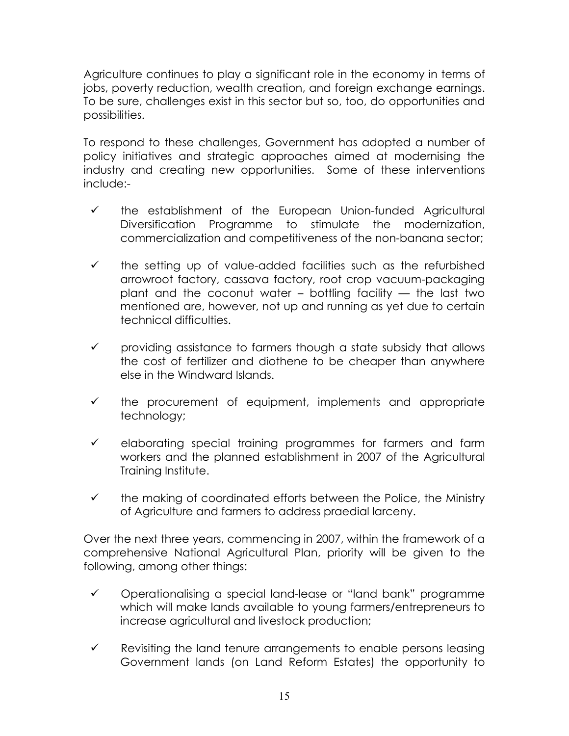Agriculture continues to play a significant role in the economy in terms of jobs, poverty reduction, wealth creation, and foreign exchange earnings. To be sure, challenges exist in this sector but so, too, do opportunities and possibilities.

To respond to these challenges, Government has adopted a number of policy initiatives and strategic approaches aimed at modernising the industry and creating new opportunities. Some of these interventions include:-

- ✓ the establishment of the European Union-funded Agricultural Diversification Programme to stimulate the modernization, commercialization and competitiveness of the non-banana sector;
- ✓ the setting up of value-added facilities such as the refurbished arrowroot factory, cassava factory, root crop vacuum-packaging plant and the coconut water – bottling facility — the last two mentioned are, however, not up and running as yet due to certain technical difficulties.
- ✓ providing assistance to farmers though a state subsidy that allows the cost of fertilizer and diothene to be cheaper than anywhere else in the Windward Islands.
- ✓ the procurement of equipment, implements and appropriate technology;
- ✓ elaborating special training programmes for farmers and farm workers and the planned establishment in 2007 of the Agricultural Training Institute.
- ✓ the making of coordinated efforts between the Police, the Ministry of Agriculture and farmers to address praedial larceny.

Over the next three years, commencing in 2007, within the framework of a comprehensive National Agricultural Plan, priority will be given to the following, among other things:

- ✓ Operationalising a special land-lease or "land bank" programme which will make lands available to young farmers/entrepreneurs to increase agricultural and livestock production;
- ✓ Revisiting the land tenure arrangements to enable persons leasing Government lands (on Land Reform Estates) the opportunity to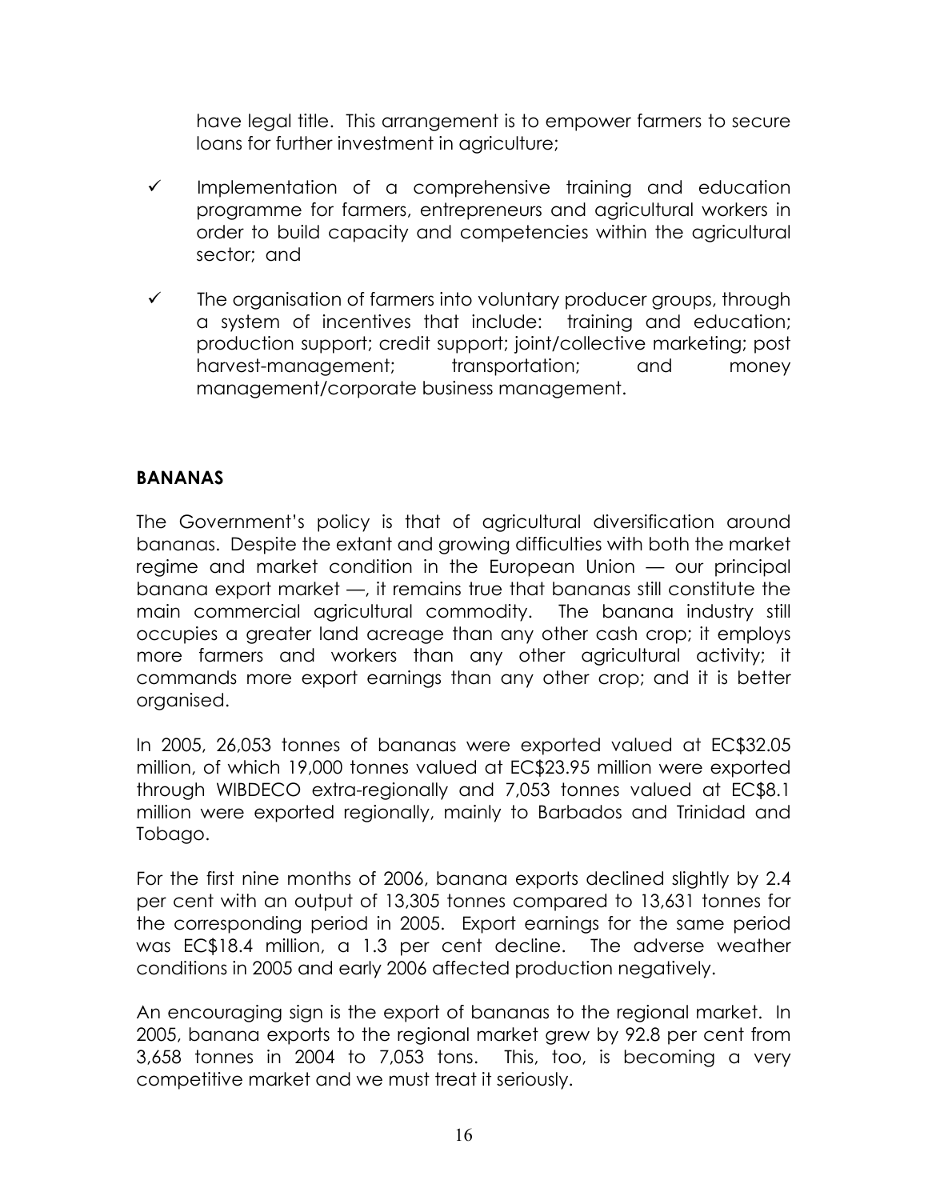have legal title. This arrangement is to empower farmers to secure loans for further investment in agriculture;

- ✓ Implementation of a comprehensive training and education programme for farmers, entrepreneurs and agricultural workers in order to build capacity and competencies within the agricultural sector; and
- ✓ The organisation of farmers into voluntary producer groups, through a system of incentives that include: training and education; production support; credit support; joint/collective marketing; post harvest-management; transportation; and money management/corporate business management.

**BANANAS**

The Government's policy is that of agricultural diversification around bananas. Despite the extant and growing difficulties with both the market regime and market condition in the European Union — our principal banana export market —, it remains true that bananas still constitute the main commercial agricultural commodity. The banana industry still occupies a greater land acreage than any other cash crop; it employs more farmers and workers than any other agricultural activity; it commands more export earnings than any other crop; and it is better organised.

In 2005, 26,053 tonnes of bananas were exported valued at EC$32.05 million, of which 19,000 tonnes valued at EC$23.95 million were exported through WIBDECO extra-regionally and 7,053 tonnes valued at EC$8.1 million were exported regionally, mainly to Barbados and Trinidad and Tobago.

For the first nine months of 2006, banana exports declined slightly by 2.4 per cent with an output of 13,305 tonnes compared to 13,631 tonnes for the corresponding period in 2005. Export earnings for the same period was EC$18.4 million, a 1.3 per cent decline. The adverse weather conditions in 2005 and early 2006 affected production negatively.

An encouraging sign is the export of bananas to the regional market. In 2005, banana exports to the regional market grew by 92.8 per cent from 3,658 tonnes in 2004 to 7,053 tons. This, too, is becoming a very competitive market and we must treat it seriously.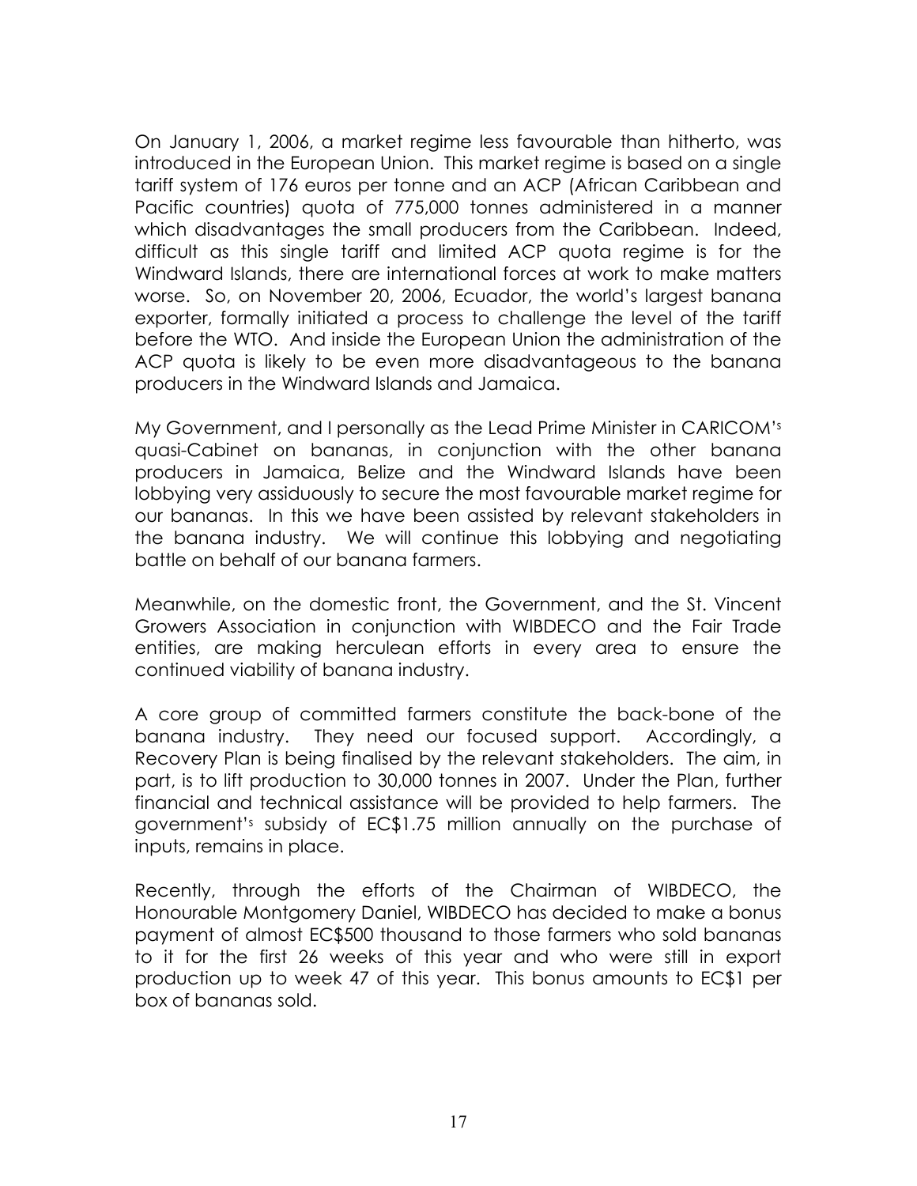On January 1, 2006, a market regime less favourable than hitherto, was introduced in the European Union. This market regime is based on a single tariff system of 176 euros per tonne and an ACP (African Caribbean and Pacific countries) quota of 775,000 tonnes administered in a manner which disadvantages the small producers from the Caribbean. Indeed, difficult as this single tariff and limited ACP quota regime is for the Windward Islands, there are international forces at work to make matters worse. So, on November 20, 2006, Ecuador, the world's largest banana exporter, formally initiated a process to challenge the level of the tariff before the WTO. And inside the European Union the administration of the ACP quota is likely to be even more disadvantageous to the banana producers in the Windward Islands and Jamaica.

My Government, and I personally as the Lead Prime Minister in CARICOM's quasi-Cabinet on bananas, in conjunction with the other banana producers in Jamaica, Belize and the Windward Islands have been lobbying very assiduously to secure the most favourable market regime for our bananas. In this we have been assisted by relevant stakeholders in the banana industry. We will continue this lobbying and negotiating battle on behalf of our banana farmers.

Meanwhile, on the domestic front, the Government, and the St. Vincent Growers Association in conjunction with WIBDECO and the Fair Trade entities, are making herculean efforts in every area to ensure the continued viability of banana industry.

A core group of committed farmers constitute the back-bone of the banana industry. They need our focused support. Accordingly, a Recovery Plan is being finalised by the relevant stakeholders. The aim, in part, is to lift production to 30,000 tonnes in 2007. Under the Plan, further financial and technical assistance will be provided to help farmers. The government's subsidy of EC$1.75 million annually on the purchase of inputs, remains in place.

Recently, through the efforts of the Chairman of WIBDECO, the Honourable Montgomery Daniel, WIBDECO has decided to make a bonus payment of almost EC$500 thousand to those farmers who sold bananas to it for the first 26 weeks of this year and who were still in export production up to week 47 of this year. This bonus amounts to EC$1 per box of bananas sold.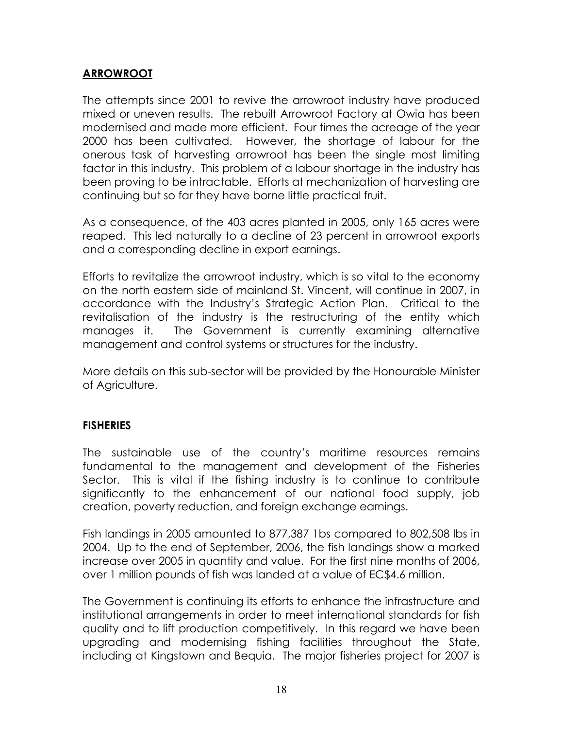## ARROWROOT

The attempts since 2001 to revive the arrowroot industry have produced mixed or uneven results. The rebuilt Arrowroot Factory at Owia has been modernised and made more efficient. Four times the acreage of the year 2000 has been cultivated. However, the shortage of labour for the onerous task of harvesting arrowroot has been the single most limiting factor in this industry. This problem of a labour shortage in the industry has been proving to be intractable. Efforts at mechanization of harvesting are continuing but so far they have borne little practical fruit.

As a consequence, of the 403 acres planted in 2005, only 165 acres were reaped. This led naturally to a decline of 23 percent in arrowroot exports and a corresponding decline in export earnings.

Efforts to revitalize the arrowroot industry, which is so vital to the economy on the north eastern side of mainland St. Vincent, will continue in 2007, in accordance with the Industry's Strategic Action Plan. Critical to the revitalisation of the industry is the restructuring of the entity which manages it. The Government is currently examining alternative management and control systems or structures for the industry.

More details on this sub-sector will be provided by the Honourable Minister of Agriculture.

## FISHERIES

The sustainable use of the country's maritime resources remains fundamental to the management and development of the Fisheries Sector. This is vital if the fishing industry is to continue to contribute significantly to the enhancement of our national food supply, job creation, poverty reduction, and foreign exchange earnings.

Fish landings in 2005 amounted to 877,387 1bs compared to 802,508 lbs in 2004. Up to the end of September, 2006, the fish landings show a marked increase over 2005 in quantity and value. For the first nine months of 2006, over 1 million pounds of fish was landed at a value of EC$4.6 million.

The Government is continuing its efforts to enhance the infrastructure and institutional arrangements in order to meet international standards for fish quality and to lift production competitively. In this regard we have been upgrading and modernising fishing facilities throughout the State, including at Kingstown and Bequia. The major fisheries project for 2007 is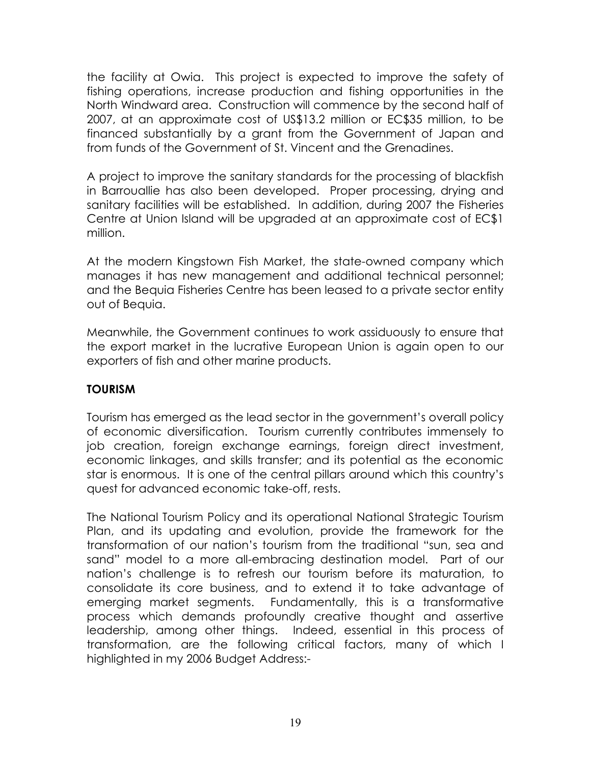the facility at Owia. This project is expected to improve the safety of fishing operations, increase production and fishing opportunities in the North Windward area. Construction will commence by the second half of 2007, at an approximate cost of US$13.2 million or EC$35 million, to be financed substantially by a grant from the Government of Japan and from funds of the Government of St. Vincent and the Grenadines.

A project to improve the sanitary standards for the processing of blackfish in Barrouallie has also been developed. Proper processing, drying and sanitary facilities will be established. In addition, during 2007 the Fisheries Centre at Union Island will be upgraded at an approximate cost of EC$1 million.

At the modern Kingstown Fish Market, the state-owned company which manages it has new management and additional technical personnel; and the Bequia Fisheries Centre has been leased to a private sector entity out of Bequia.

Meanwhile, the Government continues to work assiduously to ensure that the export market in the lucrative European Union is again open to our exporters of fish and other marine products.

## TOURISM

Tourism has emerged as the lead sector in the government's overall policy of economic diversification. Tourism currently contributes immensely to job creation, foreign exchange earnings, foreign direct investment, economic linkages, and skills transfer; and its potential as the economic star is enormous. It is one of the central pillars around which this country's quest for advanced economic take-off, rests.

The National Tourism Policy and its operational National Strategic Tourism Plan, and its updating and evolution, provide the framework for the transformation of our nation's tourism from the traditional "sun, sea and sand" model to a more all-embracing destination model. Part of our nation's challenge is to refresh our tourism before its maturation, to consolidate its core business, and to extend it to take advantage of emerging market segments. Fundamentally, this is a transformative process which demands profoundly creative thought and assertive leadership, among other things. Indeed, essential in this process of transformation, are the following critical factors, many of which I highlighted in my 2006 Budget Address:-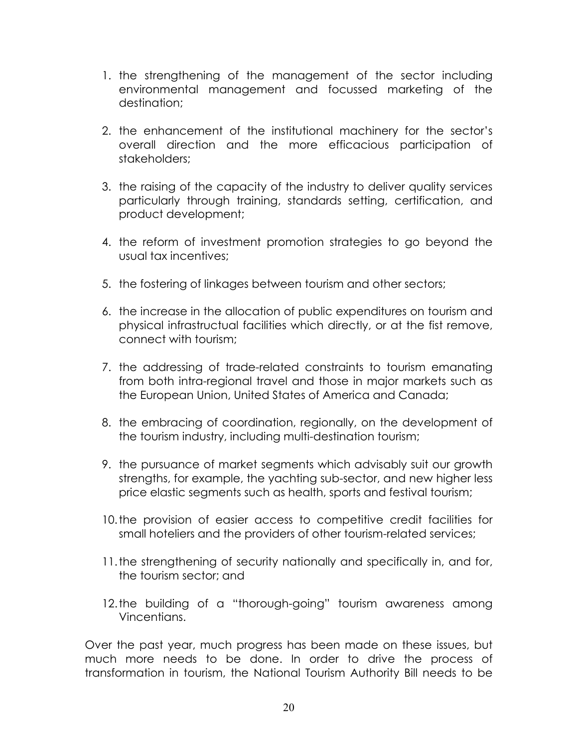1. the strengthening of the management of the sector including environmental management and focussed marketing of the destination;

2. the enhancement of the institutional machinery for the sector's overall direction and the more efficacious participation of stakeholders;

3. the raising of the capacity of the industry to deliver quality services particularly through training, standards setting, certification, and product development;

4. the reform of investment promotion strategies to go beyond the usual tax incentives;

5. the fostering of linkages between tourism and other sectors;

6. the increase in the allocation of public expenditures on tourism and physical infrastructual facilities which directly, or at the fist remove, connect with tourism;

7. the addressing of trade-related constraints to tourism emanating from both intra-regional travel and those in major markets such as the European Union, United States of America and Canada;

8. the embracing of coordination, regionally, on the development of the tourism industry, including multi-destination tourism;

9. the pursuance of market segments which advisably suit our growth strengths, for example, the yachting sub-sector, and new higher less price elastic segments such as health, sports and festival tourism;

10. the provision of easier access to competitive credit facilities for small hoteliers and the providers of other tourism-related services;

11. the strengthening of security nationally and specifically in, and for, the tourism sector; and

12. the building of a "thorough-going" tourism awareness among Vincentians.

Over the past year, much progress has been made on these issues, but much more needs to be done. In order to drive the process of transformation in tourism, the National Tourism Authority Bill needs to be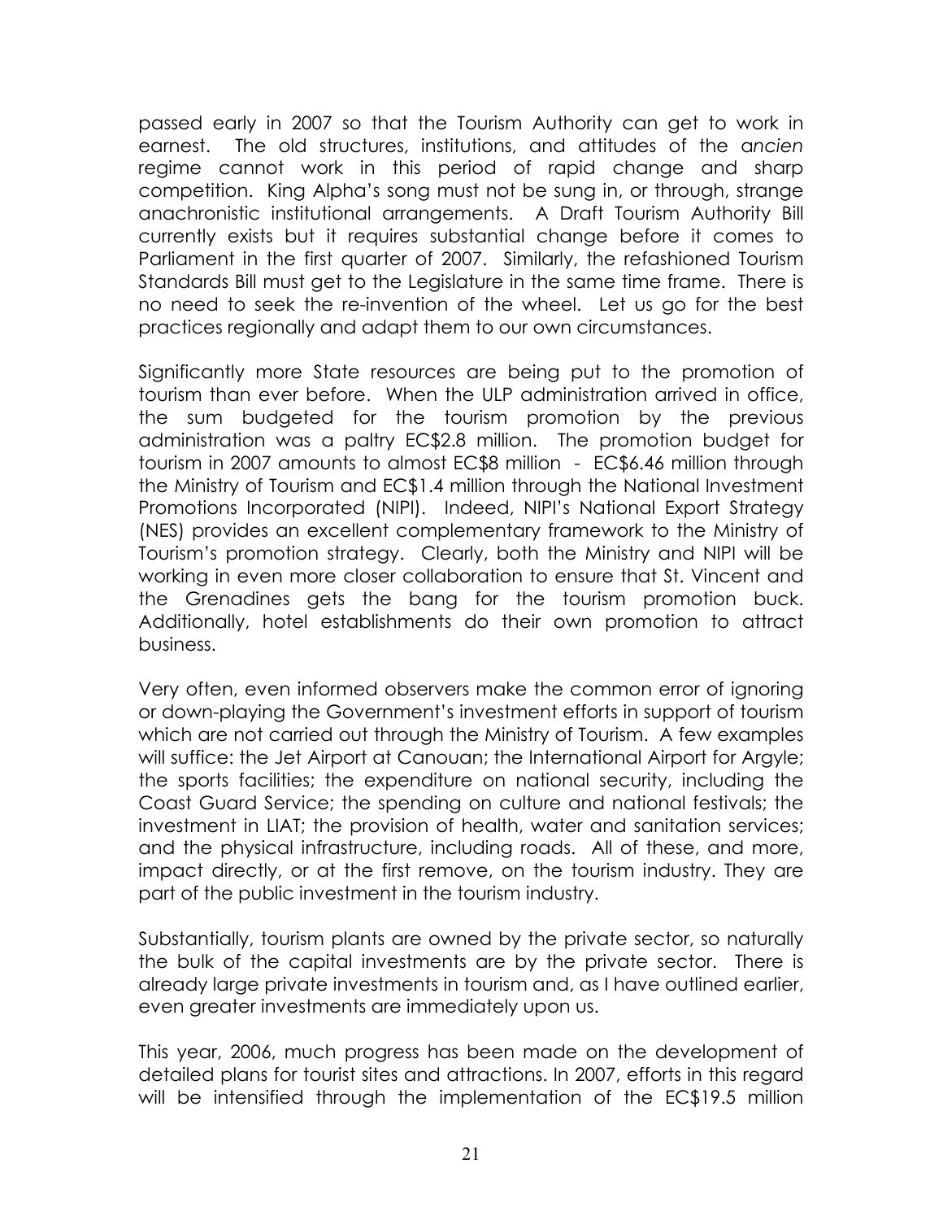passed early in 2007 so that the Tourism Authority can get to work in earnest. The old structures, institutions, and attitudes of the a*ncien* regime cannot work in this period of rapid change and sharp competition. King Alpha's song must not be sung in, or through, strange anachronistic institutional arrangements. A Draft Tourism Authority Bill currently exists but it requires substantial change before it comes to Parliament in the first quarter of 2007. Similarly, the refashioned Tourism Standards Bill must get to the Legislature in the same time frame. There is no need to seek the re-invention of the wheel. Let us go for the best practices regionally and adapt them to our own circumstances.

Significantly more State resources are being put to the promotion of tourism than ever before. When the ULP administration arrived in office, the sum budgeted for the tourism promotion by the previous administration was a paltry EC$2.8 million. The promotion budget for tourism in 2007 amounts to almost EC$8 million - EC$6.46 million through the Ministry of Tourism and EC$1.4 million through the National Investment Promotions Incorporated (NIPI). Indeed, NIPI's National Export Strategy (NES) provides an excellent complementary framework to the Ministry of Tourism's promotion strategy. Clearly, both the Ministry and NIPI will be working in even more closer collaboration to ensure that St. Vincent and the Grenadines gets the bang for the tourism promotion buck. Additionally, hotel establishments do their own promotion to attract business.

Very often, even informed observers make the common error of ignoring or down-playing the Government's investment efforts in support of tourism which are not carried out through the Ministry of Tourism. A few examples will suffice: the Jet Airport at Canouan; the International Airport for Argyle; the sports facilities; the expenditure on national security, including the Coast Guard Service; the spending on culture and national festivals; the investment in LIAT; the provision of health, water and sanitation services; and the physical infrastructure, including roads. All of these, and more, impact directly, or at the first remove, on the tourism industry. They are part of the public investment in the tourism industry.

Substantially, tourism plants are owned by the private sector, so naturally the bulk of the capital investments are by the private sector. There is already large private investments in tourism and, as I have outlined earlier, even greater investments are immediately upon us.

This year, 2006, much progress has been made on the development of detailed plans for tourist sites and attractions. In 2007, efforts in this regard will be intensified through the implementation of the EC$19.5 million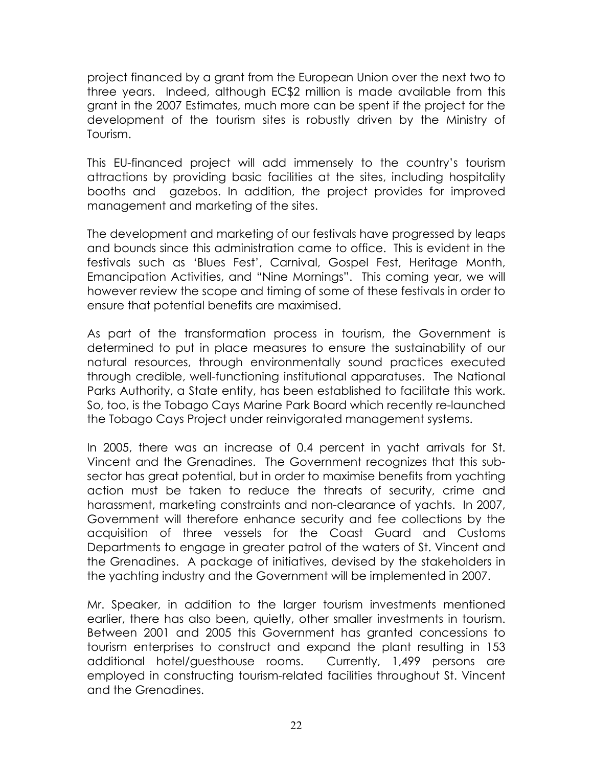project financed by a grant from the European Union over the next two to three years. Indeed, although EC$2 million is made available from this grant in the 2007 Estimates, much more can be spent if the project for the development of the tourism sites is robustly driven by the Ministry of Tourism.

This EU-financed project will add immensely to the country's tourism attractions by providing basic facilities at the sites, including hospitality booths and gazebos. In addition, the project provides for improved management and marketing of the sites.

The development and marketing of our festivals have progressed by leaps and bounds since this administration came to office. This is evident in the festivals such as 'Blues Fest', Carnival, Gospel Fest, Heritage Month, Emancipation Activities, and "Nine Mornings". This coming year, we will however review the scope and timing of some of these festivals in order to ensure that potential benefits are maximised.

As part of the transformation process in tourism, the Government is determined to put in place measures to ensure the sustainability of our natural resources, through environmentally sound practices executed through credible, well-functioning institutional apparatuses. The National Parks Authority, a State entity, has been established to facilitate this work. So, too, is the Tobago Cays Marine Park Board which recently re-launched the Tobago Cays Project under reinvigorated management systems.

In 2005, there was an increase of 0.4 percent in yacht arrivals for St. Vincent and the Grenadines. The Government recognizes that this sub-sector has great potential, but in order to maximise benefits from yachting action must be taken to reduce the threats of security, crime and harassment, marketing constraints and non-clearance of yachts. In 2007, Government will therefore enhance security and fee collections by the acquisition of three vessels for the Coast Guard and Customs Departments to engage in greater patrol of the waters of St. Vincent and the Grenadines. A package of initiatives, devised by the stakeholders in the yachting industry and the Government will be implemented in 2007.

Mr. Speaker, in addition to the larger tourism investments mentioned earlier, there has also been, quietly, other smaller investments in tourism. Between 2001 and 2005 this Government has granted concessions to tourism enterprises to construct and expand the plant resulting in 153 additional hotel/guesthouse rooms. Currently, 1,499 persons are employed in constructing tourism-related facilities throughout St. Vincent and the Grenadines.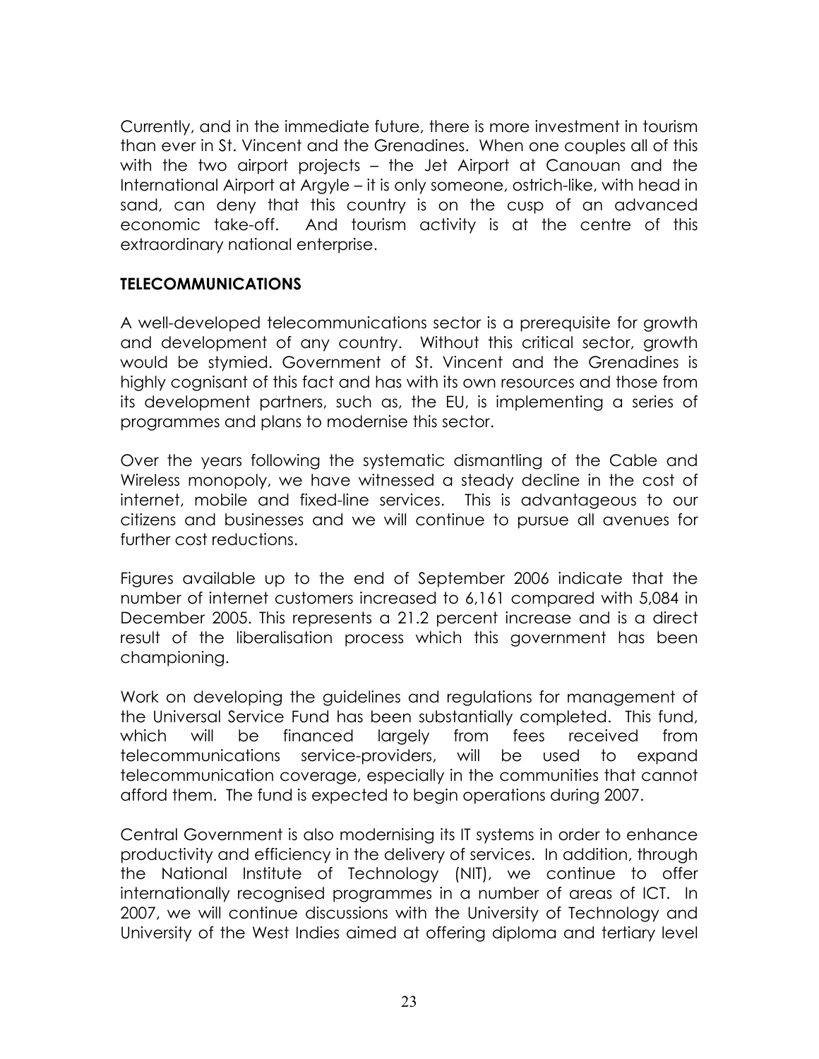Currently, and in the immediate future, there is more investment in tourism than ever in St. Vincent and the Grenadines. When one couples all of this with the two airport projects – the Jet Airport at Canouan and the International Airport at Argyle – it is only someone, ostrich-like, with head in sand, can deny that this country is on the cusp of an advanced economic take-off. And tourism activity is at the centre of this extraordinary national enterprise.

## TELECOMMUNICATIONS

A well-developed telecommunications sector is a prerequisite for growth and development of any country. Without this critical sector, growth would be stymied. Government of St. Vincent and the Grenadines is highly cognisant of this fact and has with its own resources and those from its development partners, such as, the EU, is implementing a series of programmes and plans to modernise this sector.

Over the years following the systematic dismantling of the Cable and Wireless monopoly, we have witnessed a steady decline in the cost of internet, mobile and fixed-line services. This is advantageous to our citizens and businesses and we will continue to pursue all avenues for further cost reductions.

Figures available up to the end of September 2006 indicate that the number of internet customers increased to 6,161 compared with 5,084 in December 2005. This represents a 21.2 percent increase and is a direct result of the liberalisation process which this government has been championing.

Work on developing the guidelines and regulations for management of the Universal Service Fund has been substantially completed. This fund, which will be financed largely from fees received from telecommunications service-providers, will be used to expand telecommunication coverage, especially in the communities that cannot afford them. The fund is expected to begin operations during 2007.

Central Government is also modernising its IT systems in order to enhance productivity and efficiency in the delivery of services. In addition, through the National Institute of Technology (NIT), we continue to offer internationally recognised programmes in a number of areas of ICT. In 2007, we will continue discussions with the University of Technology and University of the West Indies aimed at offering diploma and tertiary level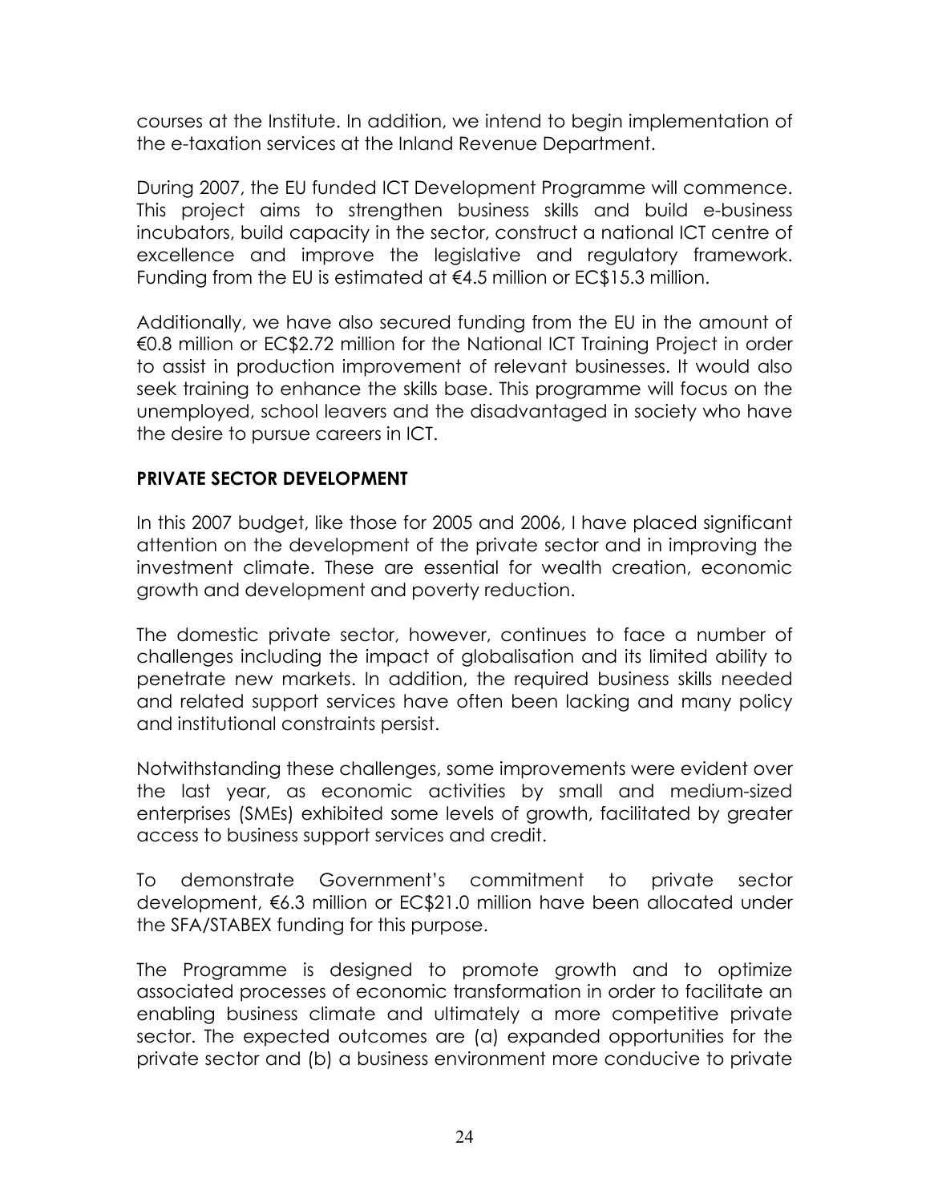courses at the Institute. In addition, we intend to begin implementation of the e-taxation services at the Inland Revenue Department.

During 2007, the EU funded ICT Development Programme will commence. This project aims to strengthen business skills and build e-business incubators, build capacity in the sector, construct a national ICT centre of excellence and improve the legislative and regulatory framework. Funding from the EU is estimated at €4.5 million or EC$15.3 million.

Additionally, we have also secured funding from the EU in the amount of €0.8 million or EC$2.72 million for the National ICT Training Project in order to assist in production improvement of relevant businesses. It would also seek training to enhance the skills base. This programme will focus on the unemployed, school leavers and the disadvantaged in society who have the desire to pursue careers in ICT.

## PRIVATE SECTOR DEVELOPMENT

In this 2007 budget, like those for 2005 and 2006, I have placed significant attention on the development of the private sector and in improving the investment climate. These are essential for wealth creation, economic growth and development and poverty reduction.

The domestic private sector, however, continues to face a number of challenges including the impact of globalisation and its limited ability to penetrate new markets. In addition, the required business skills needed and related support services have often been lacking and many policy and institutional constraints persist.

Notwithstanding these challenges, some improvements were evident over the last year, as economic activities by small and medium-sized enterprises (SMEs) exhibited some levels of growth, facilitated by greater access to business support services and credit.

To demonstrate Government's commitment to private sector development, €6.3 million or EC$21.0 million have been allocated under the SFA/STABEX funding for this purpose.

The Programme is designed to promote growth and to optimize associated processes of economic transformation in order to facilitate an enabling business climate and ultimately a more competitive private sector. The expected outcomes are (a) expanded opportunities for the private sector and (b) a business environment more conducive to private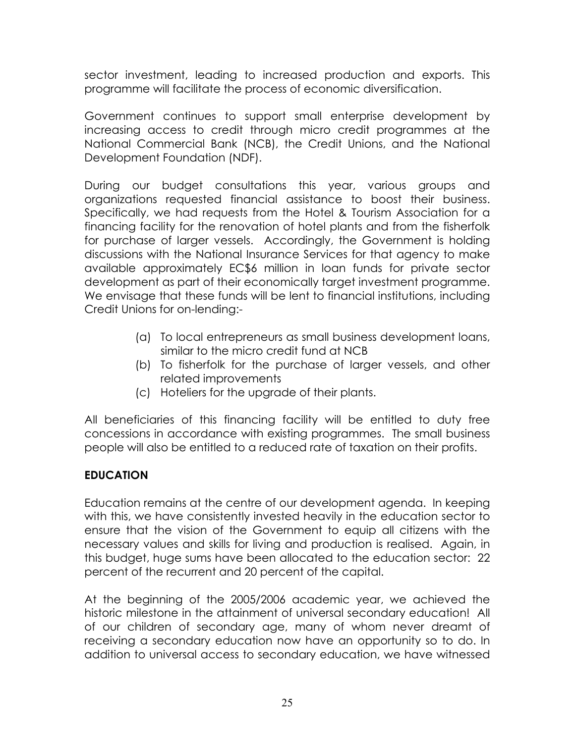sector investment, leading to increased production and exports. This programme will facilitate the process of economic diversification.

Government continues to support small enterprise development by increasing access to credit through micro credit programmes at the National Commercial Bank (NCB), the Credit Unions, and the National Development Foundation (NDF).

During our budget consultations this year, various groups and organizations requested financial assistance to boost their business. Specifically, we had requests from the Hotel & Tourism Association for a financing facility for the renovation of hotel plants and from the fisherfolk for purchase of larger vessels. Accordingly, the Government is holding discussions with the National Insurance Services for that agency to make available approximately EC$6 million in loan funds for private sector development as part of their economically target investment programme. We envisage that these funds will be lent to financial institutions, including Credit Unions for on-lending:-

(a) To local entrepreneurs as small business development loans, similar to the micro credit fund at NCB
(b) To fisherfolk for the purchase of larger vessels, and other related improvements
(c) Hoteliers for the upgrade of their plants.

All beneficiaries of this financing facility will be entitled to duty free concessions in accordance with existing programmes. The small business people will also be entitled to a reduced rate of taxation on their profits.

## EDUCATION

Education remains at the centre of our development agenda. In keeping with this, we have consistently invested heavily in the education sector to ensure that the vision of the Government to equip all citizens with the necessary values and skills for living and production is realised. Again, in this budget, huge sums have been allocated to the education sector: 22 percent of the recurrent and 20 percent of the capital.

At the beginning of the 2005/2006 academic year, we achieved the historic milestone in the attainment of universal secondary education! All of our children of secondary age, many of whom never dreamt of receiving a secondary education now have an opportunity so to do. In addition to universal access to secondary education, we have witnessed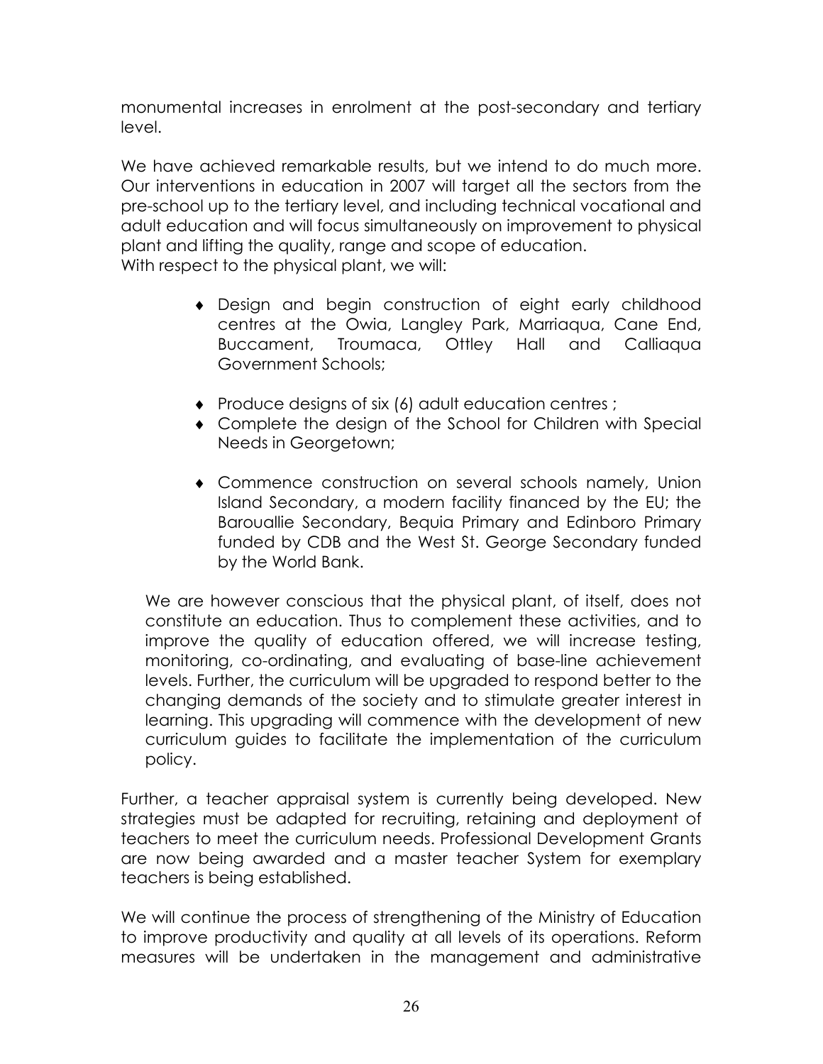monumental increases in enrolment at the post-secondary and tertiary level.

We have achieved remarkable results, but we intend to do much more. Our interventions in education in 2007 will target all the sectors from the pre-school up to the tertiary level, and including technical vocational and adult education and will focus simultaneously on improvement to physical plant and lifting the quality, range and scope of education.
With respect to the physical plant, we will:

- Design and begin construction of eight early childhood centres at the Owia, Langley Park, Marriaqua, Cane End, Buccament, Troumaca, Ottley Hall and Calliaqua Government Schools;
- Produce designs of six (6) adult education centres ;
- Complete the design of the School for Children with Special Needs in Georgetown;
- Commence construction on several schools namely, Union Island Secondary, a modern facility financed by the EU; the Barouallie Secondary, Bequia Primary and Edinboro Primary funded by CDB and the West St. George Secondary funded by the World Bank.

We are however conscious that the physical plant, of itself, does not constitute an education. Thus to complement these activities, and to improve the quality of education offered, we will increase testing, monitoring, co-ordinating, and evaluating of base-line achievement levels. Further, the curriculum will be upgraded to respond better to the changing demands of the society and to stimulate greater interest in learning. This upgrading will commence with the development of new curriculum guides to facilitate the implementation of the curriculum policy.

Further, a teacher appraisal system is currently being developed. New strategies must be adapted for recruiting, retaining and deployment of teachers to meet the curriculum needs. Professional Development Grants are now being awarded and a master teacher System for exemplary teachers is being established.

We will continue the process of strengthening of the Ministry of Education to improve productivity and quality at all levels of its operations. Reform measures will be undertaken in the management and administrative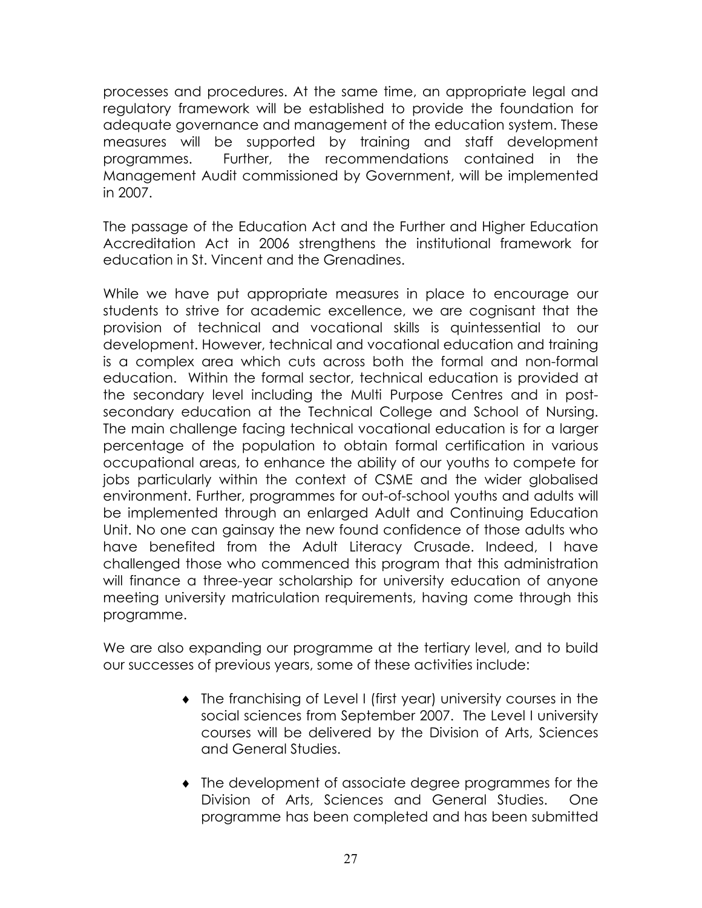processes and procedures. At the same time, an appropriate legal and regulatory framework will be established to provide the foundation for adequate governance and management of the education system. These measures will be supported by training and staff development programmes. Further, the recommendations contained in the Management Audit commissioned by Government, will be implemented in 2007.

The passage of the Education Act and the Further and Higher Education Accreditation Act in 2006 strengthens the institutional framework for education in St. Vincent and the Grenadines.

While we have put appropriate measures in place to encourage our students to strive for academic excellence, we are cognisant that the provision of technical and vocational skills is quintessential to our development. However, technical and vocational education and training is a complex area which cuts across both the formal and non-formal education. Within the formal sector, technical education is provided at the secondary level including the Multi Purpose Centres and in post-secondary education at the Technical College and School of Nursing. The main challenge facing technical vocational education is for a larger percentage of the population to obtain formal certification in various occupational areas, to enhance the ability of our youths to compete for jobs particularly within the context of CSME and the wider globalised environment. Further, programmes for out-of-school youths and adults will be implemented through an enlarged Adult and Continuing Education Unit. No one can gainsay the new found confidence of those adults who have benefited from the Adult Literacy Crusade. Indeed, I have challenged those who commenced this program that this administration will finance a three-year scholarship for university education of anyone meeting university matriculation requirements, having come through this programme.

We are also expanding our programme at the tertiary level, and to build our successes of previous years, some of these activities include:

- The franchising of Level I (first year) university courses in the social sciences from September 2007. The Level I university courses will be delivered by the Division of Arts, Sciences and General Studies.

- The development of associate degree programmes for the Division of Arts, Sciences and General Studies. One programme has been completed and has been submitted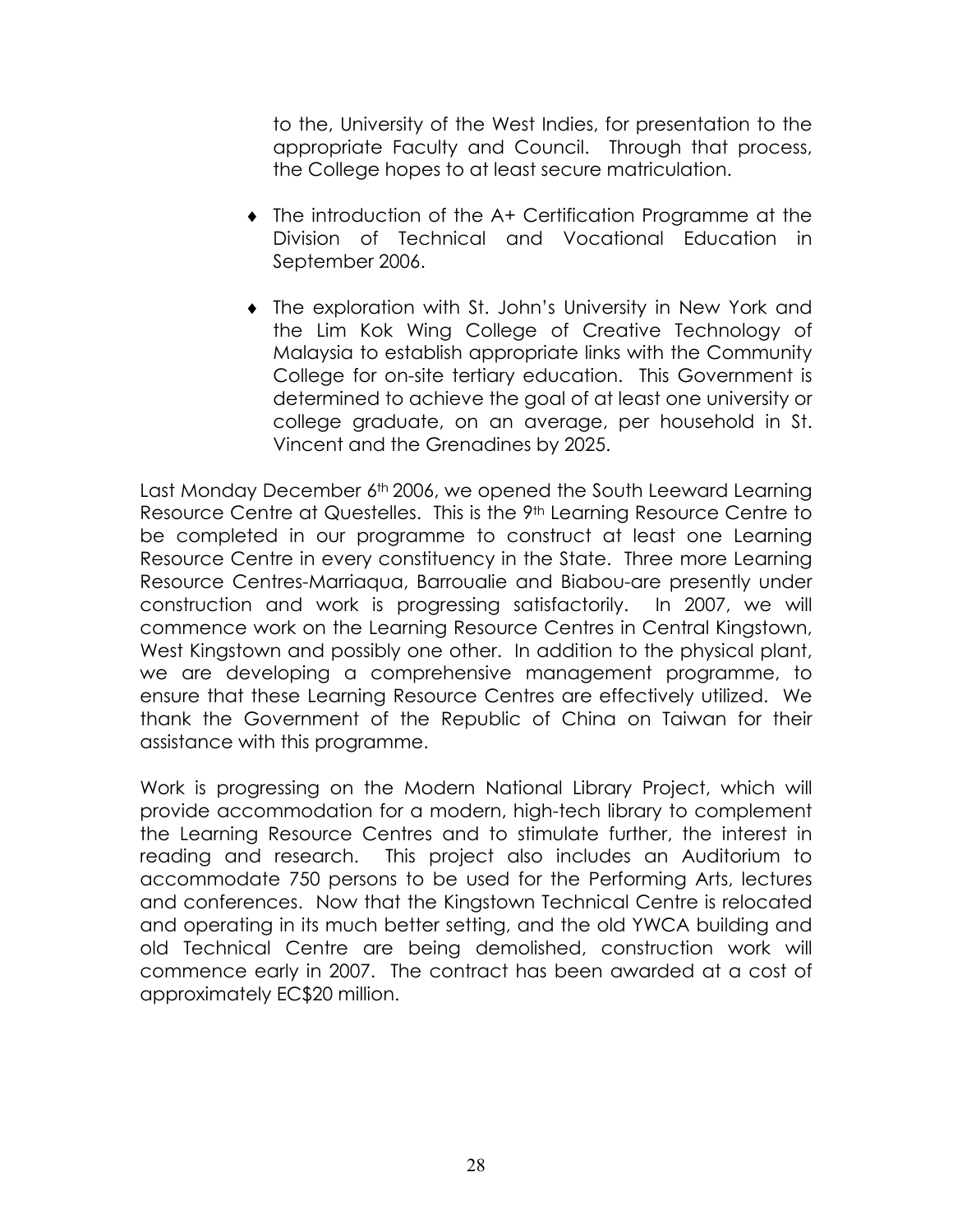to the, University of the West Indies, for presentation to the appropriate Faculty and Council. Through that process, the College hopes to at least secure matriculation.

- The introduction of the A+ Certification Programme at the Division of Technical and Vocational Education in September 2006.

- The exploration with St. John's University in New York and the Lim Kok Wing College of Creative Technology of Malaysia to establish appropriate links with the Community College for on-site tertiary education. This Government is determined to achieve the goal of at least one university or college graduate, on an average, per household in St. Vincent and the Grenadines by 2025.

Last Monday December 6th 2006, we opened the South Leeward Learning Resource Centre at Questelles. This is the 9th Learning Resource Centre to be completed in our programme to construct at least one Learning Resource Centre in every constituency in the State. Three more Learning Resource Centres-Marriaqua, Barroualie and Biabou-are presently under construction and work is progressing satisfactorily. In 2007, we will commence work on the Learning Resource Centres in Central Kingstown, West Kingstown and possibly one other. In addition to the physical plant, we are developing a comprehensive management programme, to ensure that these Learning Resource Centres are effectively utilized. We thank the Government of the Republic of China on Taiwan for their assistance with this programme.

Work is progressing on the Modern National Library Project, which will provide accommodation for a modern, high-tech library to complement the Learning Resource Centres and to stimulate further, the interest in reading and research. This project also includes an Auditorium to accommodate 750 persons to be used for the Performing Arts, lectures and conferences. Now that the Kingstown Technical Centre is relocated and operating in its much better setting, and the old YWCA building and old Technical Centre are being demolished, construction work will commence early in 2007. The contract has been awarded at a cost of approximately EC$20 million.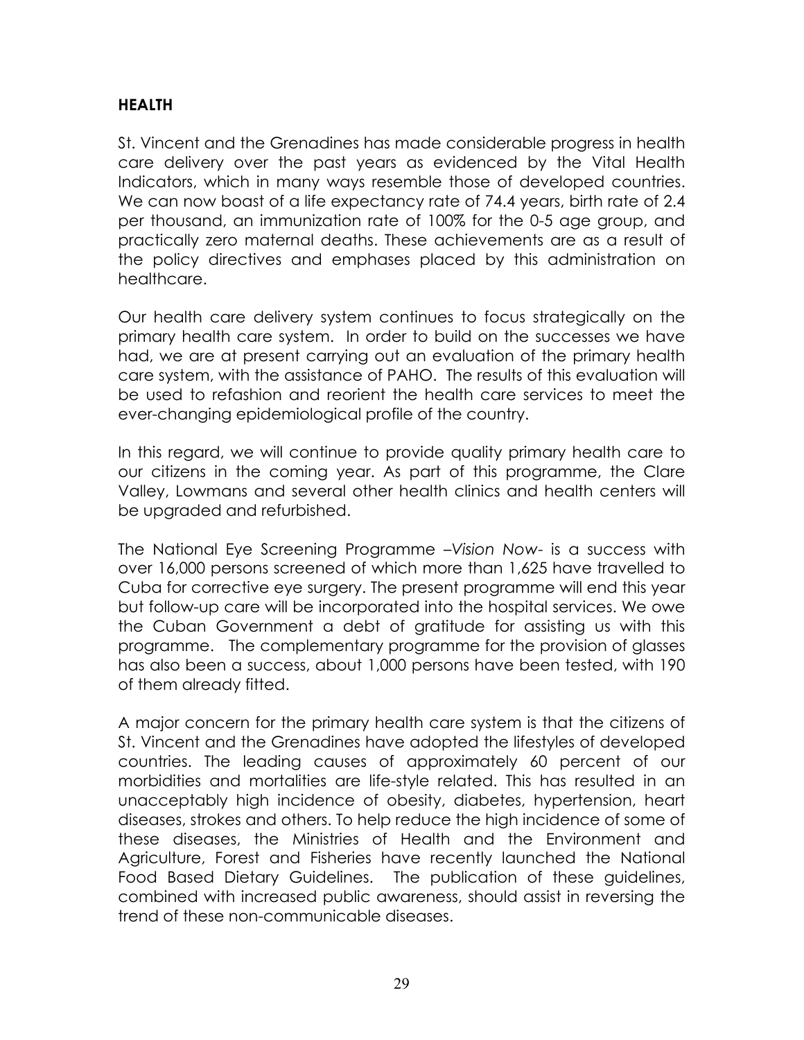## HEALTH

St. Vincent and the Grenadines has made considerable progress in health care delivery over the past years as evidenced by the Vital Health Indicators, which in many ways resemble those of developed countries. We can now boast of a life expectancy rate of 74.4 years, birth rate of 2.4 per thousand, an immunization rate of 100% for the 0-5 age group, and practically zero maternal deaths. These achievements are as a result of the policy directives and emphases placed by this administration on healthcare.

Our health care delivery system continues to focus strategically on the primary health care system. In order to build on the successes we have had, we are at present carrying out an evaluation of the primary health care system, with the assistance of PAHO. The results of this evaluation will be used to refashion and reorient the health care services to meet the ever-changing epidemiological profile of the country.

In this regard, we will continue to provide quality primary health care to our citizens in the coming year. As part of this programme, the Clare Valley, Lowmans and several other health clinics and health centers will be upgraded and refurbished.

The National Eye Screening Programme –*Vision Now*- is a success with over 16,000 persons screened of which more than 1,625 have travelled to Cuba for corrective eye surgery. The present programme will end this year but follow-up care will be incorporated into the hospital services. We owe the Cuban Government a debt of gratitude for assisting us with this programme. The complementary programme for the provision of glasses has also been a success, about 1,000 persons have been tested, with 190 of them already fitted.

A major concern for the primary health care system is that the citizens of St. Vincent and the Grenadines have adopted the lifestyles of developed countries. The leading causes of approximately 60 percent of our morbidities and mortalities are life-style related. This has resulted in an unacceptably high incidence of obesity, diabetes, hypertension, heart diseases, strokes and others. To help reduce the high incidence of some of these diseases, the Ministries of Health and the Environment and Agriculture, Forest and Fisheries have recently launched the National Food Based Dietary Guidelines. The publication of these guidelines, combined with increased public awareness, should assist in reversing the trend of these non-communicable diseases.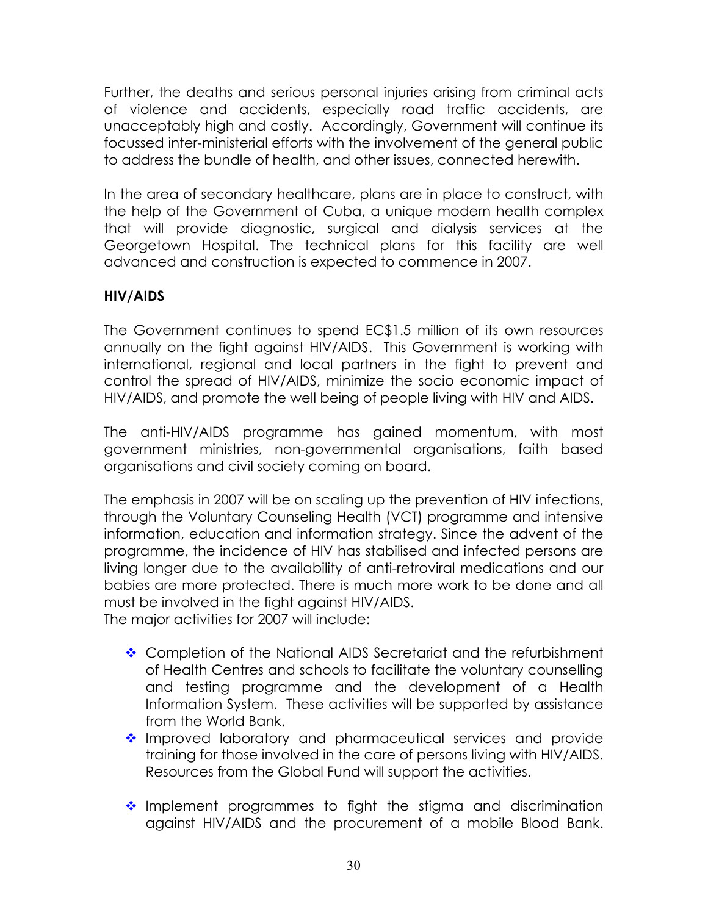Further, the deaths and serious personal injuries arising from criminal acts of violence and accidents, especially road traffic accidents, are unacceptably high and costly. Accordingly, Government will continue its focussed inter-ministerial efforts with the involvement of the general public to address the bundle of health, and other issues, connected herewith.

In the area of secondary healthcare, plans are in place to construct, with the help of the Government of Cuba, a unique modern health complex that will provide diagnostic, surgical and dialysis services at the Georgetown Hospital. The technical plans for this facility are well advanced and construction is expected to commence in 2007.

**HIV/AIDS**

The Government continues to spend EC$1.5 million of its own resources annually on the fight against HIV/AIDS. This Government is working with international, regional and local partners in the fight to prevent and control the spread of HIV/AIDS, minimize the socio economic impact of HIV/AIDS, and promote the well being of people living with HIV and AIDS.

The anti-HIV/AIDS programme has gained momentum, with most government ministries, non-governmental organisations, faith based organisations and civil society coming on board.

The emphasis in 2007 will be on scaling up the prevention of HIV infections, through the Voluntary Counseling Health (VCT) programme and intensive information, education and information strategy. Since the advent of the programme, the incidence of HIV has stabilised and infected persons are living longer due to the availability of anti-retroviral medications and our babies are more protected. There is much more work to be done and all must be involved in the fight against HIV/AIDS.
The major activities for 2007 will include:

- Completion of the National AIDS Secretariat and the refurbishment of Health Centres and schools to facilitate the voluntary counselling and testing programme and the development of a Health Information System. These activities will be supported by assistance from the World Bank.
- Improved laboratory and pharmaceutical services and provide training for those involved in the care of persons living with HIV/AIDS. Resources from the Global Fund will support the activities.
- Implement programmes to fight the stigma and discrimination against HIV/AIDS and the procurement of a mobile Blood Bank.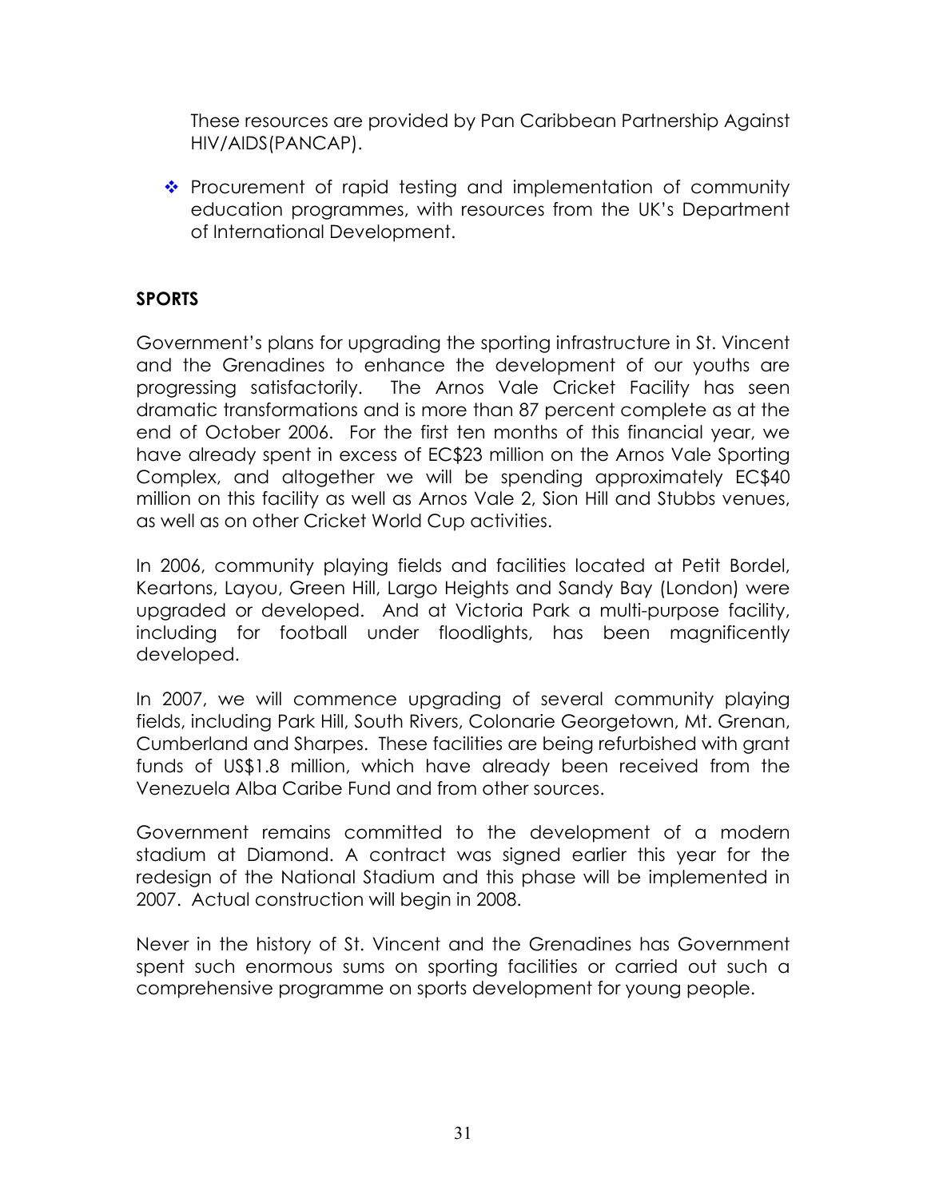These resources are provided by Pan Caribbean Partnership Against HIV/AIDS(PANCAP).

- Procurement of rapid testing and implementation of community education programmes, with resources from the UK's Department of International Development.

## SPORTS

Government's plans for upgrading the sporting infrastructure in St. Vincent and the Grenadines to enhance the development of our youths are progressing satisfactorily. The Arnos Vale Cricket Facility has seen dramatic transformations and is more than 87 percent complete as at the end of October 2006. For the first ten months of this financial year, we have already spent in excess of EC$23 million on the Arnos Vale Sporting Complex, and altogether we will be spending approximately EC$40 million on this facility as well as Arnos Vale 2, Sion Hill and Stubbs venues, as well as on other Cricket World Cup activities.

In 2006, community playing fields and facilities located at Petit Bordel, Keartons, Layou, Green Hill, Largo Heights and Sandy Bay (London) were upgraded or developed. And at Victoria Park a multi-purpose facility, including for football under floodlights, has been magnificently developed.

In 2007, we will commence upgrading of several community playing fields, including Park Hill, South Rivers, Colonarie Georgetown, Mt. Grenan, Cumberland and Sharpes. These facilities are being refurbished with grant funds of US$1.8 million, which have already been received from the Venezuela Alba Caribe Fund and from other sources.

Government remains committed to the development of a modern stadium at Diamond. A contract was signed earlier this year for the redesign of the National Stadium and this phase will be implemented in 2007. Actual construction will begin in 2008.

Never in the history of St. Vincent and the Grenadines has Government spent such enormous sums on sporting facilities or carried out such a comprehensive programme on sports development for young people.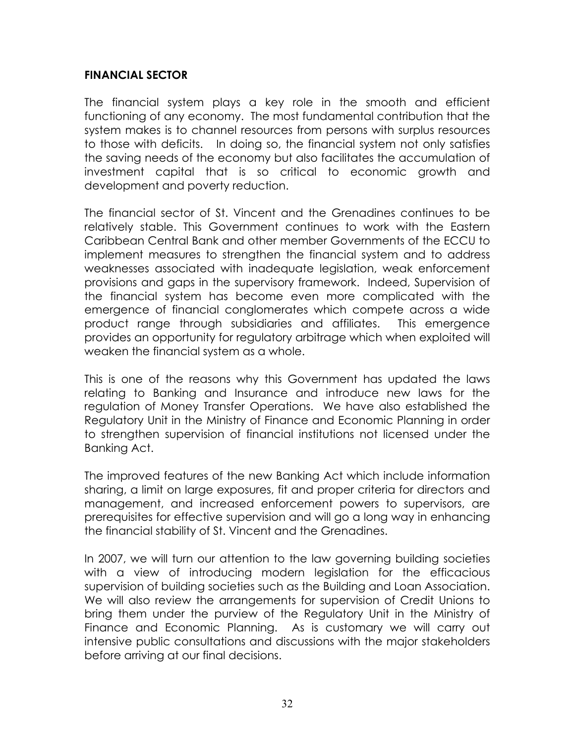## FINANCIAL SECTOR

The financial system plays a key role in the smooth and efficient functioning of any economy. The most fundamental contribution that the system makes is to channel resources from persons with surplus resources to those with deficits. In doing so, the financial system not only satisfies the saving needs of the economy but also facilitates the accumulation of investment capital that is so critical to economic growth and development and poverty reduction.

The financial sector of St. Vincent and the Grenadines continues to be relatively stable. This Government continues to work with the Eastern Caribbean Central Bank and other member Governments of the ECCU to implement measures to strengthen the financial system and to address weaknesses associated with inadequate legislation, weak enforcement provisions and gaps in the supervisory framework. Indeed, Supervision of the financial system has become even more complicated with the emergence of financial conglomerates which compete across a wide product range through subsidiaries and affiliates. This emergence provides an opportunity for regulatory arbitrage which when exploited will weaken the financial system as a whole.

This is one of the reasons why this Government has updated the laws relating to Banking and Insurance and introduce new laws for the regulation of Money Transfer Operations. We have also established the Regulatory Unit in the Ministry of Finance and Economic Planning in order to strengthen supervision of financial institutions not licensed under the Banking Act.

The improved features of the new Banking Act which include information sharing, a limit on large exposures, fit and proper criteria for directors and management, and increased enforcement powers to supervisors, are prerequisites for effective supervision and will go a long way in enhancing the financial stability of St. Vincent and the Grenadines.

In 2007, we will turn our attention to the law governing building societies with a view of introducing modern legislation for the efficacious supervision of building societies such as the Building and Loan Association. We will also review the arrangements for supervision of Credit Unions to bring them under the purview of the Regulatory Unit in the Ministry of Finance and Economic Planning. As is customary we will carry out intensive public consultations and discussions with the major stakeholders before arriving at our final decisions.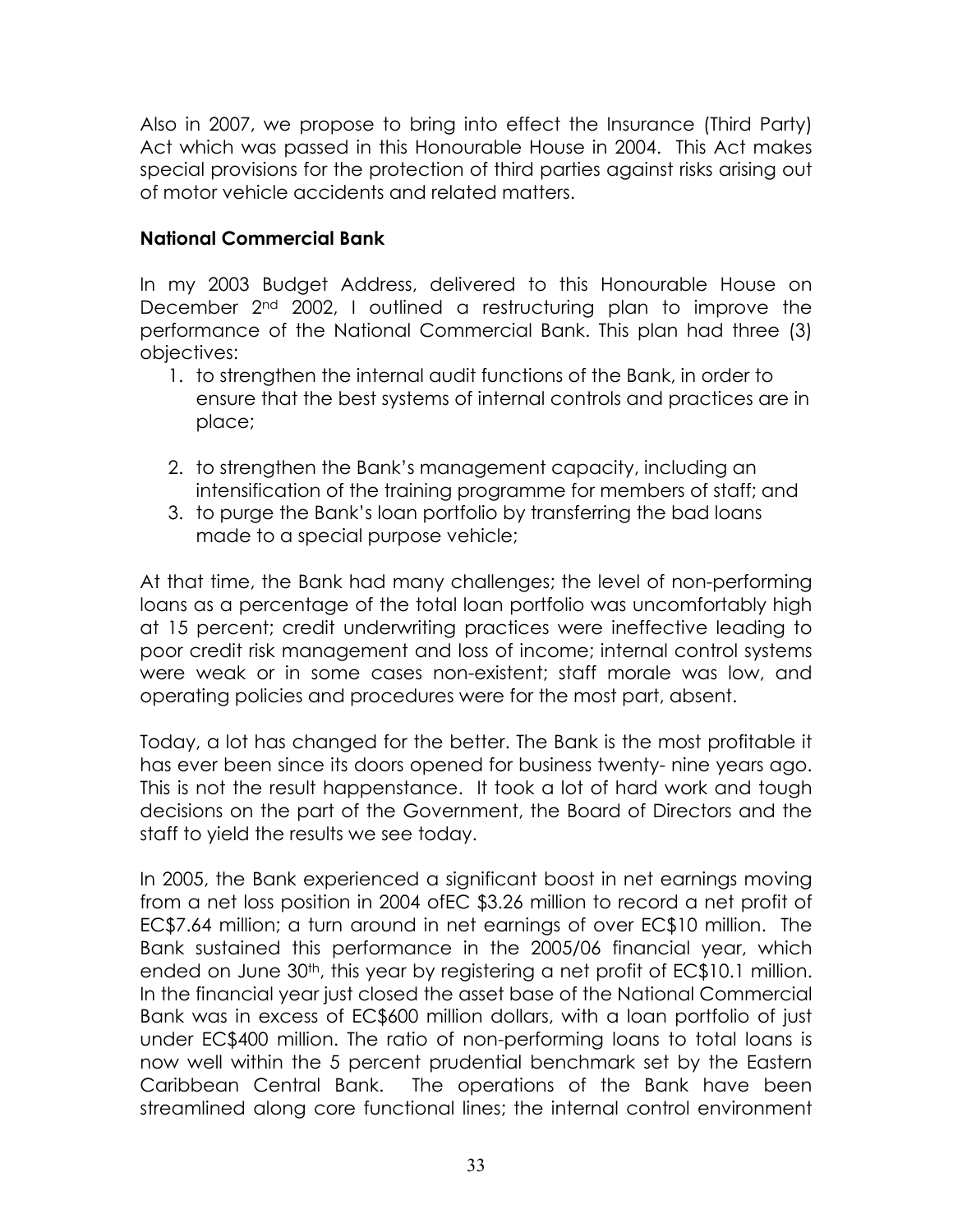Also in 2007, we propose to bring into effect the Insurance (Third Party) Act which was passed in this Honourable House in 2004. This Act makes special provisions for the protection of third parties against risks arising out of motor vehicle accidents and related matters.

**National Commercial Bank**

In my 2003 Budget Address, delivered to this Honourable House on December 2nd 2002, I outlined a restructuring plan to improve the performance of the National Commercial Bank. This plan had three (3) objectives:

1. to strengthen the internal audit functions of the Bank, in order to ensure that the best systems of internal controls and practices are in place;
2. to strengthen the Bank's management capacity, including an intensification of the training programme for members of staff; and
3. to purge the Bank's loan portfolio by transferring the bad loans made to a special purpose vehicle;

At that time, the Bank had many challenges; the level of non-performing loans as a percentage of the total loan portfolio was uncomfortably high at 15 percent; credit underwriting practices were ineffective leading to poor credit risk management and loss of income; internal control systems were weak or in some cases non-existent; staff morale was low, and operating policies and procedures were for the most part, absent.

Today, a lot has changed for the better. The Bank is the most profitable it has ever been since its doors opened for business twenty- nine years ago. This is not the result happenstance. It took a lot of hard work and tough decisions on the part of the Government, the Board of Directors and the staff to yield the results we see today.

In 2005, the Bank experienced a significant boost in net earnings moving from a net loss position in 2004 ofEC $3.26 million to record a net profit of EC$7.64 million; a turn around in net earnings of over EC$10 million. The Bank sustained this performance in the 2005/06 financial year, which ended on June 30th, this year by registering a net profit of EC$10.1 million. In the financial year just closed the asset base of the National Commercial Bank was in excess of EC$600 million dollars, with a loan portfolio of just under EC$400 million. The ratio of non-performing loans to total loans is now well within the 5 percent prudential benchmark set by the Eastern Caribbean Central Bank. The operations of the Bank have been streamlined along core functional lines; the internal control environment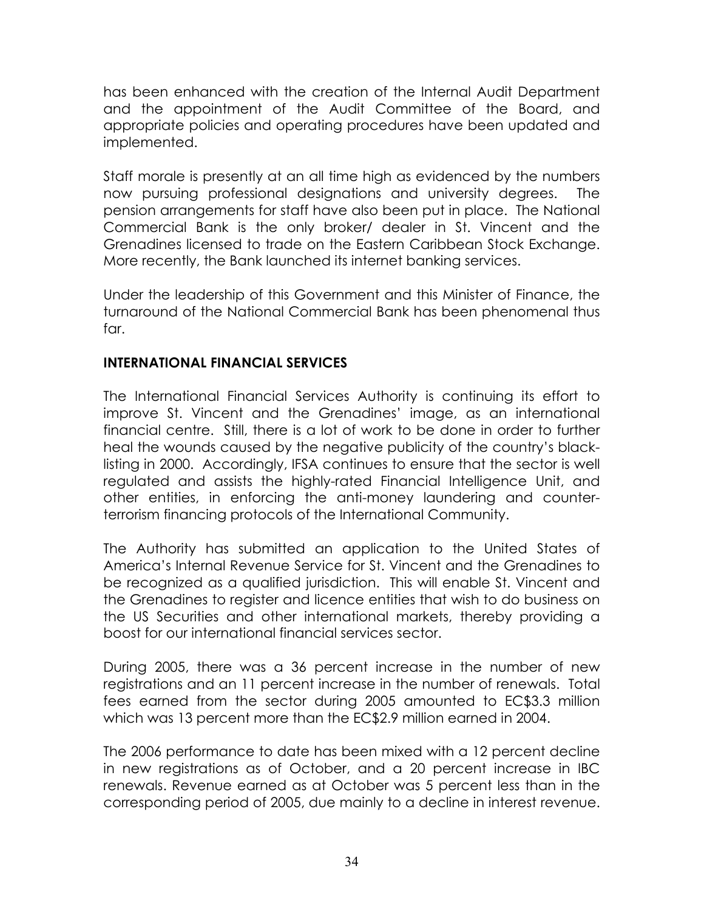has been enhanced with the creation of the Internal Audit Department and the appointment of the Audit Committee of the Board, and appropriate policies and operating procedures have been updated and implemented.

Staff morale is presently at an all time high as evidenced by the numbers now pursuing professional designations and university degrees. The pension arrangements for staff have also been put in place. The National Commercial Bank is the only broker/ dealer in St. Vincent and the Grenadines licensed to trade on the Eastern Caribbean Stock Exchange. More recently, the Bank launched its internet banking services.

Under the leadership of this Government and this Minister of Finance, the turnaround of the National Commercial Bank has been phenomenal thus far.

## INTERNATIONAL FINANCIAL SERVICES

The International Financial Services Authority is continuing its effort to improve St. Vincent and the Grenadines' image, as an international financial centre. Still, there is a lot of work to be done in order to further heal the wounds caused by the negative publicity of the country's black-listing in 2000. Accordingly, IFSA continues to ensure that the sector is well regulated and assists the highly-rated Financial Intelligence Unit, and other entities, in enforcing the anti-money laundering and counter-terrorism financing protocols of the International Community.

The Authority has submitted an application to the United States of America's Internal Revenue Service for St. Vincent and the Grenadines to be recognized as a qualified jurisdiction. This will enable St. Vincent and the Grenadines to register and licence entities that wish to do business on the US Securities and other international markets, thereby providing a boost for our international financial services sector.

During 2005, there was a 36 percent increase in the number of new registrations and an 11 percent increase in the number of renewals. Total fees earned from the sector during 2005 amounted to EC$3.3 million which was 13 percent more than the EC$2.9 million earned in 2004.

The 2006 performance to date has been mixed with a 12 percent decline in new registrations as of October, and a 20 percent increase in IBC renewals. Revenue earned as at October was 5 percent less than in the corresponding period of 2005, due mainly to a decline in interest revenue.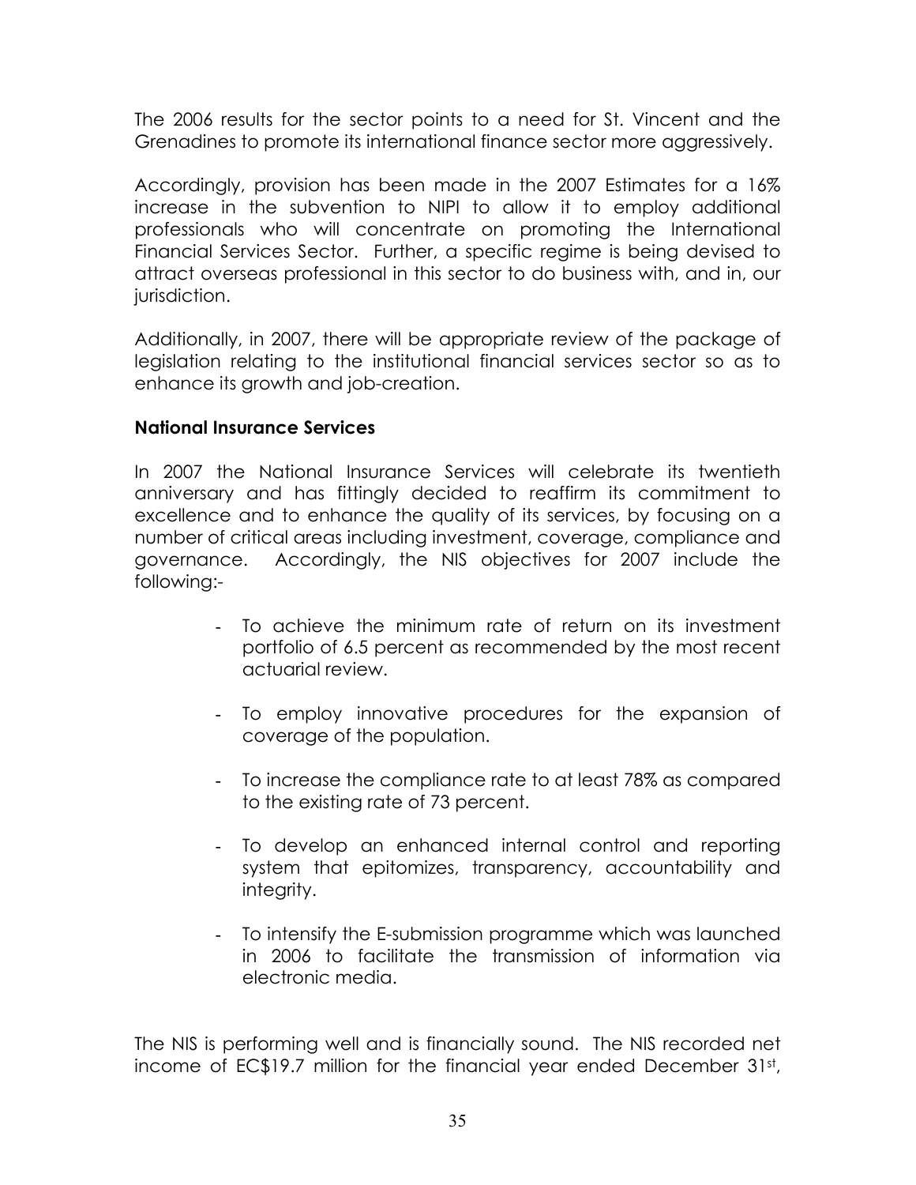The 2006 results for the sector points to a need for St. Vincent and the Grenadines to promote its international finance sector more aggressively.

Accordingly, provision has been made in the 2007 Estimates for a 16% increase in the subvention to NIPI to allow it to employ additional professionals who will concentrate on promoting the International Financial Services Sector. Further, a specific regime is being devised to attract overseas professional in this sector to do business with, and in, our jurisdiction.

Additionally, in 2007, there will be appropriate review of the package of legislation relating to the institutional financial services sector so as to enhance its growth and job-creation.

**National Insurance Services**

In 2007 the National Insurance Services will celebrate its twentieth anniversary and has fittingly decided to reaffirm its commitment to excellence and to enhance the quality of its services, by focusing on a number of critical areas including investment, coverage, compliance and governance. Accordingly, the NIS objectives for 2007 include the following:-

- To achieve the minimum rate of return on its investment portfolio of 6.5 percent as recommended by the most recent actuarial review.
- To employ innovative procedures for the expansion of coverage of the population.
- To increase the compliance rate to at least 78% as compared to the existing rate of 73 percent.
- To develop an enhanced internal control and reporting system that epitomizes, transparency, accountability and integrity.
- To intensify the E-submission programme which was launched in 2006 to facilitate the transmission of information via electronic media.

The NIS is performing well and is financially sound. The NIS recorded net income of EC$19.7 million for the financial year ended December 31st,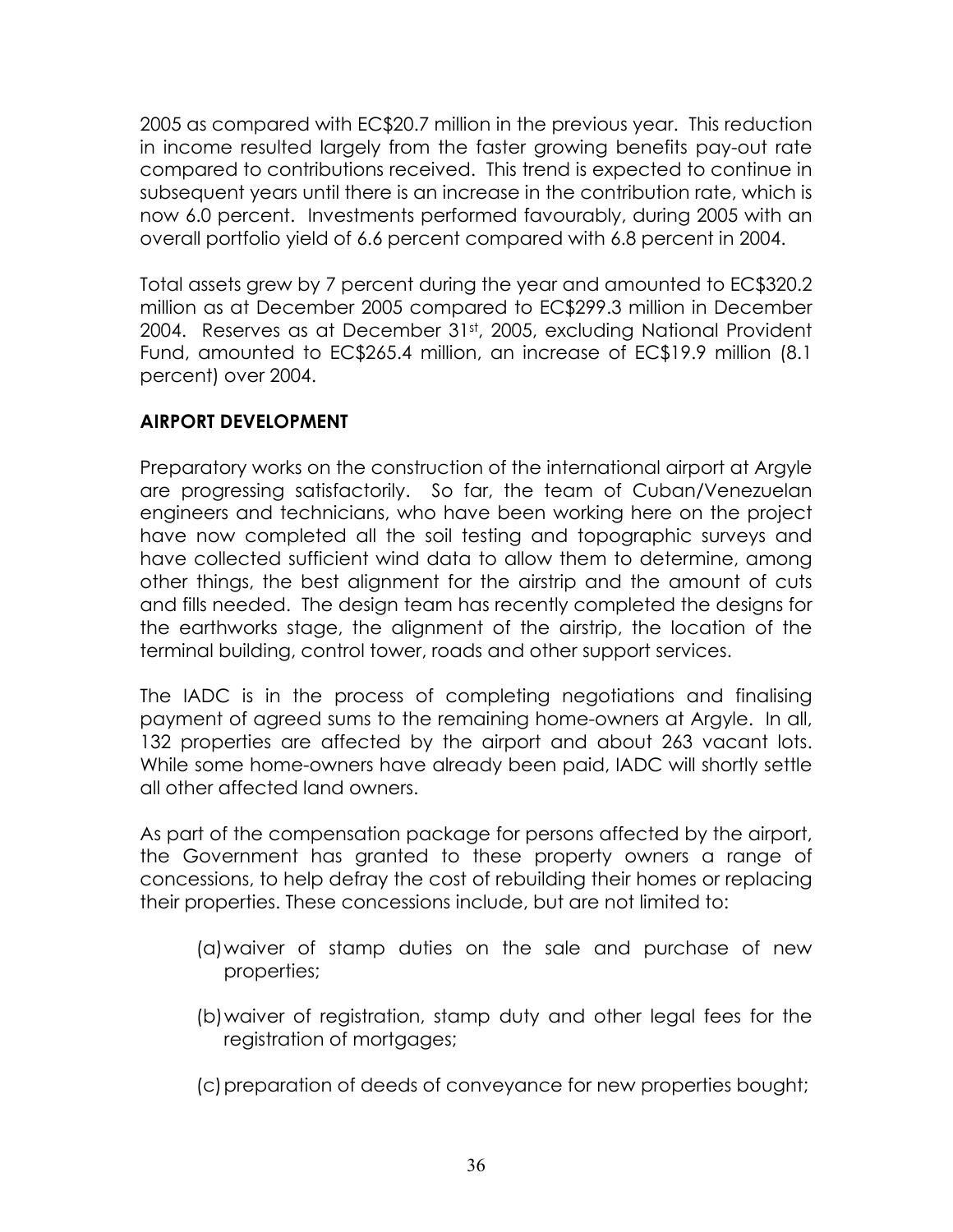2005 as compared with EC$20.7 million in the previous year. This reduction in income resulted largely from the faster growing benefits pay-out rate compared to contributions received. This trend is expected to continue in subsequent years until there is an increase in the contribution rate, which is now 6.0 percent. Investments performed favourably, during 2005 with an overall portfolio yield of 6.6 percent compared with 6.8 percent in 2004.

Total assets grew by 7 percent during the year and amounted to EC$320.2 million as at December 2005 compared to EC$299.3 million in December 2004. Reserves as at December 31st, 2005, excluding National Provident Fund, amounted to EC$265.4 million, an increase of EC$19.9 million (8.1 percent) over 2004.

**AIRPORT DEVELOPMENT**

Preparatory works on the construction of the international airport at Argyle are progressing satisfactorily. So far, the team of Cuban/Venezuelan engineers and technicians, who have been working here on the project have now completed all the soil testing and topographic surveys and have collected sufficient wind data to allow them to determine, among other things, the best alignment for the airstrip and the amount of cuts and fills needed. The design team has recently completed the designs for the earthworks stage, the alignment of the airstrip, the location of the terminal building, control tower, roads and other support services.

The IADC is in the process of completing negotiations and finalising payment of agreed sums to the remaining home-owners at Argyle. In all, 132 properties are affected by the airport and about 263 vacant lots. While some home-owners have already been paid, IADC will shortly settle all other affected land owners.

As part of the compensation package for persons affected by the airport, the Government has granted to these property owners a range of concessions, to help defray the cost of rebuilding their homes or replacing their properties. These concessions include, but are not limited to:

(a) waiver of stamp duties on the sale and purchase of new properties;

(b) waiver of registration, stamp duty and other legal fees for the registration of mortgages;

(c) preparation of deeds of conveyance for new properties bought;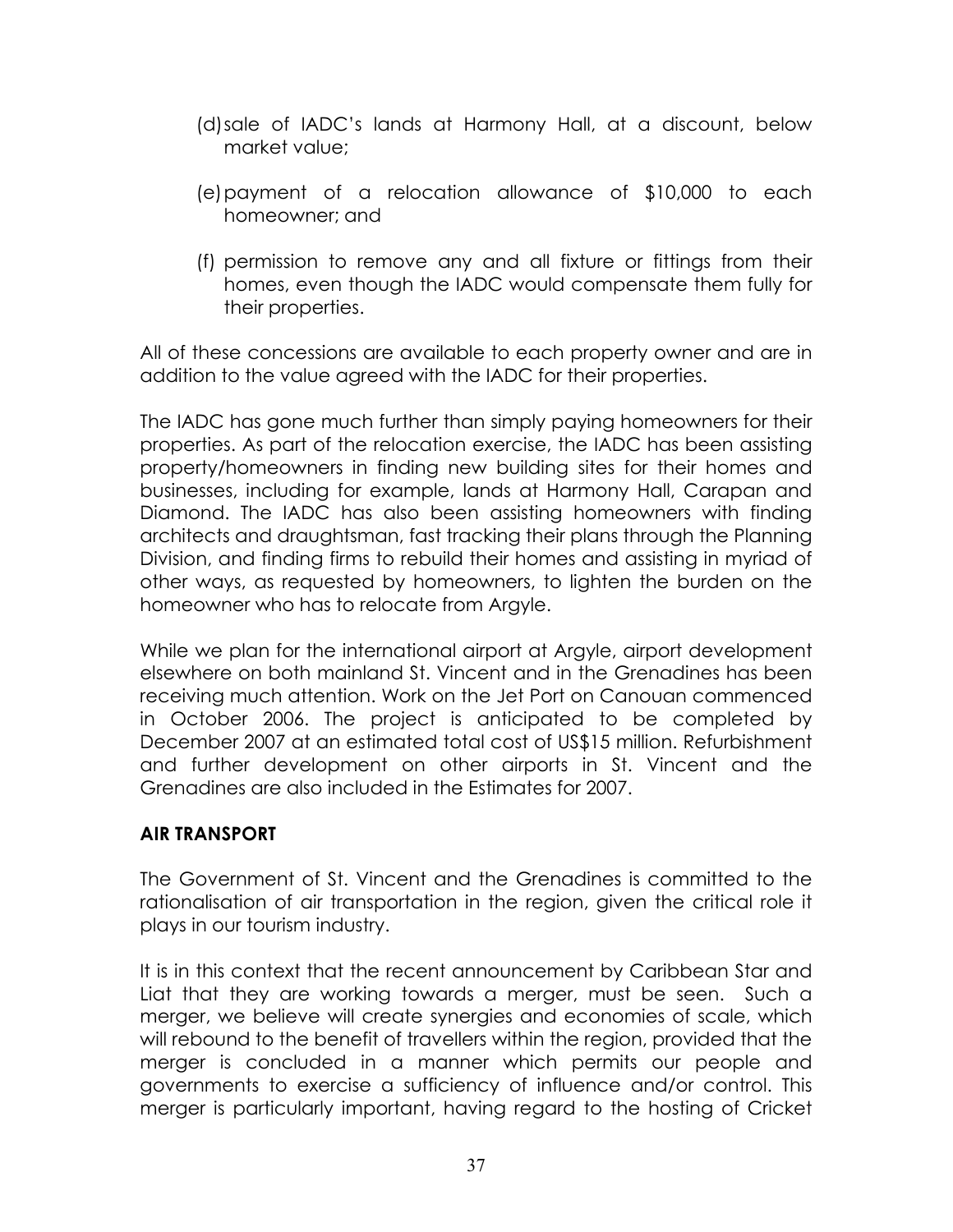(d) sale of IADC's lands at Harmony Hall, at a discount, below market value;

(e) payment of a relocation allowance of $10,000 to each homeowner; and

(f) permission to remove any and all fixture or fittings from their homes, even though the IADC would compensate them fully for their properties.

All of these concessions are available to each property owner and are in addition to the value agreed with the IADC for their properties.

The IADC has gone much further than simply paying homeowners for their properties. As part of the relocation exercise, the IADC has been assisting property/homeowners in finding new building sites for their homes and businesses, including for example, lands at Harmony Hall, Carapan and Diamond. The IADC has also been assisting homeowners with finding architects and draughtsman, fast tracking their plans through the Planning Division, and finding firms to rebuild their homes and assisting in myriad of other ways, as requested by homeowners, to lighten the burden on the homeowner who has to relocate from Argyle.

While we plan for the international airport at Argyle, airport development elsewhere on both mainland St. Vincent and in the Grenadines has been receiving much attention. Work on the Jet Port on Canouan commenced in October 2006. The project is anticipated to be completed by December 2007 at an estimated total cost of US$15 million. Refurbishment and further development on other airports in St. Vincent and the Grenadines are also included in the Estimates for 2007.

## AIR TRANSPORT

The Government of St. Vincent and the Grenadines is committed to the rationalisation of air transportation in the region, given the critical role it plays in our tourism industry.

It is in this context that the recent announcement by Caribbean Star and Liat that they are working towards a merger, must be seen. Such a merger, we believe will create synergies and economies of scale, which will rebound to the benefit of travellers within the region, provided that the merger is concluded in a manner which permits our people and governments to exercise a sufficiency of influence and/or control. This merger is particularly important, having regard to the hosting of Cricket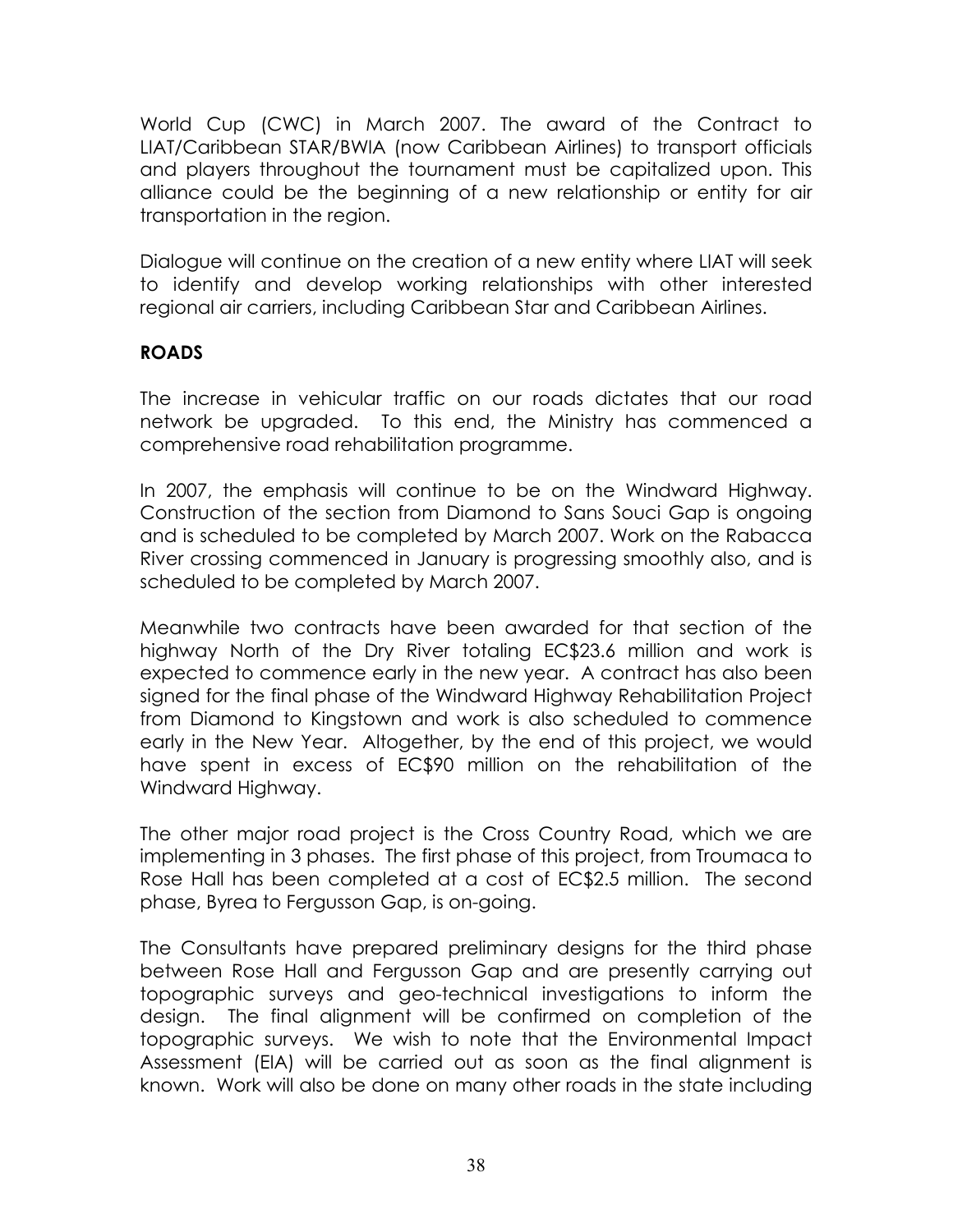World Cup (CWC) in March 2007. The award of the Contract to LIAT/Caribbean STAR/BWIA (now Caribbean Airlines) to transport officials and players throughout the tournament must be capitalized upon. This alliance could be the beginning of a new relationship or entity for air transportation in the region.

Dialogue will continue on the creation of a new entity where LIAT will seek to identify and develop working relationships with other interested regional air carriers, including Caribbean Star and Caribbean Airlines.

**ROADS**

The increase in vehicular traffic on our roads dictates that our road network be upgraded. To this end, the Ministry has commenced a comprehensive road rehabilitation programme.

In 2007, the emphasis will continue to be on the Windward Highway. Construction of the section from Diamond to Sans Souci Gap is ongoing and is scheduled to be completed by March 2007. Work on the Rabacca River crossing commenced in January is progressing smoothly also, and is scheduled to be completed by March 2007.

Meanwhile two contracts have been awarded for that section of the highway North of the Dry River totaling EC$23.6 million and work is expected to commence early in the new year. A contract has also been signed for the final phase of the Windward Highway Rehabilitation Project from Diamond to Kingstown and work is also scheduled to commence early in the New Year. Altogether, by the end of this project, we would have spent in excess of EC$90 million on the rehabilitation of the Windward Highway.

The other major road project is the Cross Country Road, which we are implementing in 3 phases. The first phase of this project, from Troumaca to Rose Hall has been completed at a cost of EC$2.5 million. The second phase, Byrea to Fergusson Gap, is on-going.

The Consultants have prepared preliminary designs for the third phase between Rose Hall and Fergusson Gap and are presently carrying out topographic surveys and geo-technical investigations to inform the design. The final alignment will be confirmed on completion of the topographic surveys. We wish to note that the Environmental Impact Assessment (EIA) will be carried out as soon as the final alignment is known. Work will also be done on many other roads in the state including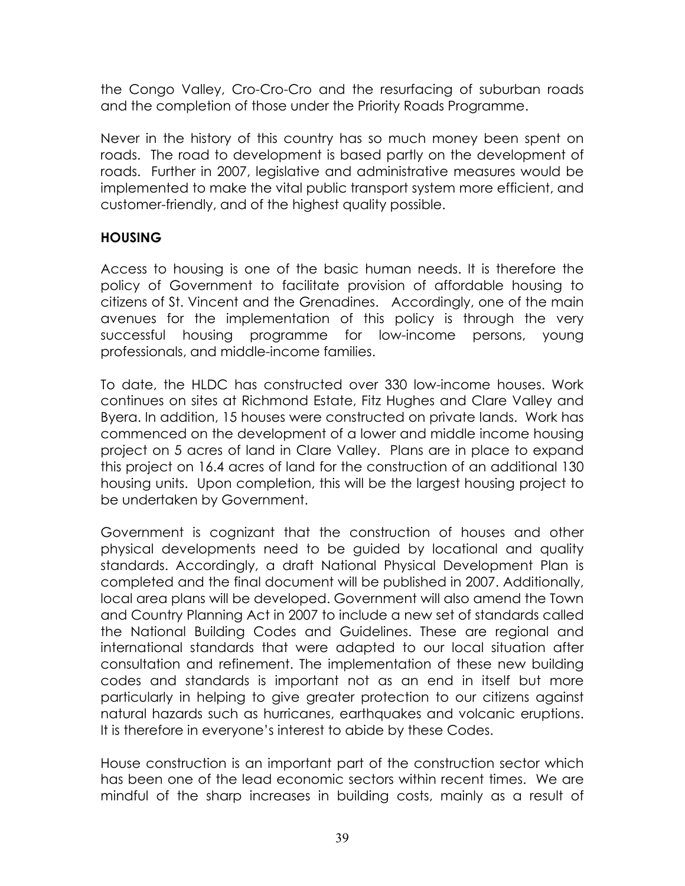the Congo Valley, Cro-Cro-Cro and the resurfacing of suburban roads and the completion of those under the Priority Roads Programme.

Never in the history of this country has so much money been spent on roads. The road to development is based partly on the development of roads. Further in 2007, legislative and administrative measures would be implemented to make the vital public transport system more efficient, and customer-friendly, and of the highest quality possible.

## HOUSING

Access to housing is one of the basic human needs. It is therefore the policy of Government to facilitate provision of affordable housing to citizens of St. Vincent and the Grenadines. Accordingly, one of the main avenues for the implementation of this policy is through the very successful housing programme for low-income persons, young professionals, and middle-income families.

To date, the HLDC has constructed over 330 low-income houses. Work continues on sites at Richmond Estate, Fitz Hughes and Clare Valley and Byera. In addition, 15 houses were constructed on private lands. Work has commenced on the development of a lower and middle income housing project on 5 acres of land in Clare Valley. Plans are in place to expand this project on 16.4 acres of land for the construction of an additional 130 housing units. Upon completion, this will be the largest housing project to be undertaken by Government.

Government is cognizant that the construction of houses and other physical developments need to be guided by locational and quality standards. Accordingly, a draft National Physical Development Plan is completed and the final document will be published in 2007. Additionally, local area plans will be developed. Government will also amend the Town and Country Planning Act in 2007 to include a new set of standards called the National Building Codes and Guidelines. These are regional and international standards that were adapted to our local situation after consultation and refinement. The implementation of these new building codes and standards is important not as an end in itself but more particularly in helping to give greater protection to our citizens against natural hazards such as hurricanes, earthquakes and volcanic eruptions. It is therefore in everyone's interest to abide by these Codes.

House construction is an important part of the construction sector which has been one of the lead economic sectors within recent times. We are mindful of the sharp increases in building costs, mainly as a result of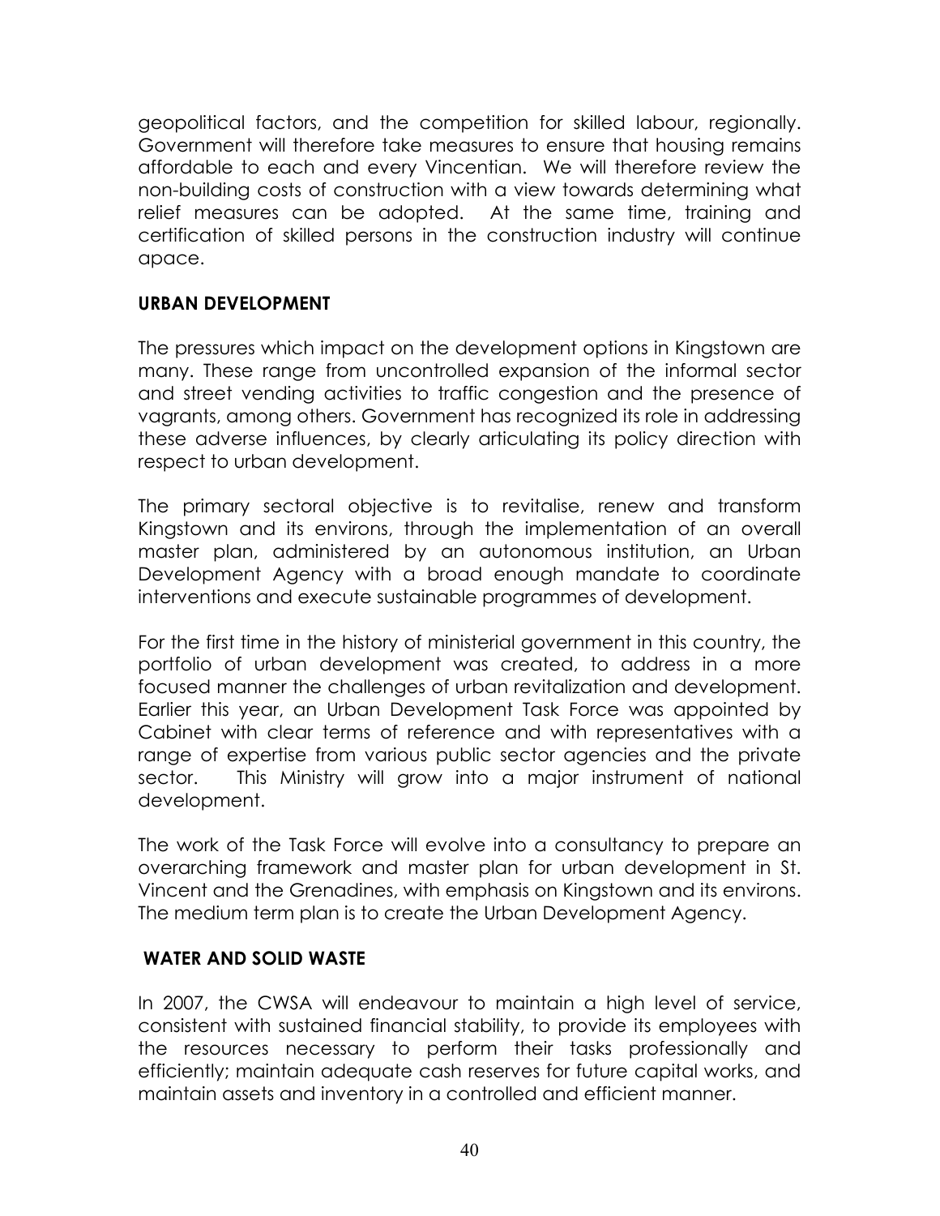geopolitical factors, and the competition for skilled labour, regionally. Government will therefore take measures to ensure that housing remains affordable to each and every Vincentian. We will therefore review the non-building costs of construction with a view towards determining what relief measures can be adopted. At the same time, training and certification of skilled persons in the construction industry will continue apace.

**URBAN DEVELOPMENT**

The pressures which impact on the development options in Kingstown are many. These range from uncontrolled expansion of the informal sector and street vending activities to traffic congestion and the presence of vagrants, among others. Government has recognized its role in addressing these adverse influences, by clearly articulating its policy direction with respect to urban development.

The primary sectoral objective is to revitalise, renew and transform Kingstown and its environs, through the implementation of an overall master plan, administered by an autonomous institution, an Urban Development Agency with a broad enough mandate to coordinate interventions and execute sustainable programmes of development.

For the first time in the history of ministerial government in this country, the portfolio of urban development was created, to address in a more focused manner the challenges of urban revitalization and development. Earlier this year, an Urban Development Task Force was appointed by Cabinet with clear terms of reference and with representatives with a range of expertise from various public sector agencies and the private sector. This Ministry will grow into a major instrument of national development.

The work of the Task Force will evolve into a consultancy to prepare an overarching framework and master plan for urban development in St. Vincent and the Grenadines, with emphasis on Kingstown and its environs. The medium term plan is to create the Urban Development Agency.

**WATER AND SOLID WASTE**

In 2007, the CWSA will endeavour to maintain a high level of service, consistent with sustained financial stability, to provide its employees with the resources necessary to perform their tasks professionally and efficiently; maintain adequate cash reserves for future capital works, and maintain assets and inventory in a controlled and efficient manner.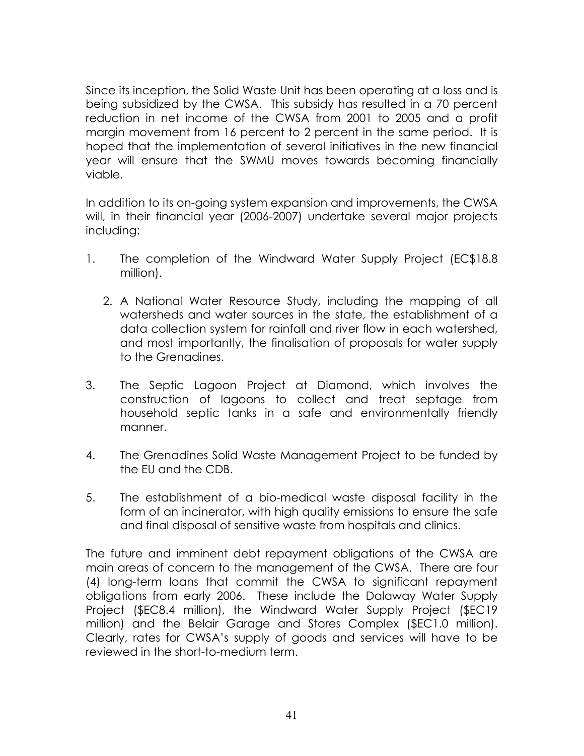Since its inception, the Solid Waste Unit has been operating at a loss and is being subsidized by the CWSA. This subsidy has resulted in a 70 percent reduction in net income of the CWSA from 2001 to 2005 and a profit margin movement from 16 percent to 2 percent in the same period. It is hoped that the implementation of several initiatives in the new financial year will ensure that the SWMU moves towards becoming financially viable.

In addition to its on-going system expansion and improvements, the CWSA will, in their financial year (2006-2007) undertake several major projects including:

1. The completion of the Windward Water Supply Project (EC$18.8 million).
2. A National Water Resource Study, including the mapping of all watersheds and water sources in the state, the establishment of a data collection system for rainfall and river flow in each watershed, and most importantly, the finalisation of proposals for water supply to the Grenadines.
3. The Septic Lagoon Project at Diamond, which involves the construction of lagoons to collect and treat septage from household septic tanks in a safe and environmentally friendly manner.
4. The Grenadines Solid Waste Management Project to be funded by the EU and the CDB.
5. The establishment of a bio-medical waste disposal facility in the form of an incinerator, with high quality emissions to ensure the safe and final disposal of sensitive waste from hospitals and clinics.

The future and imminent debt repayment obligations of the CWSA are main areas of concern to the management of the CWSA. There are four (4) long-term loans that commit the CWSA to significant repayment obligations from early 2006. These include the Dalaway Water Supply Project ($EC8.4 million), the Windward Water Supply Project ($EC19 million) and the Belair Garage and Stores Complex ($EC1.0 million). Clearly, rates for CWSA's supply of goods and services will have to be reviewed in the short-to-medium term.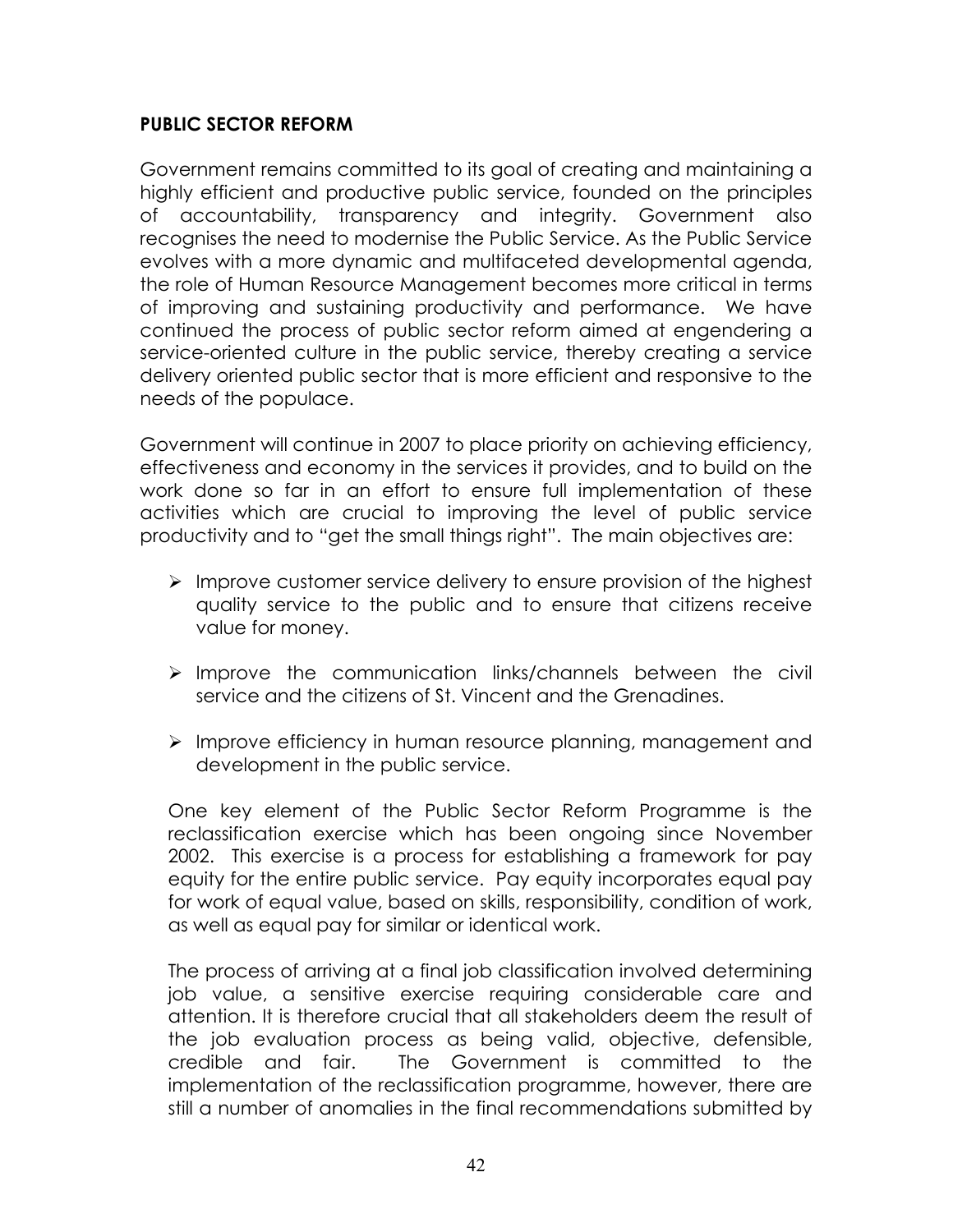## PUBLIC SECTOR REFORM

Government remains committed to its goal of creating and maintaining a highly efficient and productive public service, founded on the principles of accountability, transparency and integrity. Government also recognises the need to modernise the Public Service. As the Public Service evolves with a more dynamic and multifaceted developmental agenda, the role of Human Resource Management becomes more critical in terms of improving and sustaining productivity and performance. We have continued the process of public sector reform aimed at engendering a service-oriented culture in the public service, thereby creating a service delivery oriented public sector that is more efficient and responsive to the needs of the populace.

Government will continue in 2007 to place priority on achieving efficiency, effectiveness and economy in the services it provides, and to build on the work done so far in an effort to ensure full implementation of these activities which are crucial to improving the level of public service productivity and to "get the small things right". The main objectives are:

- Improve customer service delivery to ensure provision of the highest quality service to the public and to ensure that citizens receive value for money.
- Improve the communication links/channels between the civil service and the citizens of St. Vincent and the Grenadines.
- Improve efficiency in human resource planning, management and development in the public service.

One key element of the Public Sector Reform Programme is the reclassification exercise which has been ongoing since November 2002. This exercise is a process for establishing a framework for pay equity for the entire public service. Pay equity incorporates equal pay for work of equal value, based on skills, responsibility, condition of work, as well as equal pay for similar or identical work.

The process of arriving at a final job classification involved determining job value, a sensitive exercise requiring considerable care and attention. It is therefore crucial that all stakeholders deem the result of the job evaluation process as being valid, objective, defensible, credible and fair. The Government is committed to the implementation of the reclassification programme, however, there are still a number of anomalies in the final recommendations submitted by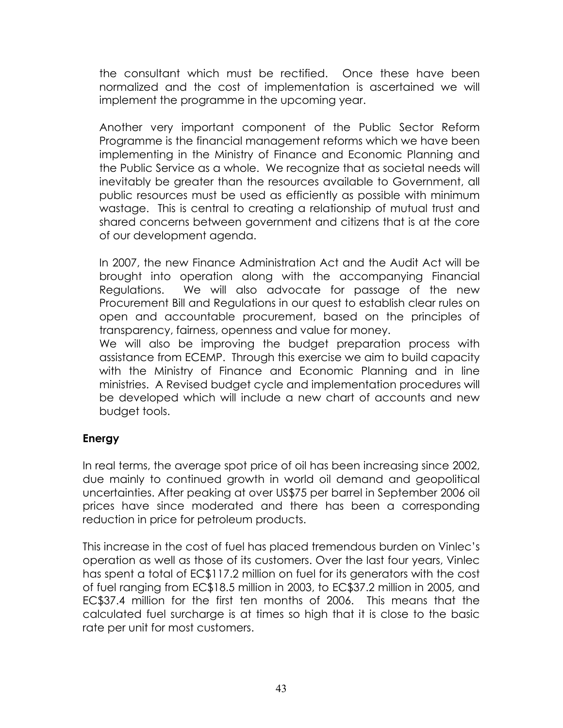the consultant which must be rectified. Once these have been normalized and the cost of implementation is ascertained we will implement the programme in the upcoming year.

Another very important component of the Public Sector Reform Programme is the financial management reforms which we have been implementing in the Ministry of Finance and Economic Planning and the Public Service as a whole. We recognize that as societal needs will inevitably be greater than the resources available to Government, all public resources must be used as efficiently as possible with minimum wastage. This is central to creating a relationship of mutual trust and shared concerns between government and citizens that is at the core of our development agenda.

In 2007, the new Finance Administration Act and the Audit Act will be brought into operation along with the accompanying Financial Regulations. We will also advocate for passage of the new Procurement Bill and Regulations in our quest to establish clear rules on open and accountable procurement, based on the principles of transparency, fairness, openness and value for money.

We will also be improving the budget preparation process with assistance from ECEMP. Through this exercise we aim to build capacity with the Ministry of Finance and Economic Planning and in line ministries. A Revised budget cycle and implementation procedures will be developed which will include a new chart of accounts and new budget tools.

## Energy

In real terms, the average spot price of oil has been increasing since 2002, due mainly to continued growth in world oil demand and geopolitical uncertainties. After peaking at over US$75 per barrel in September 2006 oil prices have since moderated and there has been a corresponding reduction in price for petroleum products.

This increase in the cost of fuel has placed tremendous burden on Vinlec's operation as well as those of its customers. Over the last four years, Vinlec has spent a total of EC$117.2 million on fuel for its generators with the cost of fuel ranging from EC$18.5 million in 2003, to EC$37.2 million in 2005, and EC$37.4 million for the first ten months of 2006. This means that the calculated fuel surcharge is at times so high that it is close to the basic rate per unit for most customers.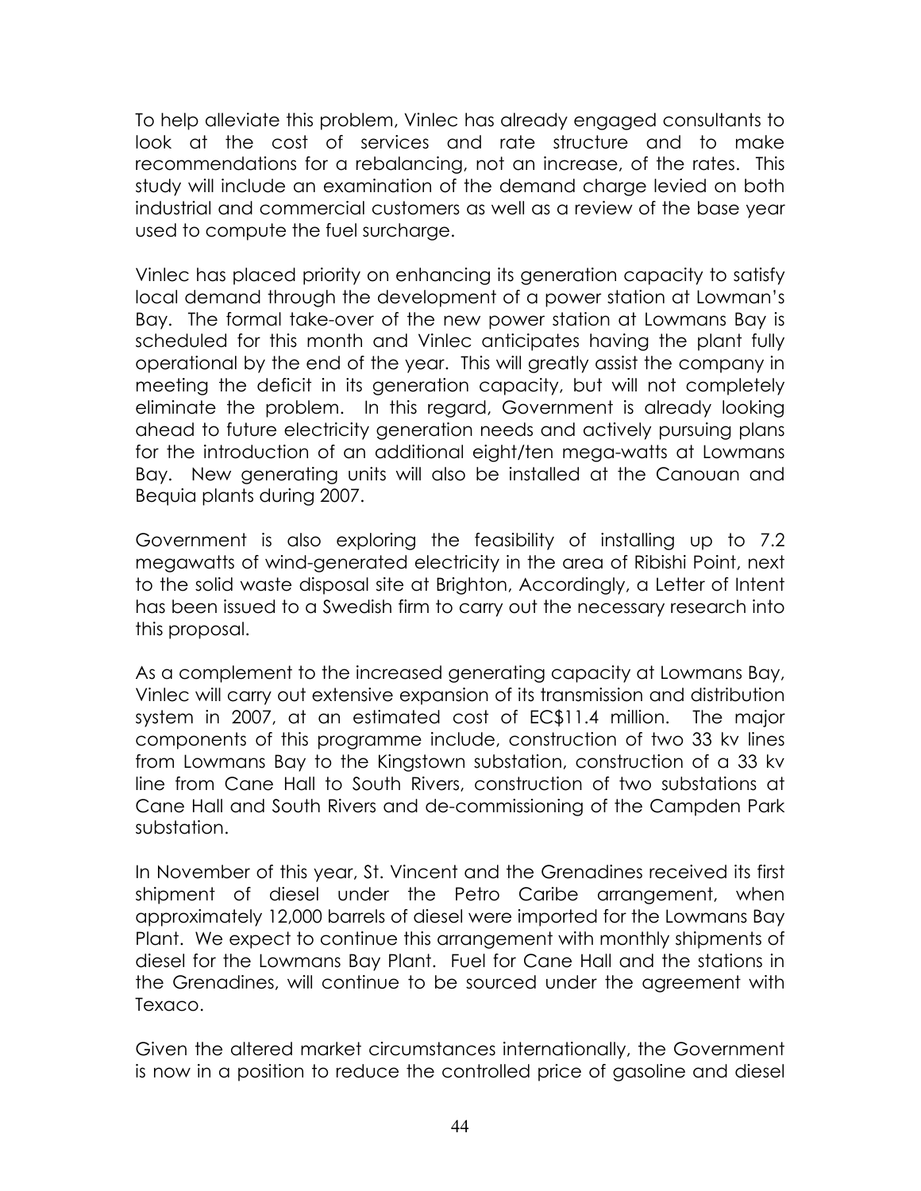To help alleviate this problem, Vinlec has already engaged consultants to look at the cost of services and rate structure and to make recommendations for a rebalancing, not an increase, of the rates. This study will include an examination of the demand charge levied on both industrial and commercial customers as well as a review of the base year used to compute the fuel surcharge.

Vinlec has placed priority on enhancing its generation capacity to satisfy local demand through the development of a power station at Lowman's Bay. The formal take-over of the new power station at Lowmans Bay is scheduled for this month and Vinlec anticipates having the plant fully operational by the end of the year. This will greatly assist the company in meeting the deficit in its generation capacity, but will not completely eliminate the problem. In this regard, Government is already looking ahead to future electricity generation needs and actively pursuing plans for the introduction of an additional eight/ten mega-watts at Lowmans Bay. New generating units will also be installed at the Canouan and Bequia plants during 2007.

Government is also exploring the feasibility of installing up to 7.2 megawatts of wind-generated electricity in the area of Ribishi Point, next to the solid waste disposal site at Brighton, Accordingly, a Letter of Intent has been issued to a Swedish firm to carry out the necessary research into this proposal.

As a complement to the increased generating capacity at Lowmans Bay, Vinlec will carry out extensive expansion of its transmission and distribution system in 2007, at an estimated cost of EC$11.4 million. The major components of this programme include, construction of two 33 kv lines from Lowmans Bay to the Kingstown substation, construction of a 33 kv line from Cane Hall to South Rivers, construction of two substations at Cane Hall and South Rivers and de-commissioning of the Campden Park substation.

In November of this year, St. Vincent and the Grenadines received its first shipment of diesel under the Petro Caribe arrangement, when approximately 12,000 barrels of diesel were imported for the Lowmans Bay Plant. We expect to continue this arrangement with monthly shipments of diesel for the Lowmans Bay Plant. Fuel for Cane Hall and the stations in the Grenadines, will continue to be sourced under the agreement with Texaco.

Given the altered market circumstances internationally, the Government is now in a position to reduce the controlled price of gasoline and diesel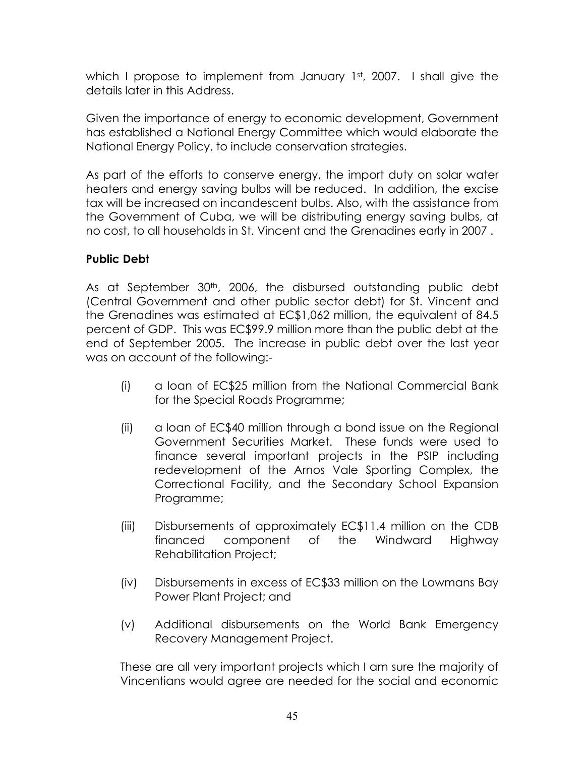which I propose to implement from January 1st, 2007. I shall give the details later in this Address.

Given the importance of energy to economic development, Government has established a National Energy Committee which would elaborate the National Energy Policy, to include conservation strategies.

As part of the efforts to conserve energy, the import duty on solar water heaters and energy saving bulbs will be reduced. In addition, the excise tax will be increased on incandescent bulbs. Also, with the assistance from the Government of Cuba, we will be distributing energy saving bulbs, at no cost, to all households in St. Vincent and the Grenadines early in 2007 .

**Public Debt**

As at September 30th, 2006, the disbursed outstanding public debt (Central Government and other public sector debt) for St. Vincent and the Grenadines was estimated at EC$1,062 million, the equivalent of 84.5 percent of GDP. This was EC$99.9 million more than the public debt at the end of September 2005. The increase in public debt over the last year was on account of the following:-

(i) a loan of EC$25 million from the National Commercial Bank for the Special Roads Programme;

(ii) a loan of EC$40 million through a bond issue on the Regional Government Securities Market. These funds were used to finance several important projects in the PSIP including redevelopment of the Arnos Vale Sporting Complex, the Correctional Facility, and the Secondary School Expansion Programme;

(iii) Disbursements of approximately EC$11.4 million on the CDB financed component of the Windward Highway Rehabilitation Project;

(iv) Disbursements in excess of EC$33 million on the Lowmans Bay Power Plant Project; and

(v) Additional disbursements on the World Bank Emergency Recovery Management Project.

These are all very important projects which I am sure the majority of Vincentians would agree are needed for the social and economic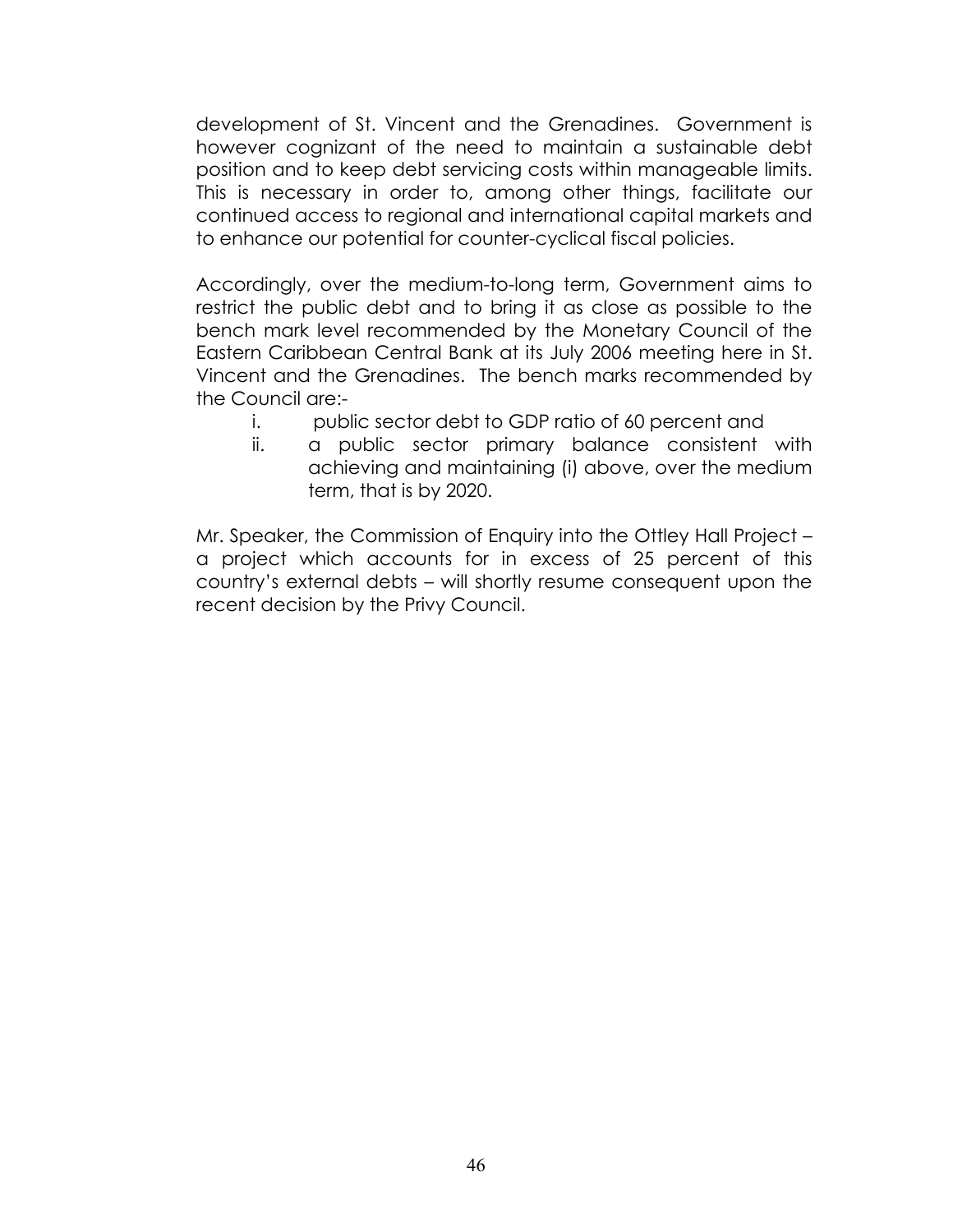development of St. Vincent and the Grenadines. Government is however cognizant of the need to maintain a sustainable debt position and to keep debt servicing costs within manageable limits. This is necessary in order to, among other things, facilitate our continued access to regional and international capital markets and to enhance our potential for counter-cyclical fiscal policies.

Accordingly, over the medium-to-long term, Government aims to restrict the public debt and to bring it as close as possible to the bench mark level recommended by the Monetary Council of the Eastern Caribbean Central Bank at its July 2006 meeting here in St. Vincent and the Grenadines. The bench marks recommended by the Council are:-

i. public sector debt to GDP ratio of 60 percent and
ii. a public sector primary balance consistent with achieving and maintaining (i) above, over the medium term, that is by 2020.

Mr. Speaker, the Commission of Enquiry into the Ottley Hall Project – a project which accounts for in excess of 25 percent of this country's external debts – will shortly resume consequent upon the recent decision by the Privy Council.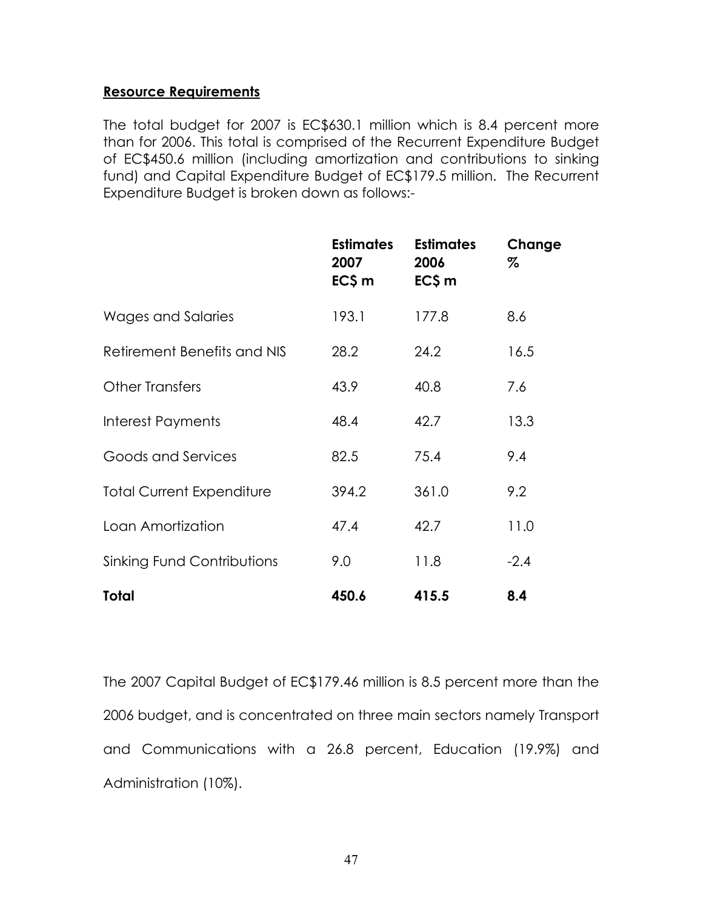**Resource Requirements**

The total budget for 2007 is EC$630.1 million which is 8.4 percent more than for 2006. This total is comprised of the Recurrent Expenditure Budget of EC$450.6 million (including amortization and contributions to sinking fund) and Capital Expenditure Budget of EC$179.5 million. The Recurrent Expenditure Budget is broken down as follows:-

| | **Estimates 2007 EC$ m** | **Estimates 2006 EC$ m** | **Change %** |
|---|---|---|---|
| Wages and Salaries | 193.1 | 177.8 | 8.6 |
| Retirement Benefits and NIS | 28.2 | 24.2 | 16.5 |
| Other Transfers | 43.9 | 40.8 | 7.6 |
| Interest Payments | 48.4 | 42.7 | 13.3 |
| Goods and Services | 82.5 | 75.4 | 9.4 |
| Total Current Expenditure | 394.2 | 361.0 | 9.2 |
| Loan Amortization | 47.4 | 42.7 | 11.0 |
| Sinking Fund Contributions | 9.0 | 11.8 | -2.4 |
| **Total** | **450.6** | **415.5** | **8.4** |

The 2007 Capital Budget of EC$179.46 million is 8.5 percent more than the 2006 budget, and is concentrated on three main sectors namely Transport and Communications with a 26.8 percent, Education (19.9%) and Administration (10%).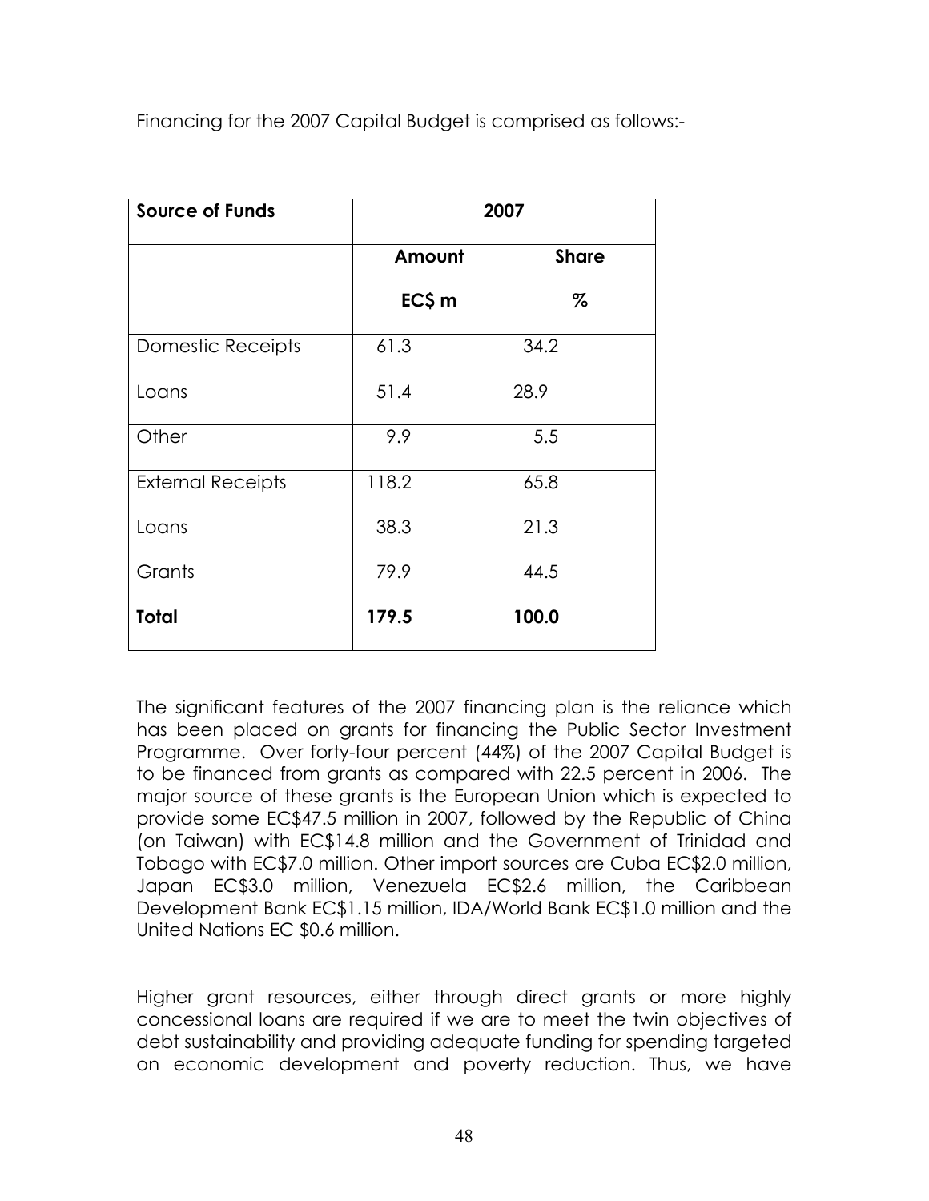Financing for the 2007 Capital Budget is comprised as follows:-

| Source of Funds | 2007 | |
|---|---|---|
| | Amount EC$ m | Share % |
| Domestic Receipts | 61.3 | 34.2 |
| Loans | 51.4 | 28.9 |
| Other | 9.9 | 5.5 |
| External Receipts | 118.2 | 65.8 |
| Loans | 38.3 | 21.3 |
| Grants | 79.9 | 44.5 |
| **Total** | **179.5** | **100.0** |

The significant features of the 2007 financing plan is the reliance which has been placed on grants for financing the Public Sector Investment Programme. Over forty-four percent (44%) of the 2007 Capital Budget is to be financed from grants as compared with 22.5 percent in 2006. The major source of these grants is the European Union which is expected to provide some EC$47.5 million in 2007, followed by the Republic of China (on Taiwan) with EC$14.8 million and the Government of Trinidad and Tobago with EC$7.0 million. Other import sources are Cuba EC$2.0 million, Japan EC$3.0 million, Venezuela EC$2.6 million, the Caribbean Development Bank EC$1.15 million, IDA/World Bank EC$1.0 million and the United Nations EC $0.6 million.

Higher grant resources, either through direct grants or more highly concessional loans are required if we are to meet the twin objectives of debt sustainability and providing adequate funding for spending targeted on economic development and poverty reduction. Thus, we have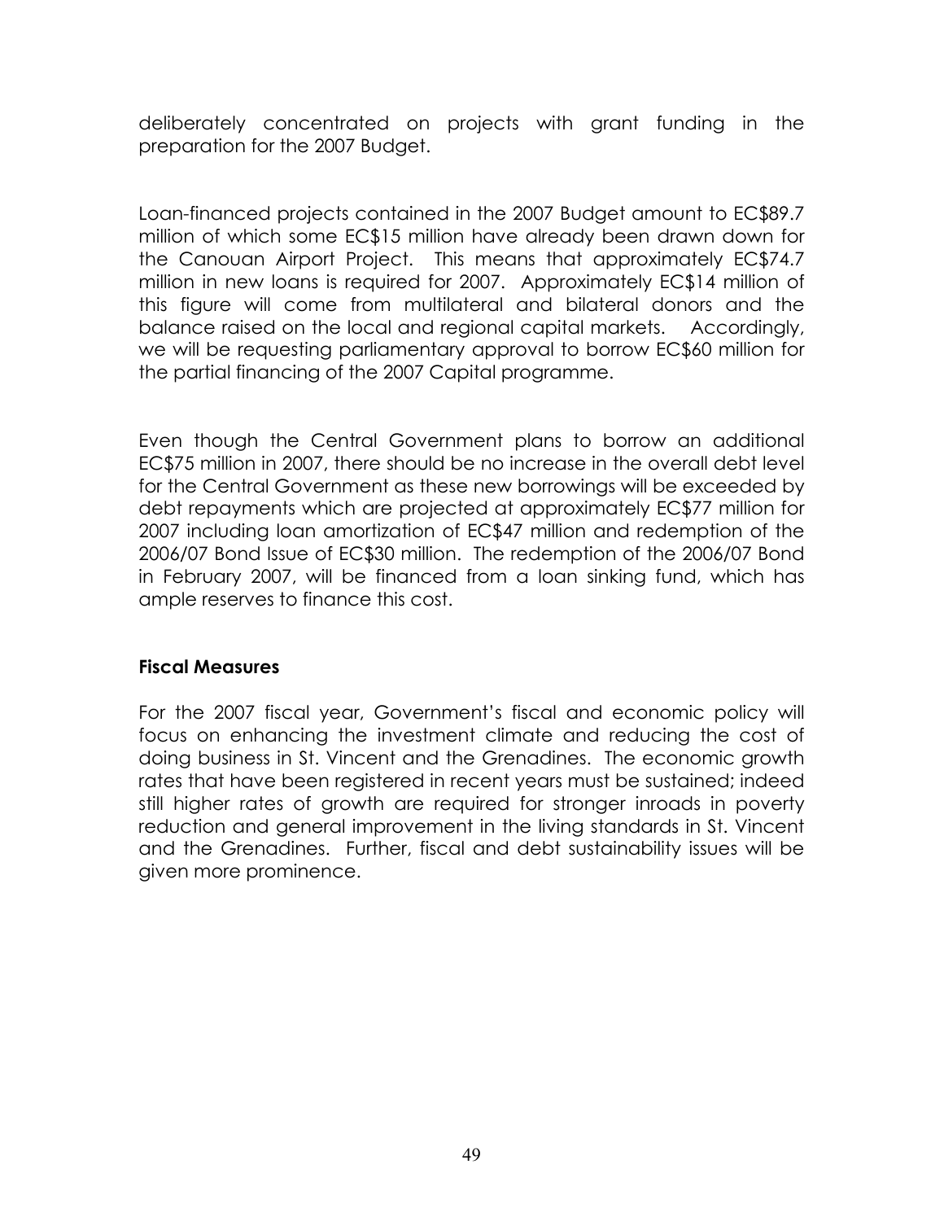deliberately concentrated on projects with grant funding in the preparation for the 2007 Budget.

Loan-financed projects contained in the 2007 Budget amount to EC$89.7 million of which some EC$15 million have already been drawn down for the Canouan Airport Project. This means that approximately EC$74.7 million in new loans is required for 2007. Approximately EC$14 million of this figure will come from multilateral and bilateral donors and the balance raised on the local and regional capital markets. Accordingly, we will be requesting parliamentary approval to borrow EC$60 million for the partial financing of the 2007 Capital programme.

Even though the Central Government plans to borrow an additional EC$75 million in 2007, there should be no increase in the overall debt level for the Central Government as these new borrowings will be exceeded by debt repayments which are projected at approximately EC$77 million for 2007 including loan amortization of EC$47 million and redemption of the 2006/07 Bond Issue of EC$30 million. The redemption of the 2006/07 Bond in February 2007, will be financed from a loan sinking fund, which has ample reserves to finance this cost.

### Fiscal Measures

For the 2007 fiscal year, Government's fiscal and economic policy will focus on enhancing the investment climate and reducing the cost of doing business in St. Vincent and the Grenadines. The economic growth rates that have been registered in recent years must be sustained; indeed still higher rates of growth are required for stronger inroads in poverty reduction and general improvement in the living standards in St. Vincent and the Grenadines. Further, fiscal and debt sustainability issues will be given more prominence.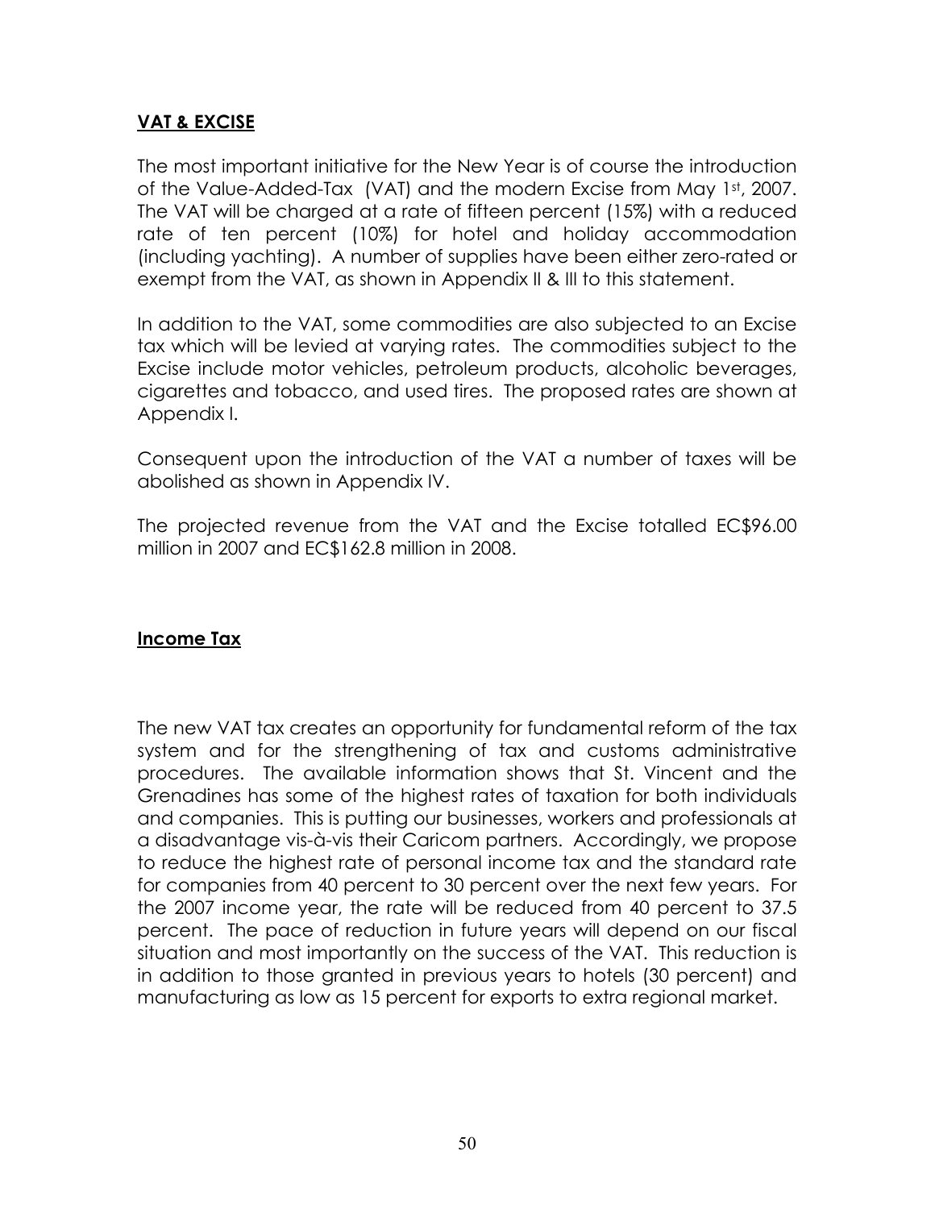## **VAT & EXCISE**

The most important initiative for the New Year is of course the introduction of the Value-Added-Tax (VAT) and the modern Excise from May 1st, 2007. The VAT will be charged at a rate of fifteen percent (15%) with a reduced rate of ten percent (10%) for hotel and holiday accommodation (including yachting). A number of supplies have been either zero-rated or exempt from the VAT, as shown in Appendix II & III to this statement.

In addition to the VAT, some commodities are also subjected to an Excise tax which will be levied at varying rates. The commodities subject to the Excise include motor vehicles, petroleum products, alcoholic beverages, cigarettes and tobacco, and used tires. The proposed rates are shown at Appendix I.

Consequent upon the introduction of the VAT a number of taxes will be abolished as shown in Appendix IV.

The projected revenue from the VAT and the Excise totalled EC$96.00 million in 2007 and EC$162.8 million in 2008.

## **Income Tax**

The new VAT tax creates an opportunity for fundamental reform of the tax system and for the strengthening of tax and customs administrative procedures. The available information shows that St. Vincent and the Grenadines has some of the highest rates of taxation for both individuals and companies. This is putting our businesses, workers and professionals at a disadvantage vis-à-vis their Caricom partners. Accordingly, we propose to reduce the highest rate of personal income tax and the standard rate for companies from 40 percent to 30 percent over the next few years. For the 2007 income year, the rate will be reduced from 40 percent to 37.5 percent. The pace of reduction in future years will depend on our fiscal situation and most importantly on the success of the VAT. This reduction is in addition to those granted in previous years to hotels (30 percent) and manufacturing as low as 15 percent for exports to extra regional market.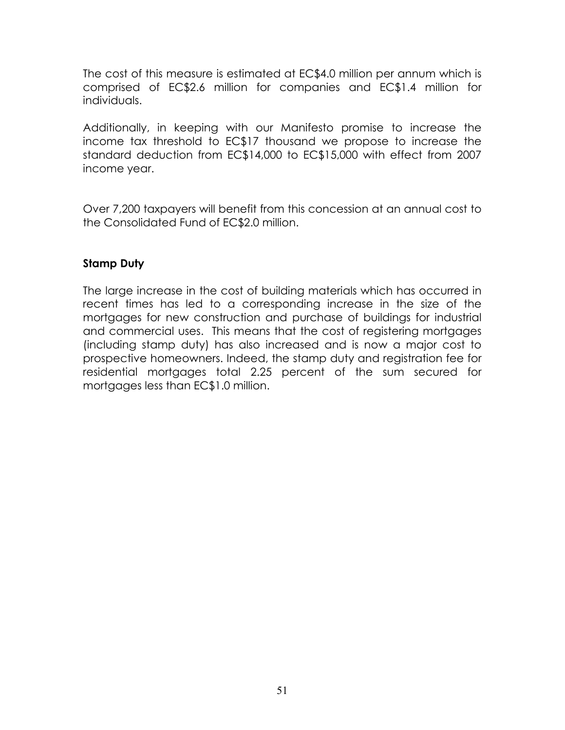The cost of this measure is estimated at EC$4.0 million per annum which is comprised of EC$2.6 million for companies and EC$1.4 million for individuals.

Additionally, in keeping with our Manifesto promise to increase the income tax threshold to EC$17 thousand we propose to increase the standard deduction from EC$14,000 to EC$15,000 with effect from 2007 income year.

Over 7,200 taxpayers will benefit from this concession at an annual cost to the Consolidated Fund of EC$2.0 million.

**Stamp Duty**

The large increase in the cost of building materials which has occurred in recent times has led to a corresponding increase in the size of the mortgages for new construction and purchase of buildings for industrial and commercial uses. This means that the cost of registering mortgages (including stamp duty) has also increased and is now a major cost to prospective homeowners. Indeed, the stamp duty and registration fee for residential mortgages total 2.25 percent of the sum secured for mortgages less than EC$1.0 million.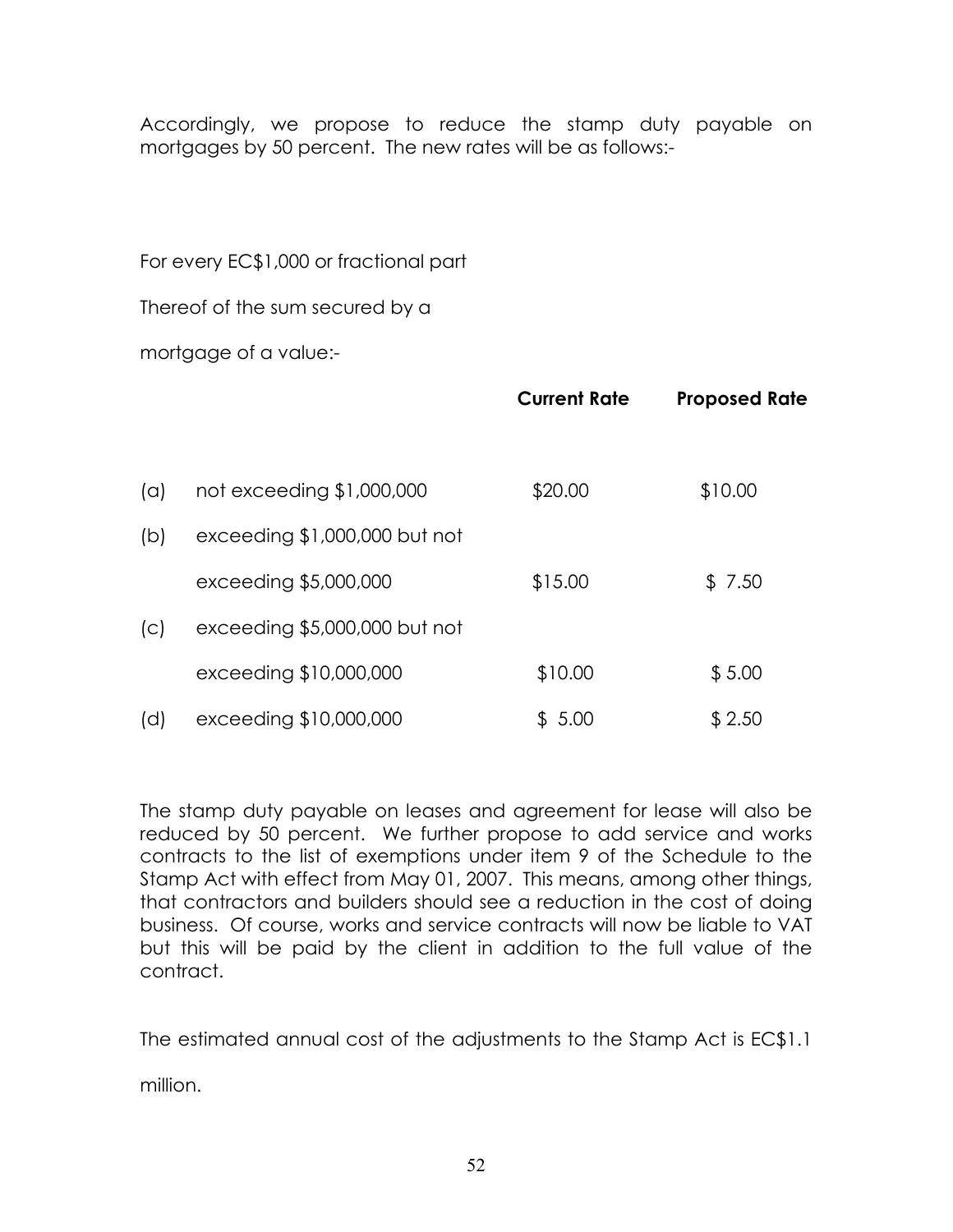Accordingly, we propose to reduce the stamp duty payable on mortgages by 50 percent. The new rates will be as follows:-

For every EC$1,000 or fractional part

Thereof of the sum secured by a

mortgage of a value:-

| | | **Current Rate** | **Proposed Rate** |
|---|---|---|---|
| (a) | not exceeding $1,000,000 | $20.00 | $10.00 |
| (b) | exceeding $1,000,000 but not exceeding $5,000,000 | $15.00 | $ 7.50 |
| (c) | exceeding $5,000,000 but not exceeding $10,000,000 | $10.00 | $ 5.00 |
| (d) | exceeding $10,000,000 | $ 5.00 | $ 2.50 |

The stamp duty payable on leases and agreement for lease will also be reduced by 50 percent. We further propose to add service and works contracts to the list of exemptions under item 9 of the Schedule to the Stamp Act with effect from May 01, 2007. This means, among other things, that contractors and builders should see a reduction in the cost of doing business. Of course, works and service contracts will now be liable to VAT but this will be paid by the client in addition to the full value of the contract.

The estimated annual cost of the adjustments to the Stamp Act is EC$1.1 million.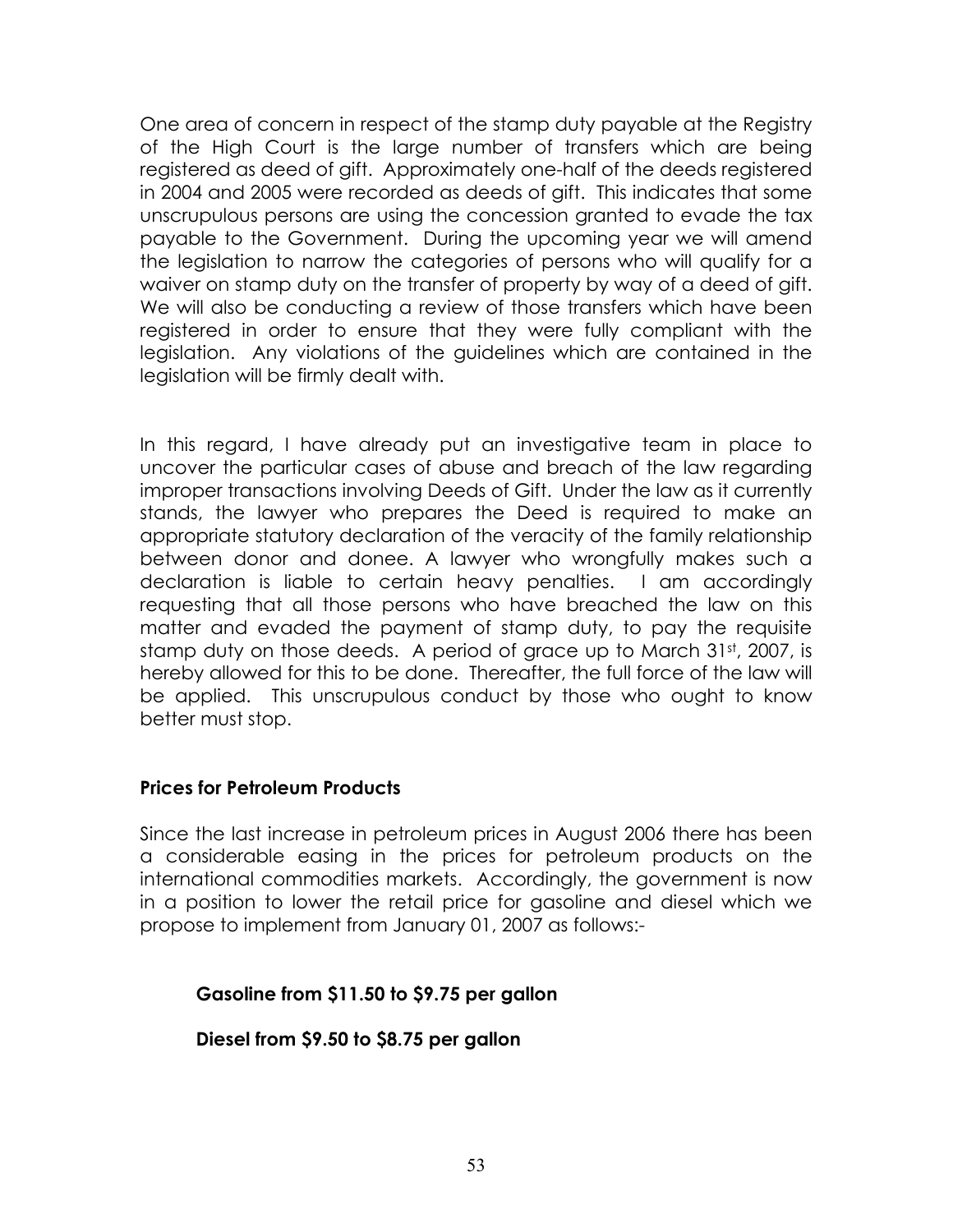One area of concern in respect of the stamp duty payable at the Registry of the High Court is the large number of transfers which are being registered as deed of gift. Approximately one-half of the deeds registered in 2004 and 2005 were recorded as deeds of gift. This indicates that some unscrupulous persons are using the concession granted to evade the tax payable to the Government. During the upcoming year we will amend the legislation to narrow the categories of persons who will qualify for a waiver on stamp duty on the transfer of property by way of a deed of gift. We will also be conducting a review of those transfers which have been registered in order to ensure that they were fully compliant with the legislation. Any violations of the guidelines which are contained in the legislation will be firmly dealt with.

In this regard, I have already put an investigative team in place to uncover the particular cases of abuse and breach of the law regarding improper transactions involving Deeds of Gift. Under the law as it currently stands, the lawyer who prepares the Deed is required to make an appropriate statutory declaration of the veracity of the family relationship between donor and donee. A lawyer who wrongfully makes such a declaration is liable to certain heavy penalties. I am accordingly requesting that all those persons who have breached the law on this matter and evaded the payment of stamp duty, to pay the requisite stamp duty on those deeds. A period of grace up to March 31st, 2007, is hereby allowed for this to be done. Thereafter, the full force of the law will be applied. This unscrupulous conduct by those who ought to know better must stop.

### Prices for Petroleum Products

Since the last increase in petroleum prices in August 2006 there has been a considerable easing in the prices for petroleum products on the international commodities markets. Accordingly, the government is now in a position to lower the retail price for gasoline and diesel which we propose to implement from January 01, 2007 as follows:-

**Gasoline from $11.50 to $9.75 per gallon**

**Diesel from $9.50 to $8.75 per gallon**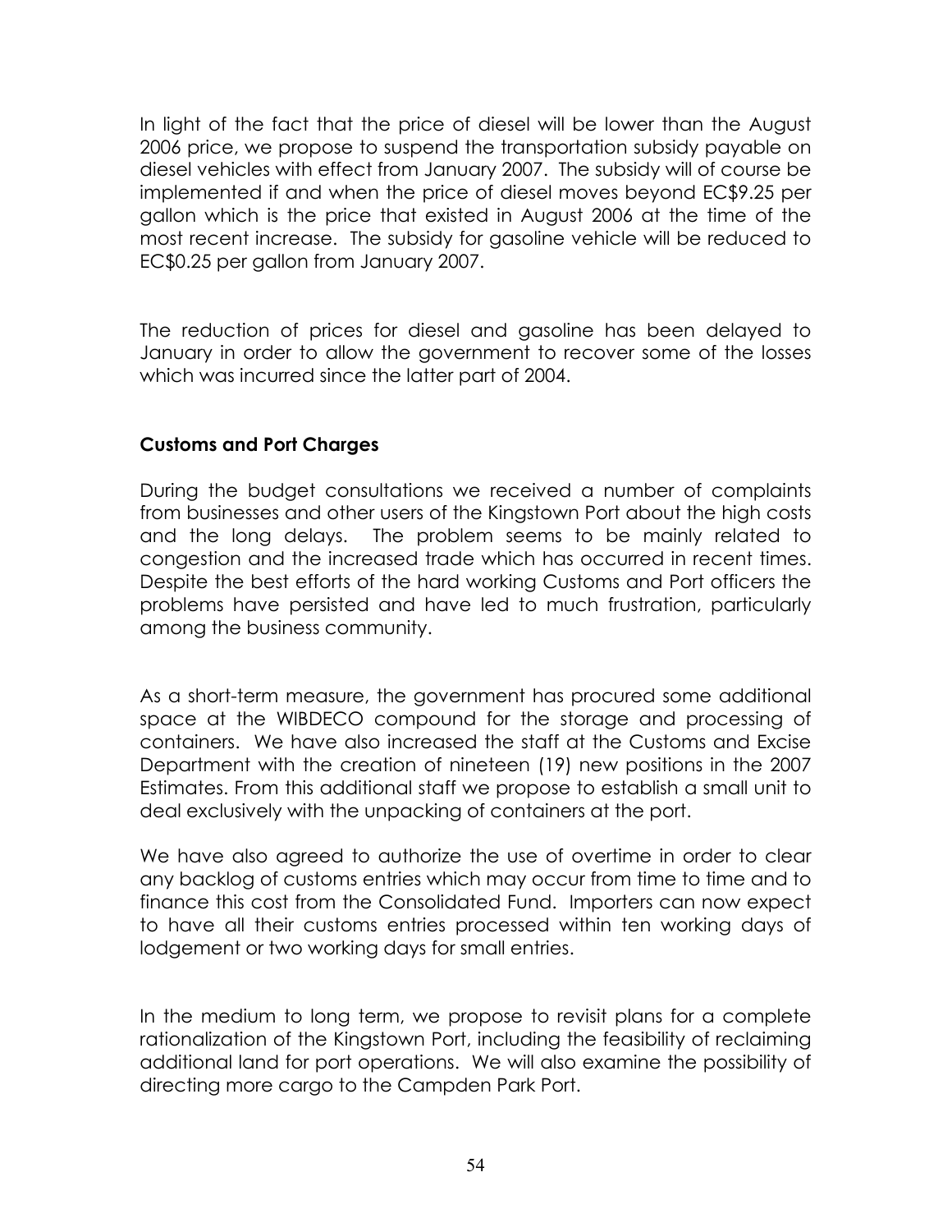In light of the fact that the price of diesel will be lower than the August 2006 price, we propose to suspend the transportation subsidy payable on diesel vehicles with effect from January 2007. The subsidy will of course be implemented if and when the price of diesel moves beyond EC$9.25 per gallon which is the price that existed in August 2006 at the time of the most recent increase. The subsidy for gasoline vehicle will be reduced to EC$0.25 per gallon from January 2007.

The reduction of prices for diesel and gasoline has been delayed to January in order to allow the government to recover some of the losses which was incurred since the latter part of 2004.

**Customs and Port Charges**

During the budget consultations we received a number of complaints from businesses and other users of the Kingstown Port about the high costs and the long delays. The problem seems to be mainly related to congestion and the increased trade which has occurred in recent times. Despite the best efforts of the hard working Customs and Port officers the problems have persisted and have led to much frustration, particularly among the business community.

As a short-term measure, the government has procured some additional space at the WIBDECO compound for the storage and processing of containers. We have also increased the staff at the Customs and Excise Department with the creation of nineteen (19) new positions in the 2007 Estimates. From this additional staff we propose to establish a small unit to deal exclusively with the unpacking of containers at the port.

We have also agreed to authorize the use of overtime in order to clear any backlog of customs entries which may occur from time to time and to finance this cost from the Consolidated Fund. Importers can now expect to have all their customs entries processed within ten working days of lodgement or two working days for small entries.

In the medium to long term, we propose to revisit plans for a complete rationalization of the Kingstown Port, including the feasibility of reclaiming additional land for port operations. We will also examine the possibility of directing more cargo to the Campden Park Port.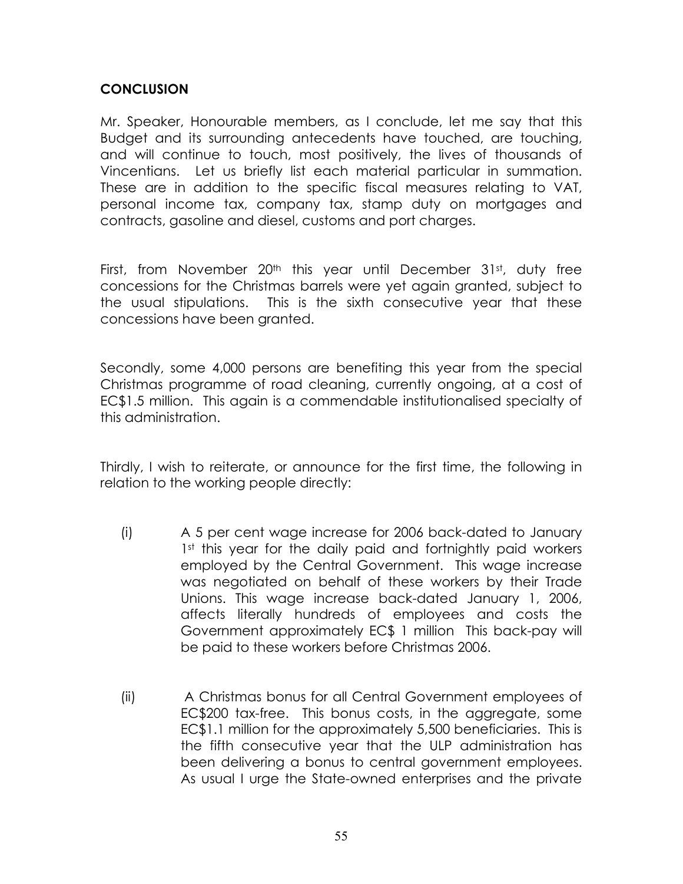## CONCLUSION

Mr. Speaker, Honourable members, as I conclude, let me say that this Budget and its surrounding antecedents have touched, are touching, and will continue to touch, most positively, the lives of thousands of Vincentians. Let us briefly list each material particular in summation. These are in addition to the specific fiscal measures relating to VAT, personal income tax, company tax, stamp duty on mortgages and contracts, gasoline and diesel, customs and port charges.

First, from November 20th this year until December 31st, duty free concessions for the Christmas barrels were yet again granted, subject to the usual stipulations. This is the sixth consecutive year that these concessions have been granted.

Secondly, some 4,000 persons are benefiting this year from the special Christmas programme of road cleaning, currently ongoing, at a cost of EC$1.5 million. This again is a commendable institutionalised specialty of this administration.

Thirdly, I wish to reiterate, or announce for the first time, the following in relation to the working people directly:

(i) A 5 per cent wage increase for 2006 back-dated to January 1st this year for the daily paid and fortnightly paid workers employed by the Central Government. This wage increase was negotiated on behalf of these workers by their Trade Unions. This wage increase back-dated January 1, 2006, affects literally hundreds of employees and costs the Government approximately EC$ 1 million This back-pay will be paid to these workers before Christmas 2006.

(ii) A Christmas bonus for all Central Government employees of EC$200 tax-free. This bonus costs, in the aggregate, some EC$1.1 million for the approximately 5,500 beneficiaries. This is the fifth consecutive year that the ULP administration has been delivering a bonus to central government employees. As usual I urge the State-owned enterprises and the private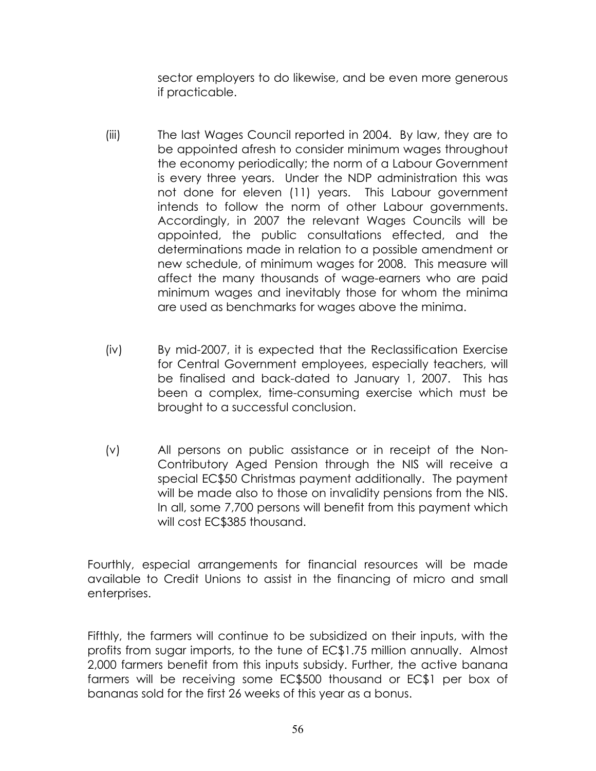sector employers to do likewise, and be even more generous if practicable.

(iii) The last Wages Council reported in 2004. By law, they are to be appointed afresh to consider minimum wages throughout the economy periodically; the norm of a Labour Government is every three years. Under the NDP administration this was not done for eleven (11) years. This Labour government intends to follow the norm of other Labour governments. Accordingly, in 2007 the relevant Wages Councils will be appointed, the public consultations effected, and the determinations made in relation to a possible amendment or new schedule, of minimum wages for 2008. This measure will affect the many thousands of wage-earners who are paid minimum wages and inevitably those for whom the minima are used as benchmarks for wages above the minima.

(iv) By mid-2007, it is expected that the Reclassification Exercise for Central Government employees, especially teachers, will be finalised and back-dated to January 1, 2007. This has been a complex, time-consuming exercise which must be brought to a successful conclusion.

(v) All persons on public assistance or in receipt of the Non-Contributory Aged Pension through the NIS will receive a special EC$50 Christmas payment additionally. The payment will be made also to those on invalidity pensions from the NIS. In all, some 7,700 persons will benefit from this payment which will cost EC$385 thousand.

Fourthly, especial arrangements for financial resources will be made available to Credit Unions to assist in the financing of micro and small enterprises.

Fifthly, the farmers will continue to be subsidized on their inputs, with the profits from sugar imports, to the tune of EC$1.75 million annually. Almost 2,000 farmers benefit from this inputs subsidy. Further, the active banana farmers will be receiving some EC$500 thousand or EC$1 per box of bananas sold for the first 26 weeks of this year as a bonus.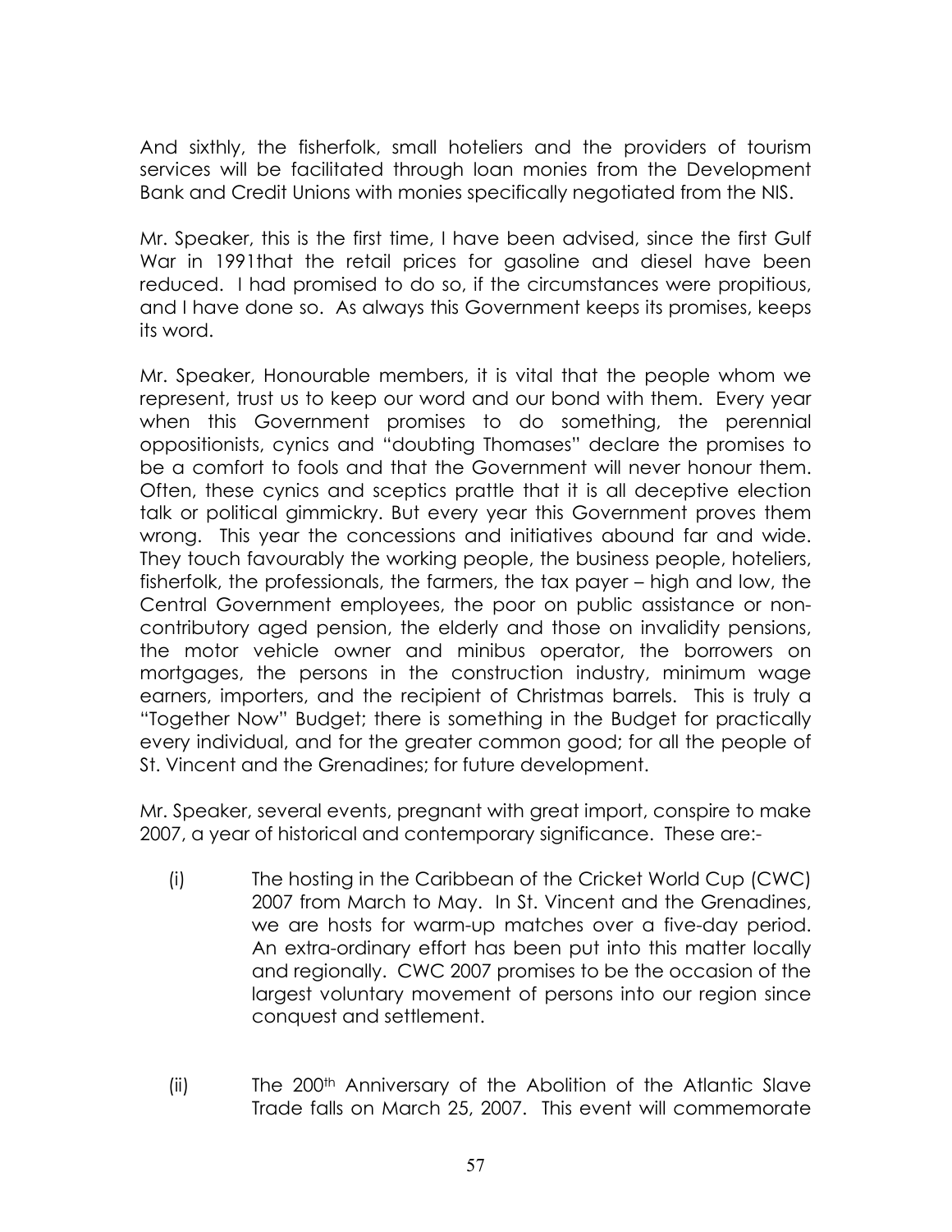And sixthly, the fisherfolk, small hoteliers and the providers of tourism services will be facilitated through loan monies from the Development Bank and Credit Unions with monies specifically negotiated from the NIS.

Mr. Speaker, this is the first time, I have been advised, since the first Gulf War in 1991that the retail prices for gasoline and diesel have been reduced. I had promised to do so, if the circumstances were propitious, and I have done so. As always this Government keeps its promises, keeps its word.

Mr. Speaker, Honourable members, it is vital that the people whom we represent, trust us to keep our word and our bond with them. Every year when this Government promises to do something, the perennial oppositionists, cynics and "doubting Thomases" declare the promises to be a comfort to fools and that the Government will never honour them. Often, these cynics and sceptics prattle that it is all deceptive election talk or political gimmickry. But every year this Government proves them wrong. This year the concessions and initiatives abound far and wide. They touch favourably the working people, the business people, hoteliers, fisherfolk, the professionals, the farmers, the tax payer – high and low, the Central Government employees, the poor on public assistance or non-contributory aged pension, the elderly and those on invalidity pensions, the motor vehicle owner and minibus operator, the borrowers on mortgages, the persons in the construction industry, minimum wage earners, importers, and the recipient of Christmas barrels. This is truly a "Together Now" Budget; there is something in the Budget for practically every individual, and for the greater common good; for all the people of St. Vincent and the Grenadines; for future development.

Mr. Speaker, several events, pregnant with great import, conspire to make 2007, a year of historical and contemporary significance. These are:-

(i) The hosting in the Caribbean of the Cricket World Cup (CWC) 2007 from March to May. In St. Vincent and the Grenadines, we are hosts for warm-up matches over a five-day period. An extra-ordinary effort has been put into this matter locally and regionally. CWC 2007 promises to be the occasion of the largest voluntary movement of persons into our region since conquest and settlement.

(ii) The 200th Anniversary of the Abolition of the Atlantic Slave Trade falls on March 25, 2007. This event will commemorate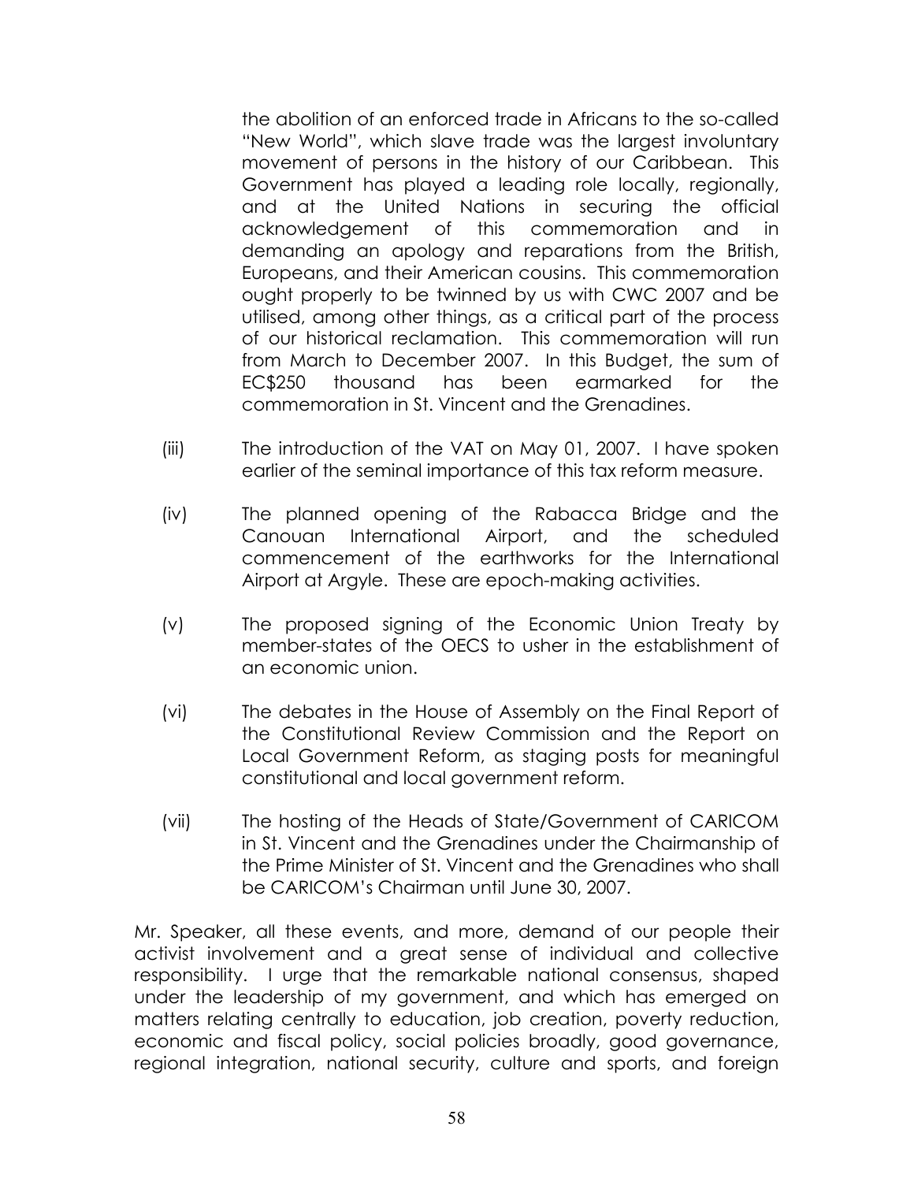the abolition of an enforced trade in Africans to the so-called "New World", which slave trade was the largest involuntary movement of persons in the history of our Caribbean. This Government has played a leading role locally, regionally, and at the United Nations in securing the official acknowledgement of this commemoration and in demanding an apology and reparations from the British, Europeans, and their American cousins. This commemoration ought properly to be twinned by us with CWC 2007 and be utilised, among other things, as a critical part of the process of our historical reclamation. This commemoration will run from March to December 2007. In this Budget, the sum of EC$250 thousand has been earmarked for the commemoration in St. Vincent and the Grenadines.

(iii) The introduction of the VAT on May 01, 2007. I have spoken earlier of the seminal importance of this tax reform measure.

(iv) The planned opening of the Rabacca Bridge and the Canouan International Airport, and the scheduled commencement of the earthworks for the International Airport at Argyle. These are epoch-making activities.

(v) The proposed signing of the Economic Union Treaty by member-states of the OECS to usher in the establishment of an economic union.

(vi) The debates in the House of Assembly on the Final Report of the Constitutional Review Commission and the Report on Local Government Reform, as staging posts for meaningful constitutional and local government reform.

(vii) The hosting of the Heads of State/Government of CARICOM in St. Vincent and the Grenadines under the Chairmanship of the Prime Minister of St. Vincent and the Grenadines who shall be CARICOM's Chairman until June 30, 2007.

Mr. Speaker, all these events, and more, demand of our people their activist involvement and a great sense of individual and collective responsibility. I urge that the remarkable national consensus, shaped under the leadership of my government, and which has emerged on matters relating centrally to education, job creation, poverty reduction, economic and fiscal policy, social policies broadly, good governance, regional integration, national security, culture and sports, and foreign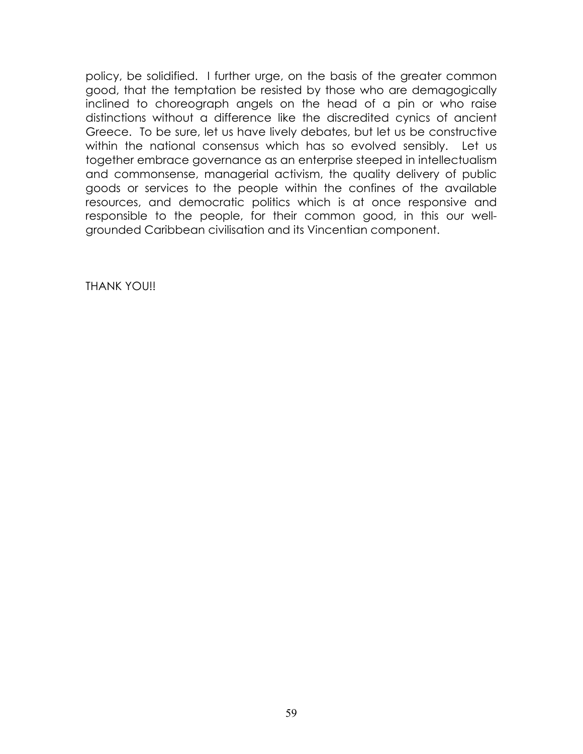policy, be solidified. I further urge, on the basis of the greater common good, that the temptation be resisted by those who are demagogically inclined to choreograph angels on the head of a pin or who raise distinctions without a difference like the discredited cynics of ancient Greece. To be sure, let us have lively debates, but let us be constructive within the national consensus which has so evolved sensibly. Let us together embrace governance as an enterprise steeped in intellectualism and commonsense, managerial activism, the quality delivery of public goods or services to the people within the confines of the available resources, and democratic politics which is at once responsive and responsible to the people, for their common good, in this our well-grounded Caribbean civilisation and its Vincentian component.

THANK YOU!!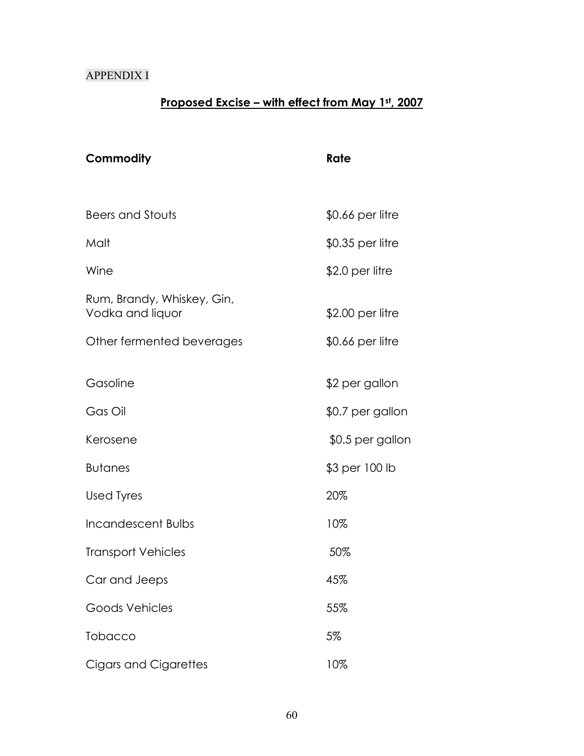APPENDIX I

## **Proposed Excise – with effect from May 1st, 2007**

| **Commodity** | **Rate** |
|---|---|
| Beers and Stouts | \$0.66 per litre |
| Malt | \$0.35 per litre |
| Wine | \$2.0 per litre |
| Rum, Brandy, Whiskey, Gin, Vodka and liquor | \$2.00 per litre |
| Other fermented beverages | \$0.66 per litre |
| Gasoline | \$2 per gallon |
| Gas Oil | \$0.7 per gallon |
| Kerosene | \$0.5 per gallon |
| Butanes | \$3 per 100 lb |
| Used Tyres | 20% |
| Incandescent Bulbs | 10% |
| Transport Vehicles | 50% |
| Car and Jeeps | 45% |
| Goods Vehicles | 55% |
| Tobacco | 5% |
| Cigars and Cigarettes | 10% |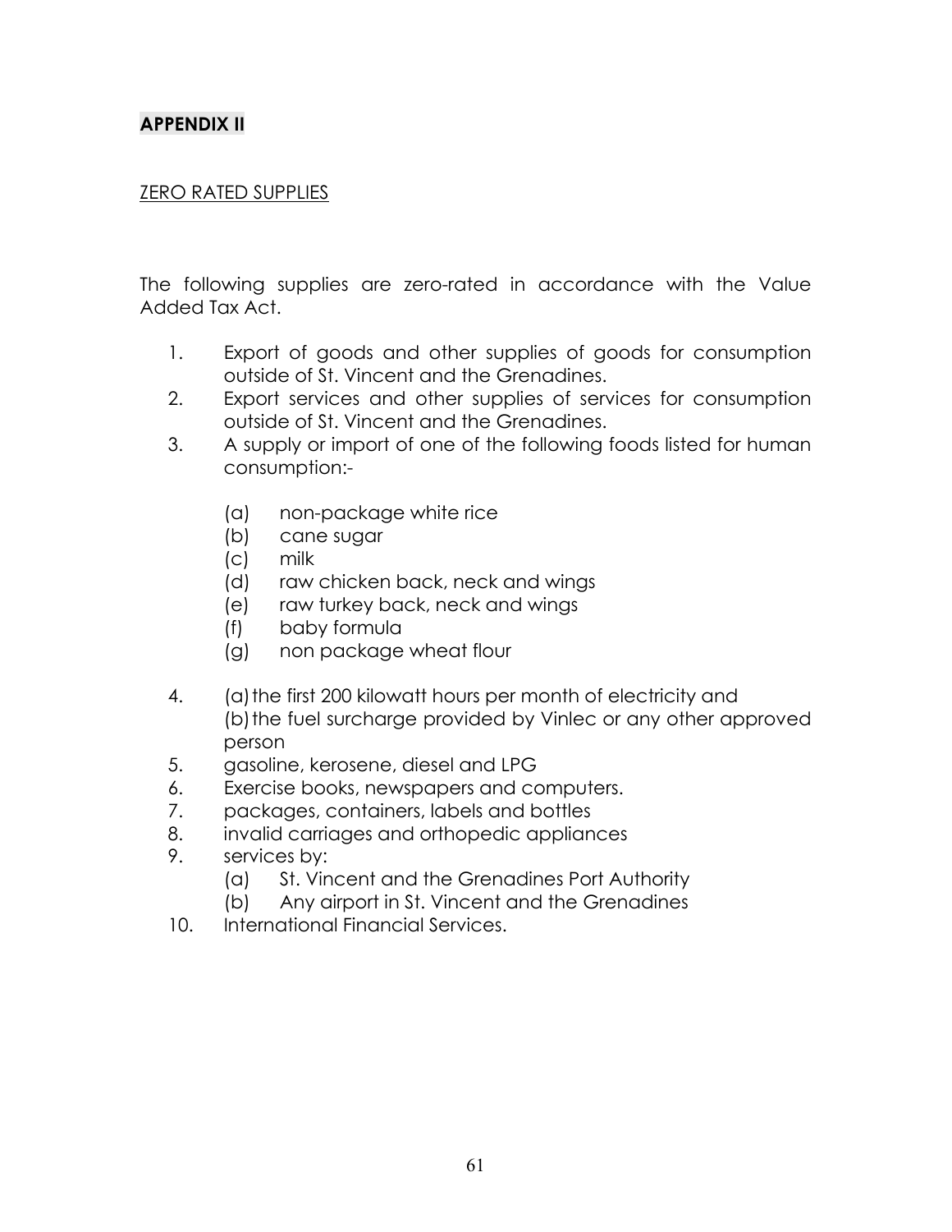## APPENDIX II

ZERO RATED SUPPLIES

The following supplies are zero-rated in accordance with the Value Added Tax Act.

1. Export of goods and other supplies of goods for consumption outside of St. Vincent and the Grenadines.
2. Export services and other supplies of services for consumption outside of St. Vincent and the Grenadines.
3. A supply or import of one of the following foods listed for human consumption:-

   (a) non-package white rice
   (b) cane sugar
   (c) milk
   (d) raw chicken back, neck and wings
   (e) raw turkey back, neck and wings
   (f) baby formula
   (g) non package wheat flour

4. (a) the first 200 kilowatt hours per month of electricity and
   (b) the fuel surcharge provided by Vinlec or any other approved person
5. gasoline, kerosene, diesel and LPG
6. Exercise books, newspapers and computers.
7. packages, containers, labels and bottles
8. invalid carriages and orthopedic appliances
9. services by:
   (a) St. Vincent and the Grenadines Port Authority
   (b) Any airport in St. Vincent and the Grenadines
10. International Financial Services.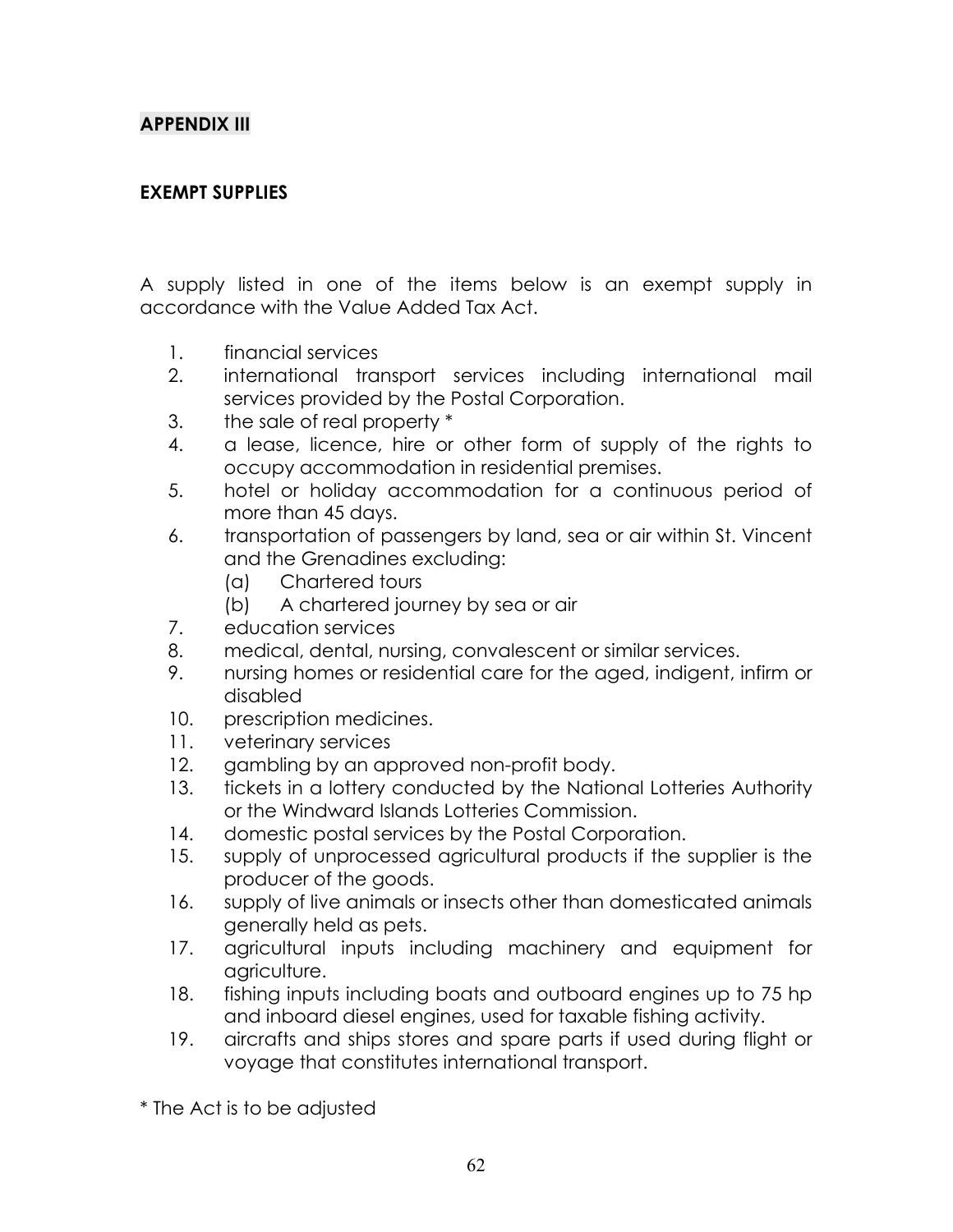## APPENDIX III

### EXEMPT SUPPLIES

A supply listed in one of the items below is an exempt supply in accordance with the Value Added Tax Act.

1. financial services
2. international transport services including international mail services provided by the Postal Corporation.
3. the sale of real property *
4. a lease, licence, hire or other form of supply of the rights to occupy accommodation in residential premises.
5. hotel or holiday accommodation for a continuous period of more than 45 days.
6. transportation of passengers by land, sea or air within St. Vincent and the Grenadines excluding:
   - (a) Chartered tours
   - (b) A chartered journey by sea or air
7. education services
8. medical, dental, nursing, convalescent or similar services.
9. nursing homes or residential care for the aged, indigent, infirm or disabled
10. prescription medicines.
11. veterinary services
12. gambling by an approved non-profit body.
13. tickets in a lottery conducted by the National Lotteries Authority or the Windward Islands Lotteries Commission.
14. domestic postal services by the Postal Corporation.
15. supply of unprocessed agricultural products if the supplier is the producer of the goods.
16. supply of live animals or insects other than domesticated animals generally held as pets.
17. agricultural inputs including machinery and equipment for agriculture.
18. fishing inputs including boats and outboard engines up to 75 hp and inboard diesel engines, used for taxable fishing activity.
19. aircrafts and ships stores and spare parts if used during flight or voyage that constitutes international transport.

* The Act is to be adjusted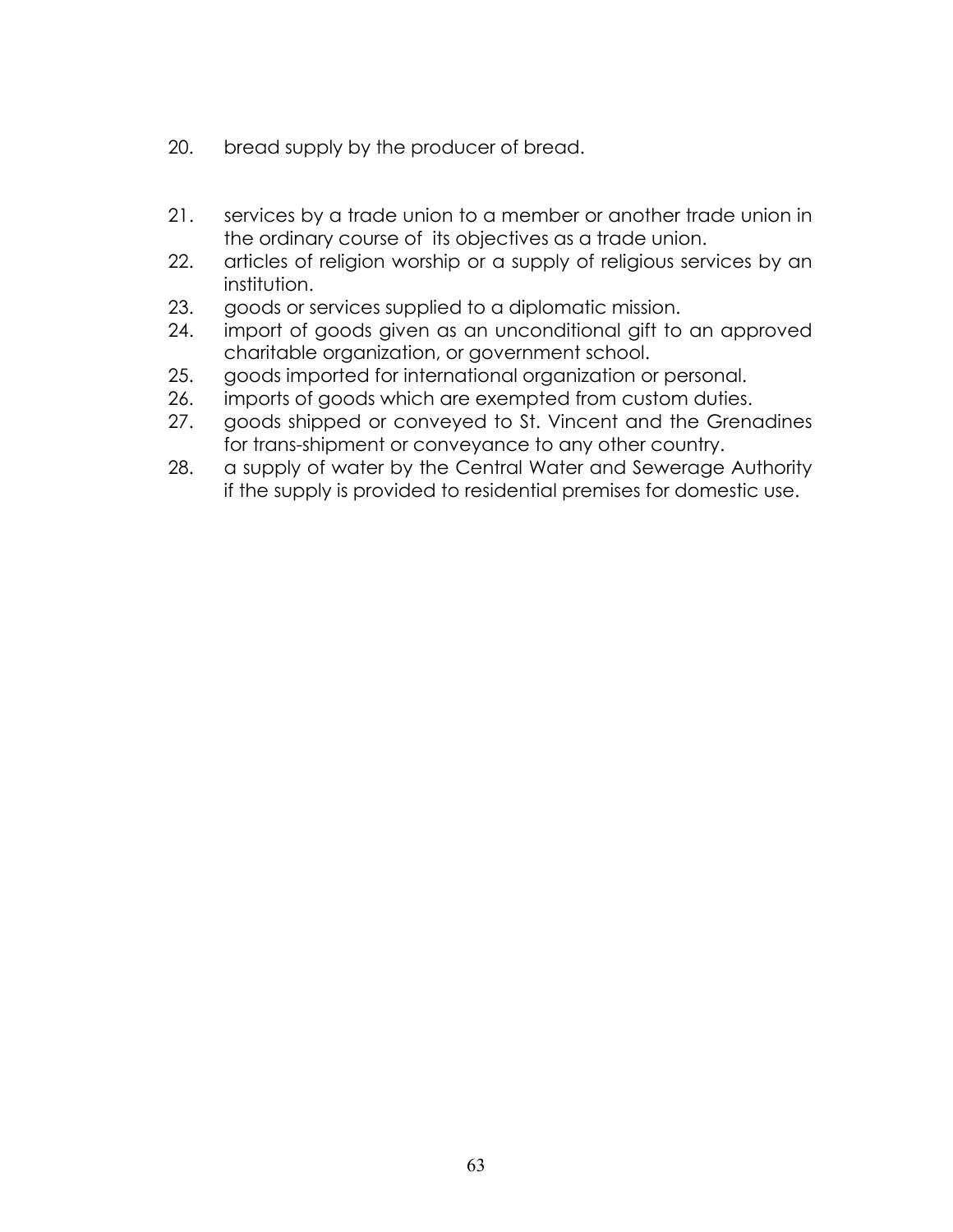20. bread supply by the producer of bread.

21. services by a trade union to a member or another trade union in the ordinary course of its objectives as a trade union.
22. articles of religion worship or a supply of religious services by an institution.
23. goods or services supplied to a diplomatic mission.
24. import of goods given as an unconditional gift to an approved charitable organization, or government school.
25. goods imported for international organization or personal.
26. imports of goods which are exempted from custom duties.
27. goods shipped or conveyed to St. Vincent and the Grenadines for trans-shipment or conveyance to any other country.
28. a supply of water by the Central Water and Sewerage Authority if the supply is provided to residential premises for domestic use.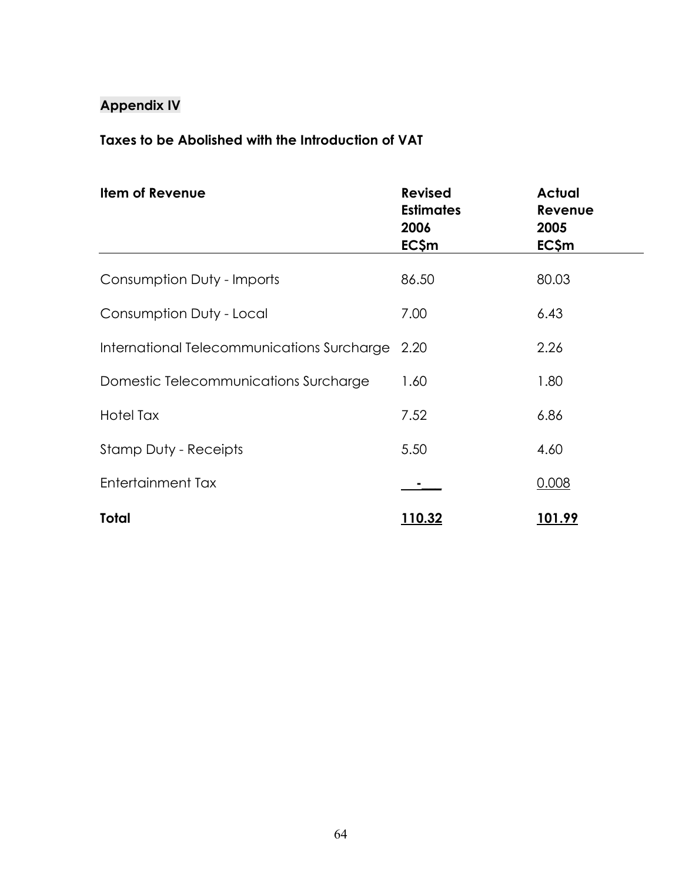## Appendix IV

### Taxes to be Abolished with the Introduction of VAT

| Item of Revenue | Revised Estimates 2006 EC$m | Actual Revenue 2005 EC$m |
|---|---|---|
| Consumption Duty - Imports | 86.50 | 80.03 |
| Consumption Duty - Local | 7.00 | 6.43 |
| International Telecommunications Surcharge | 2.20 | 2.26 |
| Domestic Telecommunications Surcharge | 1.60 | 1.80 |
| Hotel Tax | 7.52 | 6.86 |
| Stamp Duty - Receipts | 5.50 | 4.60 |
| Entertainment Tax | - | 0.008 |
| **Total** | **110.32** | **101.99** |